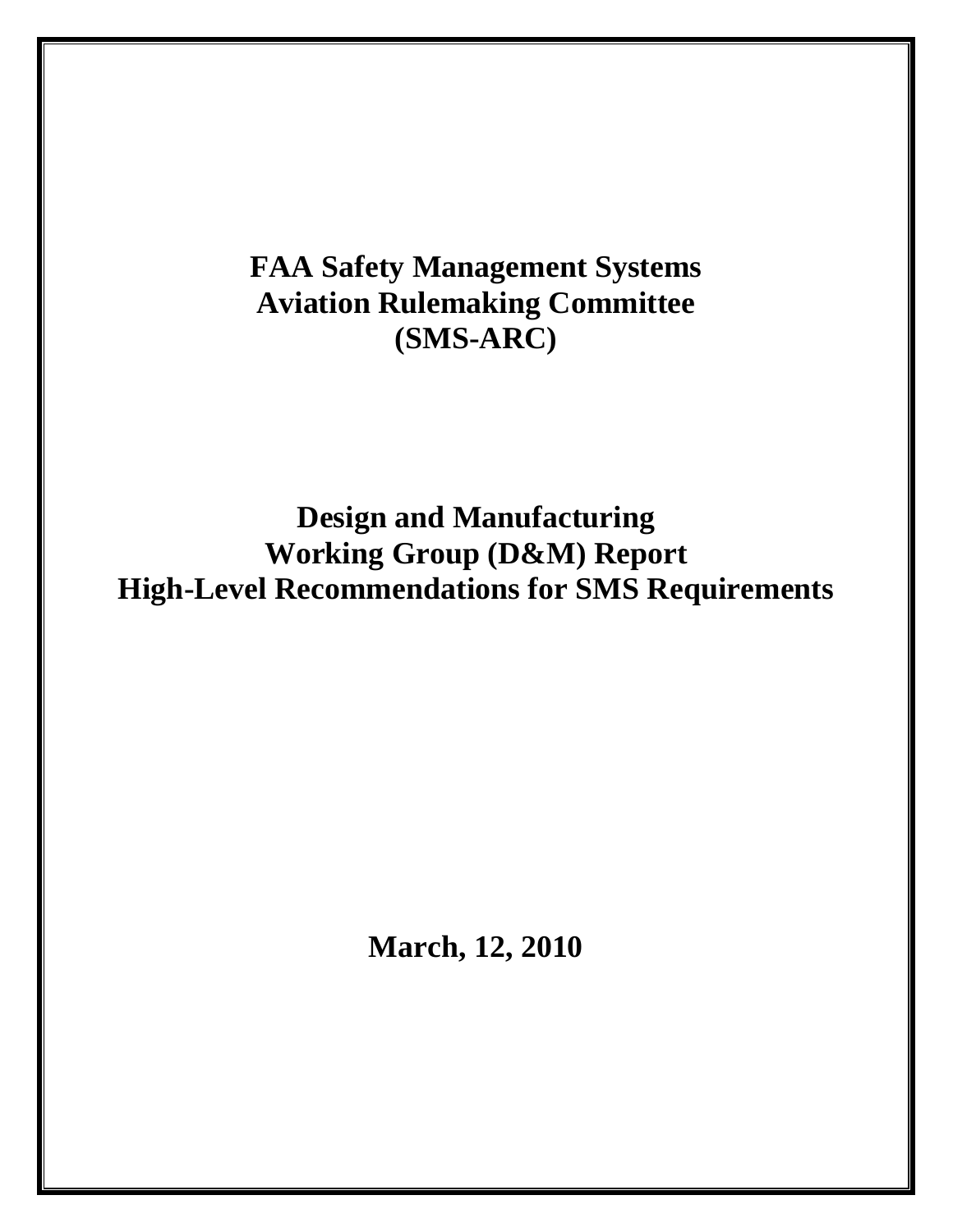# FAA Safety Management Systems Aviation Rulemaking Committee (SMS-ARC)

# Design and Manufacturing Working Group (D&M) Report High-Level Recommendations for SMS Requirements

**March, 12, 2010**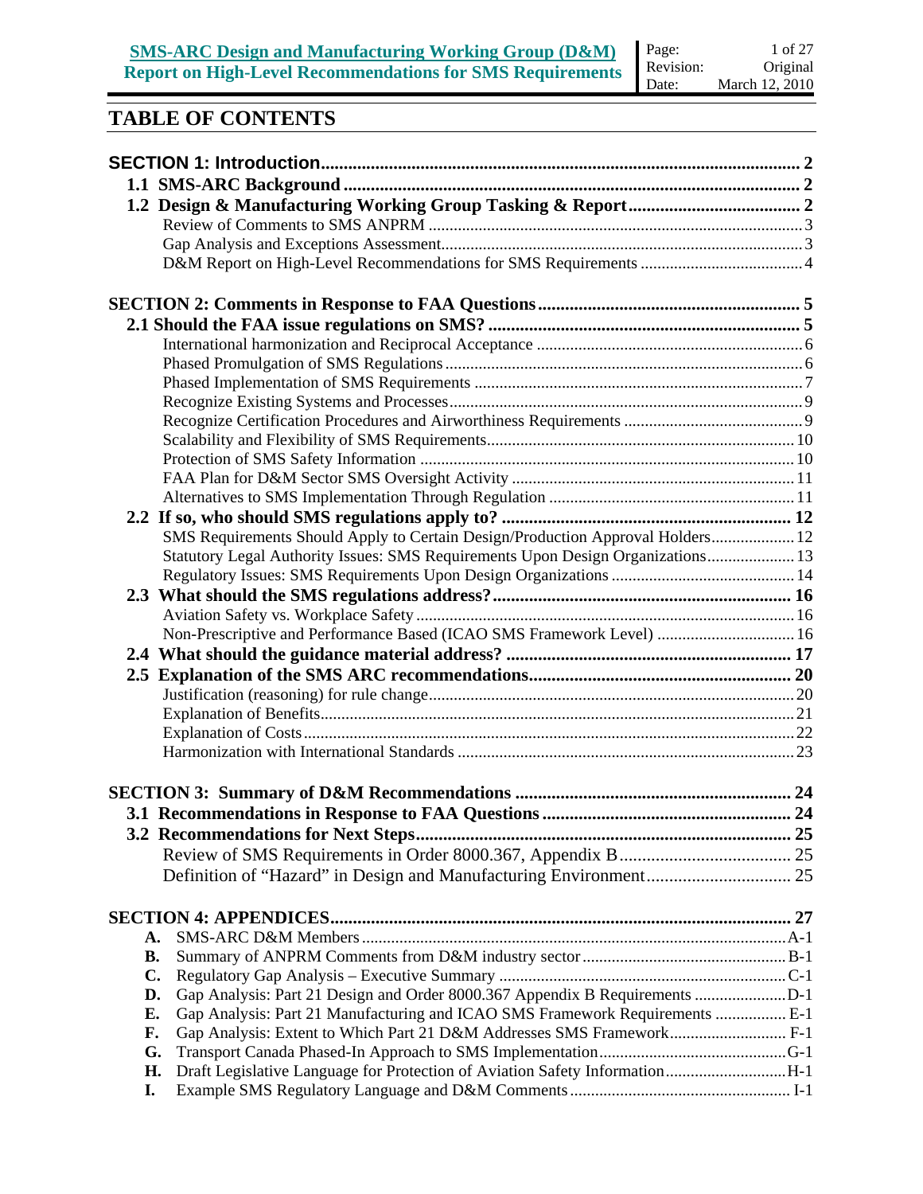# TABLE OF CONTENTS

**SECTION 1: Introduction** ..... 2

**1.1 SMS-ARC Background** ..... 2

**1.2 Design & Manufacturing Working Group Tasking & Report** ..... 2

- Review of Comments to SMS ANPRM ..... 3
- Gap Analysis and Exceptions Assessment ..... 3
- D&M Report on High-Level Recommendations for SMS Requirements ..... 4

**SECTION 2: Comments in Response to FAA Questions** ..... 5

**2.1 Should the FAA issue regulations on SMS?** ..... 5

- International harmonization and Reciprocal Acceptance ..... 6
- Phased Promulgation of SMS Regulations ..... 6
- Phased Implementation of SMS Requirements ..... 7
- Recognize Existing Systems and Processes ..... 9
- Recognize Certification Procedures and Airworthiness Requirements ..... 9
- Scalability and Flexibility of SMS Requirements ..... 10
- Protection of SMS Safety Information ..... 10
- FAA Plan for D&M Sector SMS Oversight Activity ..... 11
- Alternatives to SMS Implementation Through Regulation ..... 11

**2.2 If so, who should SMS regulations apply to?** ..... 12

- SMS Requirements Should Apply to Certain Design/Production Approval Holders ..... 12
- Statutory Legal Authority Issues: SMS Requirements Upon Design Organizations ..... 13
- Regulatory Issues: SMS Requirements Upon Design Organizations ..... 14

**2.3 What should the SMS regulations address?** ..... 16

- Aviation Safety vs. Workplace Safety ..... 16
- Non-Prescriptive and Performance Based (ICAO SMS Framework Level) ..... 16

**2.4 What should the guidance material address?** ..... 17

**2.5 Explanation of the SMS ARC recommendations** ..... 20

- Justification (reasoning) for rule change ..... 20
- Explanation of Benefits ..... 21
- Explanation of Costs ..... 22
- Harmonization with International Standards ..... 23

**SECTION 3: Summary of D&M Recommendations** ..... 24

**3.1 Recommendations in Response to FAA Questions** ..... 24

**3.2 Recommendations for Next Steps** ..... 25

- Review of SMS Requirements in Order 8000.367, Appendix B ..... 25
- Definition of "Hazard" in Design and Manufacturing Environment ..... 25

**SECTION 4: APPENDICES** ..... 27

- **A.** SMS-ARC D&M Members ..... A-1
- **B.** Summary of ANPRM Comments from D&M industry sector ..... B-1
- **C.** Regulatory Gap Analysis – Executive Summary ..... C-1
- **D.** Gap Analysis: Part 21 Design and Order 8000.367 Appendix B Requirements ..... D-1
- **E.** Gap Analysis: Part 21 Manufacturing and ICAO SMS Framework Requirements ..... E-1
- **F.** Gap Analysis: Extent to Which Part 21 D&M Addresses SMS Framework ..... F-1
- **G.** Transport Canada Phased-In Approach to SMS Implementation ..... G-1
- **H.** Draft Legislative Language for Protection of Aviation Safety Information ..... H-1
- **I.** Example SMS Regulatory Language and D&M Comments ..... I-1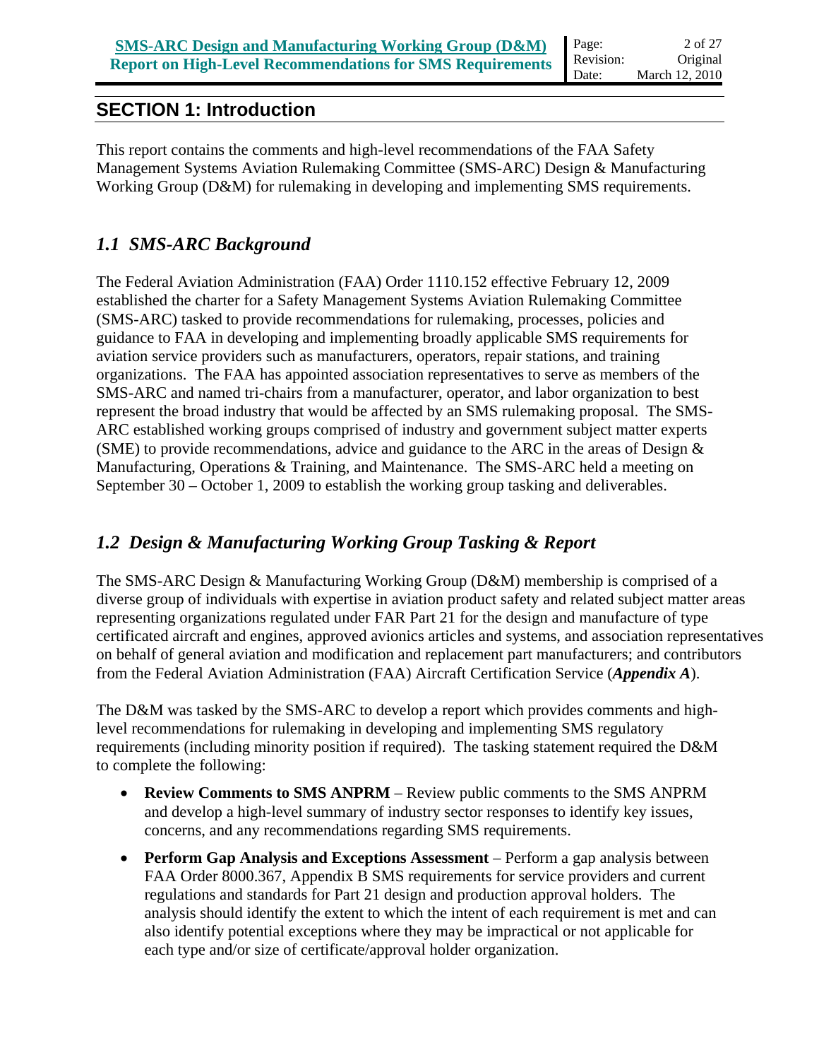## SECTION 1: Introduction

This report contains the comments and high-level recommendations of the FAA Safety Management Systems Aviation Rulemaking Committee (SMS-ARC) Design & Manufacturing Working Group (D&M) for rulemaking in developing and implementing SMS requirements.

### *1.1 SMS-ARC Background*

The Federal Aviation Administration (FAA) Order 1110.152 effective February 12, 2009 established the charter for a Safety Management Systems Aviation Rulemaking Committee (SMS-ARC) tasked to provide recommendations for rulemaking, processes, policies and guidance to FAA in developing and implementing broadly applicable SMS requirements for aviation service providers such as manufacturers, operators, repair stations, and training organizations. The FAA has appointed association representatives to serve as members of the SMS-ARC and named tri-chairs from a manufacturer, operator, and labor organization to best represent the broad industry that would be affected by an SMS rulemaking proposal. The SMS-ARC established working groups comprised of industry and government subject matter experts (SME) to provide recommendations, advice and guidance to the ARC in the areas of Design & Manufacturing, Operations & Training, and Maintenance. The SMS-ARC held a meeting on September 30 – October 1, 2009 to establish the working group tasking and deliverables.

### *1.2 Design & Manufacturing Working Group Tasking & Report*

The SMS-ARC Design & Manufacturing Working Group (D&M) membership is comprised of a diverse group of individuals with expertise in aviation product safety and related subject matter areas representing organizations regulated under FAR Part 21 for the design and manufacture of type certificated aircraft and engines, approved avionics articles and systems, and association representatives on behalf of general aviation and modification and replacement part manufacturers; and contributors from the Federal Aviation Administration (FAA) Aircraft Certification Service (***Appendix A***).

The D&M was tasked by the SMS-ARC to develop a report which provides comments and high-level recommendations for rulemaking in developing and implementing SMS regulatory requirements (including minority position if required). The tasking statement required the D&M to complete the following:

- **Review Comments to SMS ANPRM** – Review public comments to the SMS ANPRM and develop a high-level summary of industry sector responses to identify key issues, concerns, and any recommendations regarding SMS requirements.
- **Perform Gap Analysis and Exceptions Assessment** – Perform a gap analysis between FAA Order 8000.367, Appendix B SMS requirements for service providers and current regulations and standards for Part 21 design and production approval holders. The analysis should identify the extent to which the intent of each requirement is met and can also identify potential exceptions where they may be impractical or not applicable for each type and/or size of certificate/approval holder organization.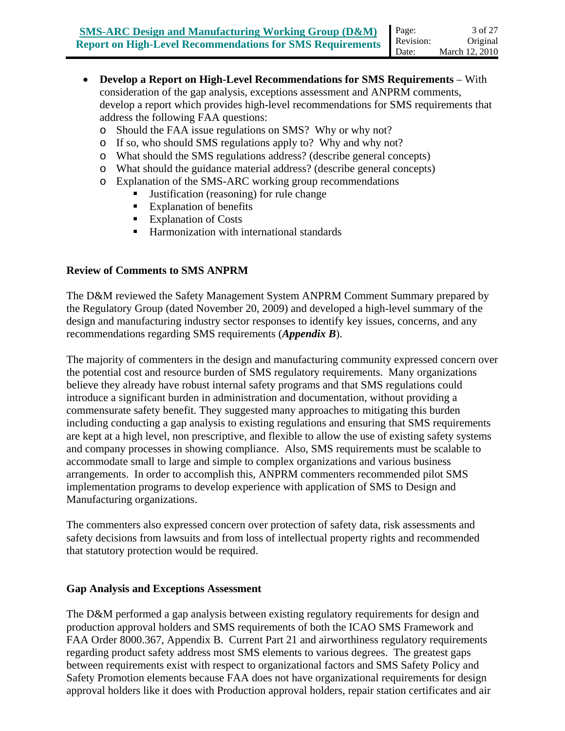- **Develop a Report on High-Level Recommendations for SMS Requirements** – With consideration of the gap analysis, exceptions assessment and ANPRM comments, develop a report which provides high-level recommendations for SMS requirements that address the following FAA questions:
  - Should the FAA issue regulations on SMS? Why or why not?
  - If so, who should SMS regulations apply to? Why and why not?
  - What should the SMS regulations address? (describe general concepts)
  - What should the guidance material address? (describe general concepts)
  - Explanation of the SMS-ARC working group recommendations
    - Justification (reasoning) for rule change
    - Explanation of benefits
    - Explanation of Costs
    - Harmonization with international standards

**Review of Comments to SMS ANPRM**

The D&M reviewed the Safety Management System ANPRM Comment Summary prepared by the Regulatory Group (dated November 20, 2009) and developed a high-level summary of the design and manufacturing industry sector responses to identify key issues, concerns, and any recommendations regarding SMS requirements (***Appendix B***).

The majority of commenters in the design and manufacturing community expressed concern over the potential cost and resource burden of SMS regulatory requirements. Many organizations believe they already have robust internal safety programs and that SMS regulations could introduce a significant burden in administration and documentation, without providing a commensurate safety benefit. They suggested many approaches to mitigating this burden including conducting a gap analysis to existing regulations and ensuring that SMS requirements are kept at a high level, non prescriptive, and flexible to allow the use of existing safety systems and company processes in showing compliance. Also, SMS requirements must be scalable to accommodate small to large and simple to complex organizations and various business arrangements. In order to accomplish this, ANPRM commenters recommended pilot SMS implementation programs to develop experience with application of SMS to Design and Manufacturing organizations.

The commenters also expressed concern over protection of safety data, risk assessments and safety decisions from lawsuits and from loss of intellectual property rights and recommended that statutory protection would be required.

**Gap Analysis and Exceptions Assessment**

The D&M performed a gap analysis between existing regulatory requirements for design and production approval holders and SMS requirements of both the ICAO SMS Framework and FAA Order 8000.367, Appendix B. Current Part 21 and airworthiness regulatory requirements regarding product safety address most SMS elements to various degrees. The greatest gaps between requirements exist with respect to organizational factors and SMS Safety Policy and Safety Promotion elements because FAA does not have organizational requirements for design approval holders like it does with Production approval holders, repair station certificates and air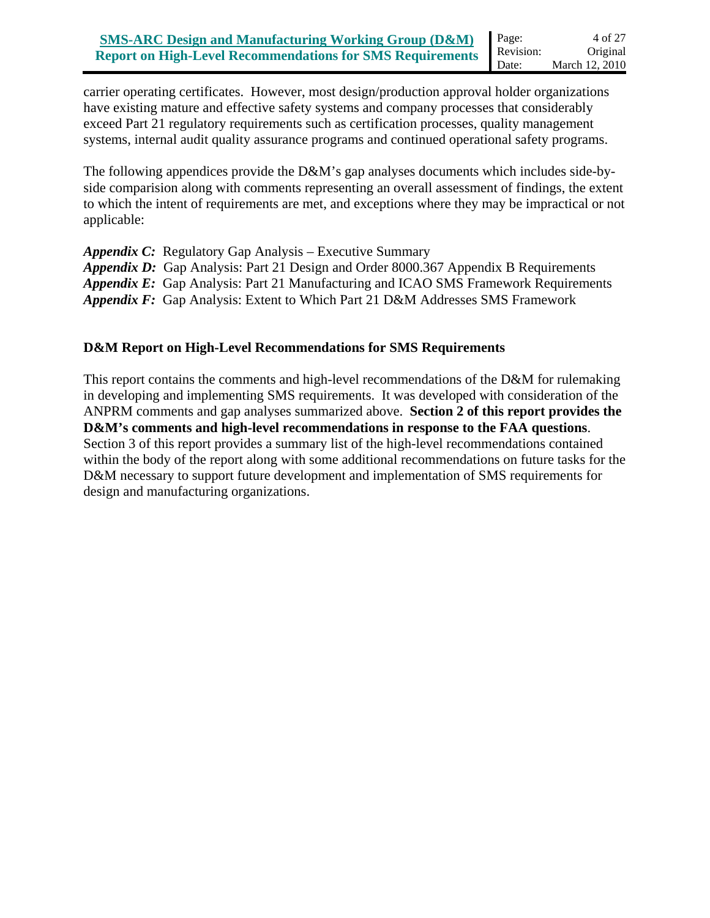carrier operating certificates. However, most design/production approval holder organizations have existing mature and effective safety systems and company processes that considerably exceed Part 21 regulatory requirements such as certification processes, quality management systems, internal audit quality assurance programs and continued operational safety programs.

The following appendices provide the D&M's gap analyses documents which includes side-by-side comparision along with comments representing an overall assessment of findings, the extent to which the intent of requirements are met, and exceptions where they may be impractical or not applicable:

***Appendix C:*** Regulatory Gap Analysis – Executive Summary
***Appendix D:*** Gap Analysis: Part 21 Design and Order 8000.367 Appendix B Requirements
***Appendix E:*** Gap Analysis: Part 21 Manufacturing and ICAO SMS Framework Requirements
***Appendix F:*** Gap Analysis: Extent to Which Part 21 D&M Addresses SMS Framework

**D&M Report on High-Level Recommendations for SMS Requirements**

This report contains the comments and high-level recommendations of the D&M for rulemaking in developing and implementing SMS requirements. It was developed with consideration of the ANPRM comments and gap analyses summarized above. **Section 2 of this report provides the D&M's comments and high-level recommendations in response to the FAA questions**. Section 3 of this report provides a summary list of the high-level recommendations contained within the body of the report along with some additional recommendations on future tasks for the D&M necessary to support future development and implementation of SMS requirements for design and manufacturing organizations.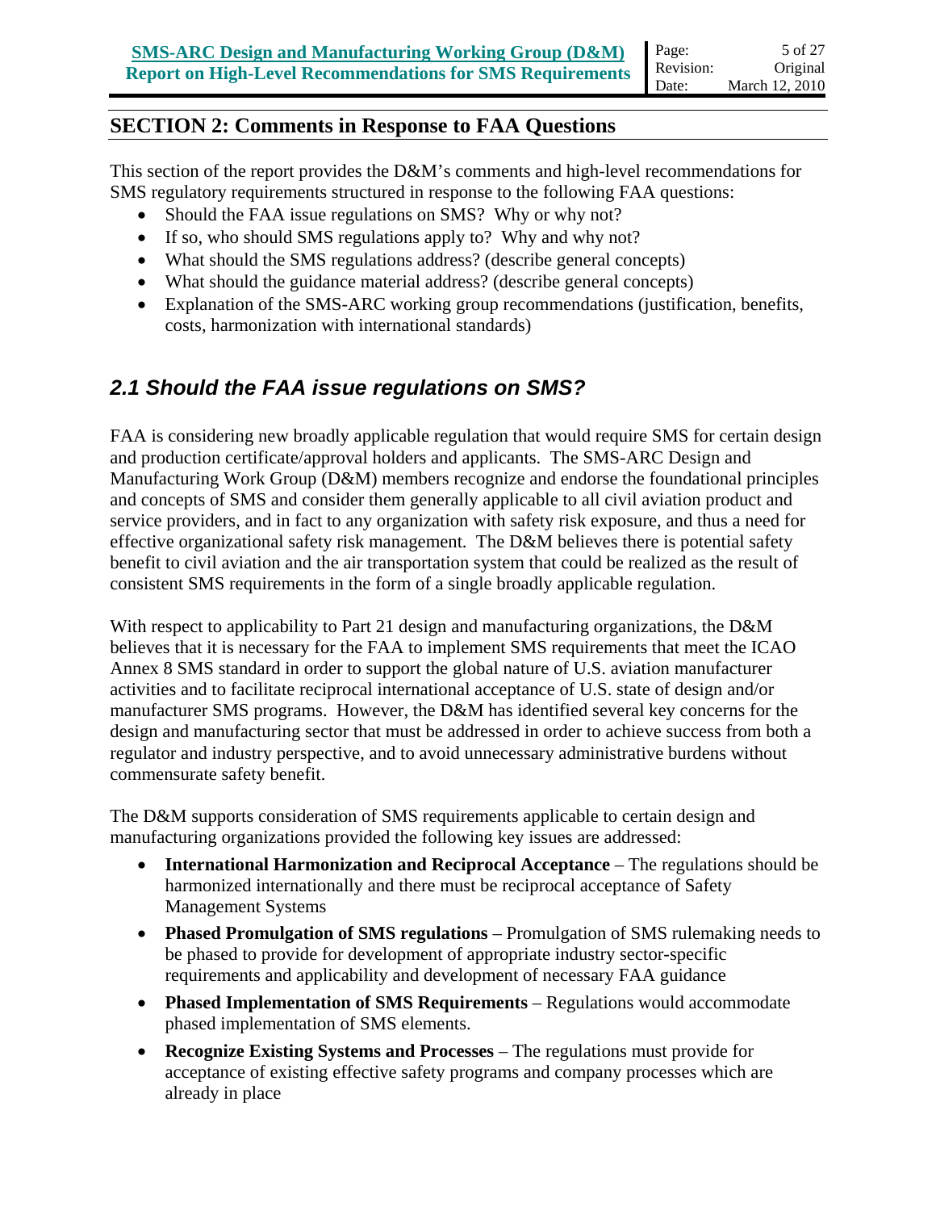## SECTION 2: Comments in Response to FAA Questions

This section of the report provides the D&M's comments and high-level recommendations for SMS regulatory requirements structured in response to the following FAA questions:

- Should the FAA issue regulations on SMS? Why or why not?
- If so, who should SMS regulations apply to? Why and why not?
- What should the SMS regulations address? (describe general concepts)
- What should the guidance material address? (describe general concepts)
- Explanation of the SMS-ARC working group recommendations (justification, benefits, costs, harmonization with international standards)

### *2.1 Should the FAA issue regulations on SMS?*

FAA is considering new broadly applicable regulation that would require SMS for certain design and production certificate/approval holders and applicants. The SMS-ARC Design and Manufacturing Work Group (D&M) members recognize and endorse the foundational principles and concepts of SMS and consider them generally applicable to all civil aviation product and service providers, and in fact to any organization with safety risk exposure, and thus a need for effective organizational safety risk management. The D&M believes there is potential safety benefit to civil aviation and the air transportation system that could be realized as the result of consistent SMS requirements in the form of a single broadly applicable regulation.

With respect to applicability to Part 21 design and manufacturing organizations, the D&M believes that it is necessary for the FAA to implement SMS requirements that meet the ICAO Annex 8 SMS standard in order to support the global nature of U.S. aviation manufacturer activities and to facilitate reciprocal international acceptance of U.S. state of design and/or manufacturer SMS programs. However, the D&M has identified several key concerns for the design and manufacturing sector that must be addressed in order to achieve success from both a regulator and industry perspective, and to avoid unnecessary administrative burdens without commensurate safety benefit.

The D&M supports consideration of SMS requirements applicable to certain design and manufacturing organizations provided the following key issues are addressed:

- **International Harmonization and Reciprocal Acceptance** – The regulations should be harmonized internationally and there must be reciprocal acceptance of Safety Management Systems
- **Phased Promulgation of SMS regulations** – Promulgation of SMS rulemaking needs to be phased to provide for development of appropriate industry sector-specific requirements and applicability and development of necessary FAA guidance
- **Phased Implementation of SMS Requirements** – Regulations would accommodate phased implementation of SMS elements.
- **Recognize Existing Systems and Processes** – The regulations must provide for acceptance of existing effective safety programs and company processes which are already in place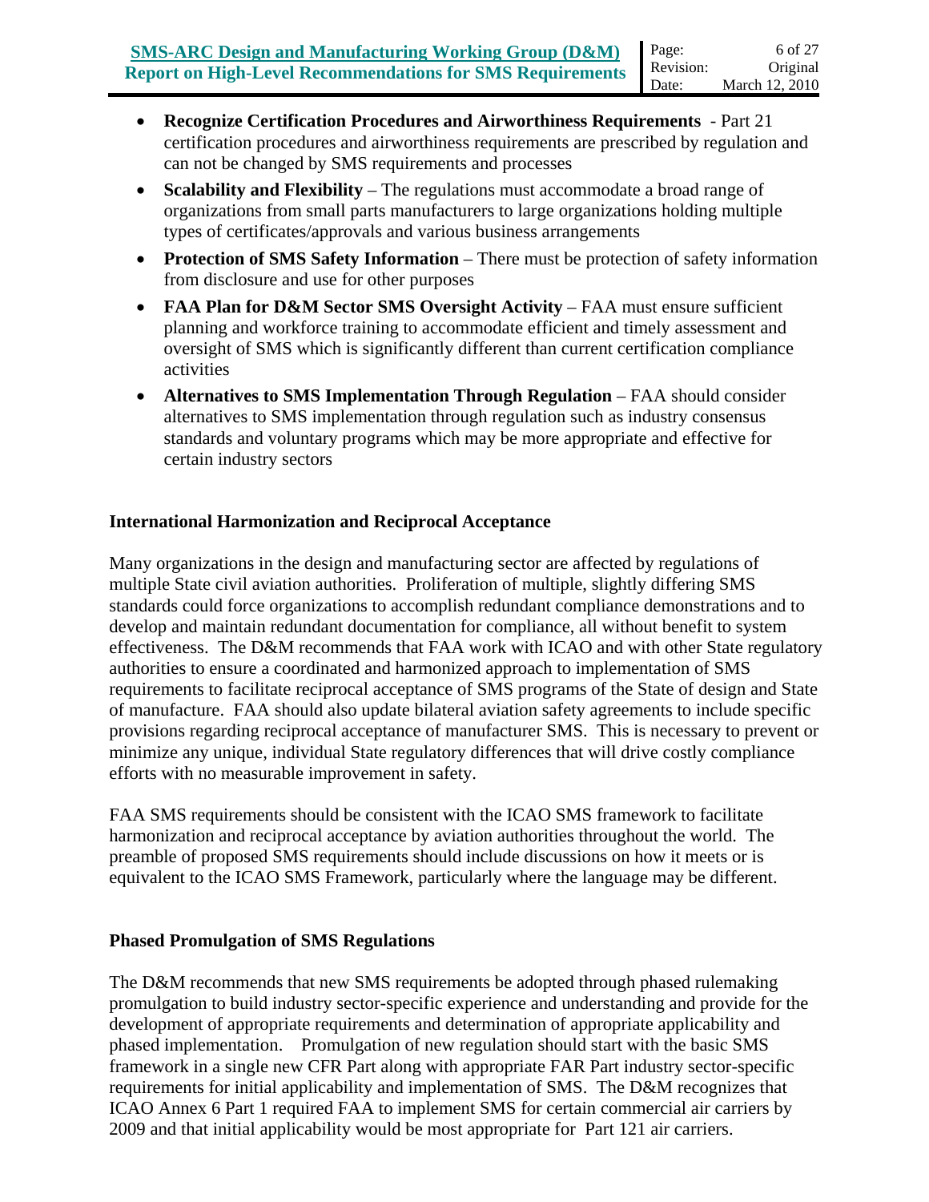- **Recognize Certification Procedures and Airworthiness Requirements** - Part 21 certification procedures and airworthiness requirements are prescribed by regulation and can not be changed by SMS requirements and processes
- **Scalability and Flexibility** – The regulations must accommodate a broad range of organizations from small parts manufacturers to large organizations holding multiple types of certificates/approvals and various business arrangements
- **Protection of SMS Safety Information** – There must be protection of safety information from disclosure and use for other purposes
- **FAA Plan for D&M Sector SMS Oversight Activity** – FAA must ensure sufficient planning and workforce training to accommodate efficient and timely assessment and oversight of SMS which is significantly different than current certification compliance activities
- **Alternatives to SMS Implementation Through Regulation** – FAA should consider alternatives to SMS implementation through regulation such as industry consensus standards and voluntary programs which may be more appropriate and effective for certain industry sectors

### International Harmonization and Reciprocal Acceptance

Many organizations in the design and manufacturing sector are affected by regulations of multiple State civil aviation authorities. Proliferation of multiple, slightly differing SMS standards could force organizations to accomplish redundant compliance demonstrations and to develop and maintain redundant documentation for compliance, all without benefit to system effectiveness. The D&M recommends that FAA work with ICAO and with other State regulatory authorities to ensure a coordinated and harmonized approach to implementation of SMS requirements to facilitate reciprocal acceptance of SMS programs of the State of design and State of manufacture. FAA should also update bilateral aviation safety agreements to include specific provisions regarding reciprocal acceptance of manufacturer SMS. This is necessary to prevent or minimize any unique, individual State regulatory differences that will drive costly compliance efforts with no measurable improvement in safety.

FAA SMS requirements should be consistent with the ICAO SMS framework to facilitate harmonization and reciprocal acceptance by aviation authorities throughout the world. The preamble of proposed SMS requirements should include discussions on how it meets or is equivalent to the ICAO SMS Framework, particularly where the language may be different.

### Phased Promulgation of SMS Regulations

The D&M recommends that new SMS requirements be adopted through phased rulemaking promulgation to build industry sector-specific experience and understanding and provide for the development of appropriate requirements and determination of appropriate applicability and phased implementation. Promulgation of new regulation should start with the basic SMS framework in a single new CFR Part along with appropriate FAR Part industry sector-specific requirements for initial applicability and implementation of SMS. The D&M recognizes that ICAO Annex 6 Part 1 required FAA to implement SMS for certain commercial air carriers by 2009 and that initial applicability would be most appropriate for Part 121 air carriers.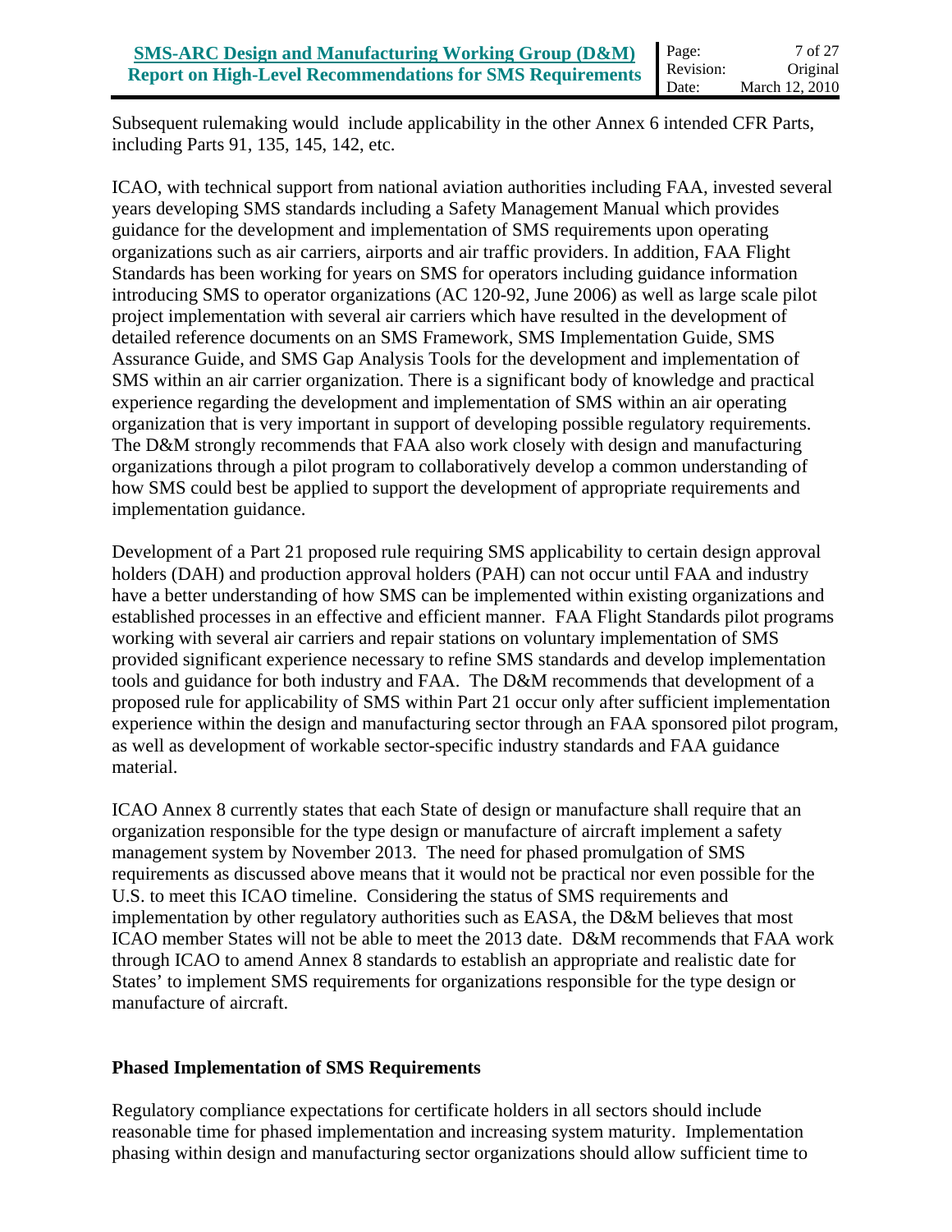Subsequent rulemaking would include applicability in the other Annex 6 intended CFR Parts, including Parts 91, 135, 145, 142, etc.

ICAO, with technical support from national aviation authorities including FAA, invested several years developing SMS standards including a Safety Management Manual which provides guidance for the development and implementation of SMS requirements upon operating organizations such as air carriers, airports and air traffic providers. In addition, FAA Flight Standards has been working for years on SMS for operators including guidance information introducing SMS to operator organizations (AC 120-92, June 2006) as well as large scale pilot project implementation with several air carriers which have resulted in the development of detailed reference documents on an SMS Framework, SMS Implementation Guide, SMS Assurance Guide, and SMS Gap Analysis Tools for the development and implementation of SMS within an air carrier organization. There is a significant body of knowledge and practical experience regarding the development and implementation of SMS within an air operating organization that is very important in support of developing possible regulatory requirements. The D&M strongly recommends that FAA also work closely with design and manufacturing organizations through a pilot program to collaboratively develop a common understanding of how SMS could best be applied to support the development of appropriate requirements and implementation guidance.

Development of a Part 21 proposed rule requiring SMS applicability to certain design approval holders (DAH) and production approval holders (PAH) can not occur until FAA and industry have a better understanding of how SMS can be implemented within existing organizations and established processes in an effective and efficient manner. FAA Flight Standards pilot programs working with several air carriers and repair stations on voluntary implementation of SMS provided significant experience necessary to refine SMS standards and develop implementation tools and guidance for both industry and FAA. The D&M recommends that development of a proposed rule for applicability of SMS within Part 21 occur only after sufficient implementation experience within the design and manufacturing sector through an FAA sponsored pilot program, as well as development of workable sector-specific industry standards and FAA guidance material.

ICAO Annex 8 currently states that each State of design or manufacture shall require that an organization responsible for the type design or manufacture of aircraft implement a safety management system by November 2013. The need for phased promulgation of SMS requirements as discussed above means that it would not be practical nor even possible for the U.S. to meet this ICAO timeline. Considering the status of SMS requirements and implementation by other regulatory authorities such as EASA, the D&M believes that most ICAO member States will not be able to meet the 2013 date. D&M recommends that FAA work through ICAO to amend Annex 8 standards to establish an appropriate and realistic date for States' to implement SMS requirements for organizations responsible for the type design or manufacture of aircraft.

### Phased Implementation of SMS Requirements

Regulatory compliance expectations for certificate holders in all sectors should include reasonable time for phased implementation and increasing system maturity. Implementation phasing within design and manufacturing sector organizations should allow sufficient time to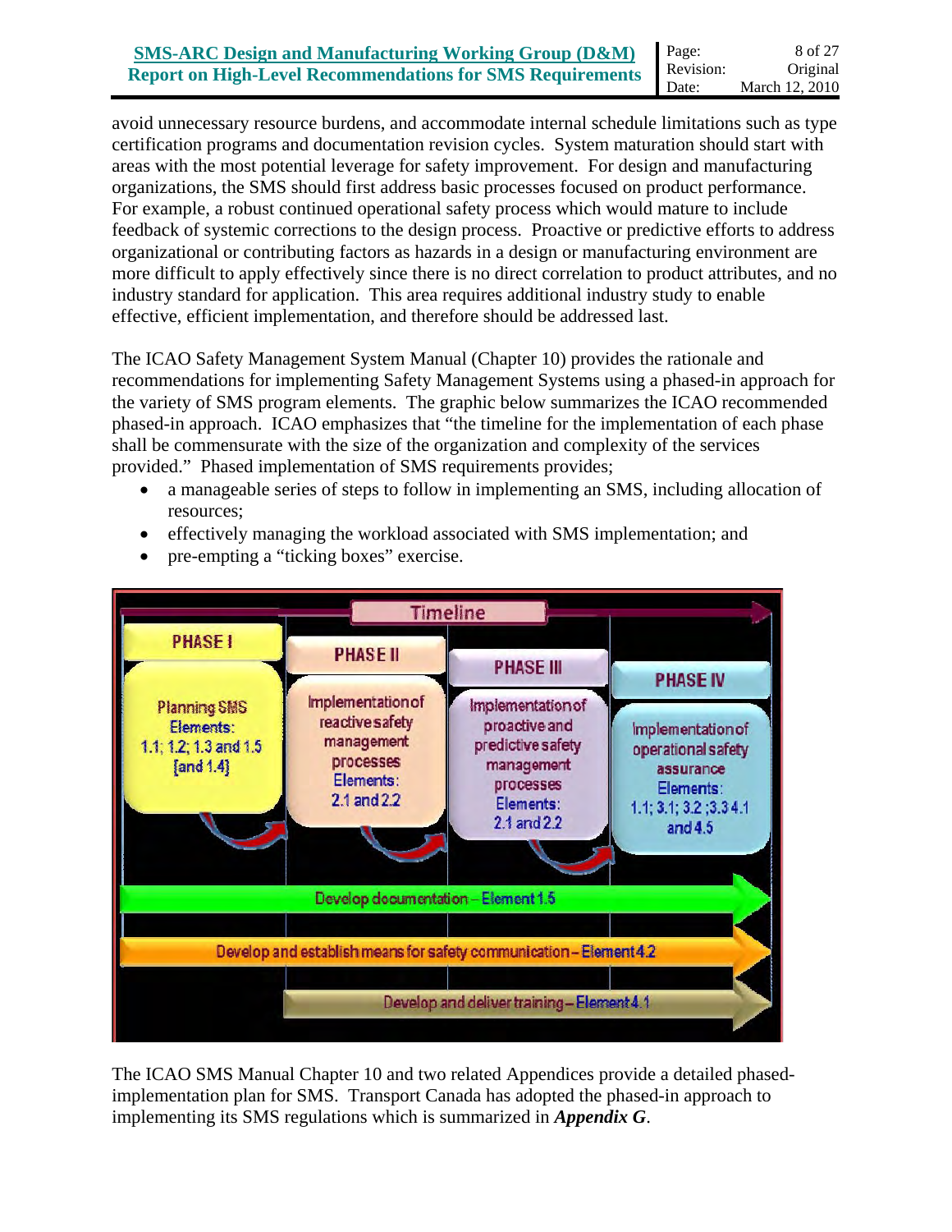avoid unnecessary resource burdens, and accommodate internal schedule limitations such as type certification programs and documentation revision cycles. System maturation should start with areas with the most potential leverage for safety improvement. For design and manufacturing organizations, the SMS should first address basic processes focused on product performance. For example, a robust continued operational safety process which would mature to include feedback of systemic corrections to the design process. Proactive or predictive efforts to address organizational or contributing factors as hazards in a design or manufacturing environment are more difficult to apply effectively since there is no direct correlation to product attributes, and no industry standard for application. This area requires additional industry study to enable effective, efficient implementation, and therefore should be addressed last.

The ICAO Safety Management System Manual (Chapter 10) provides the rationale and recommendations for implementing Safety Management Systems using a phased-in approach for the variety of SMS program elements. The graphic below summarizes the ICAO recommended phased-in approach. ICAO emphasizes that "the timeline for the implementation of each phase shall be commensurate with the size of the organization and complexity of the services provided." Phased implementation of SMS requirements provides;

- a manageable series of steps to follow in implementing an SMS, including allocation of resources;
- effectively managing the workload associated with SMS implementation; and
- pre-empting a "ticking boxes" exercise.

Timeline

| PHASE I | PHASE II | PHASE III | PHASE IV |
|---|---|---|---|
| Planning SMS Elements: 1.1; 1.2; 1.3 and 1.5 [and 1.4] | Implementation of reactive safety management processes Elements: 2.1 and 2.2 | Implementation of proactive and predictive safety management processes Elements: 2.1 and 2.2 | Implementation of operational safety assurance Elements: 1.1; 3.1; 3.2 ;3.3 4.1 and 4.5 |

Develop documentation – Element 1.5

Develop and establish means for safety communication – Element 4.2

Develop and deliver training – Element 4.1

The ICAO SMS Manual Chapter 10 and two related Appendices provide a detailed phased-implementation plan for SMS. Transport Canada has adopted the phased-in approach to implementing its SMS regulations which is summarized in ***Appendix G***.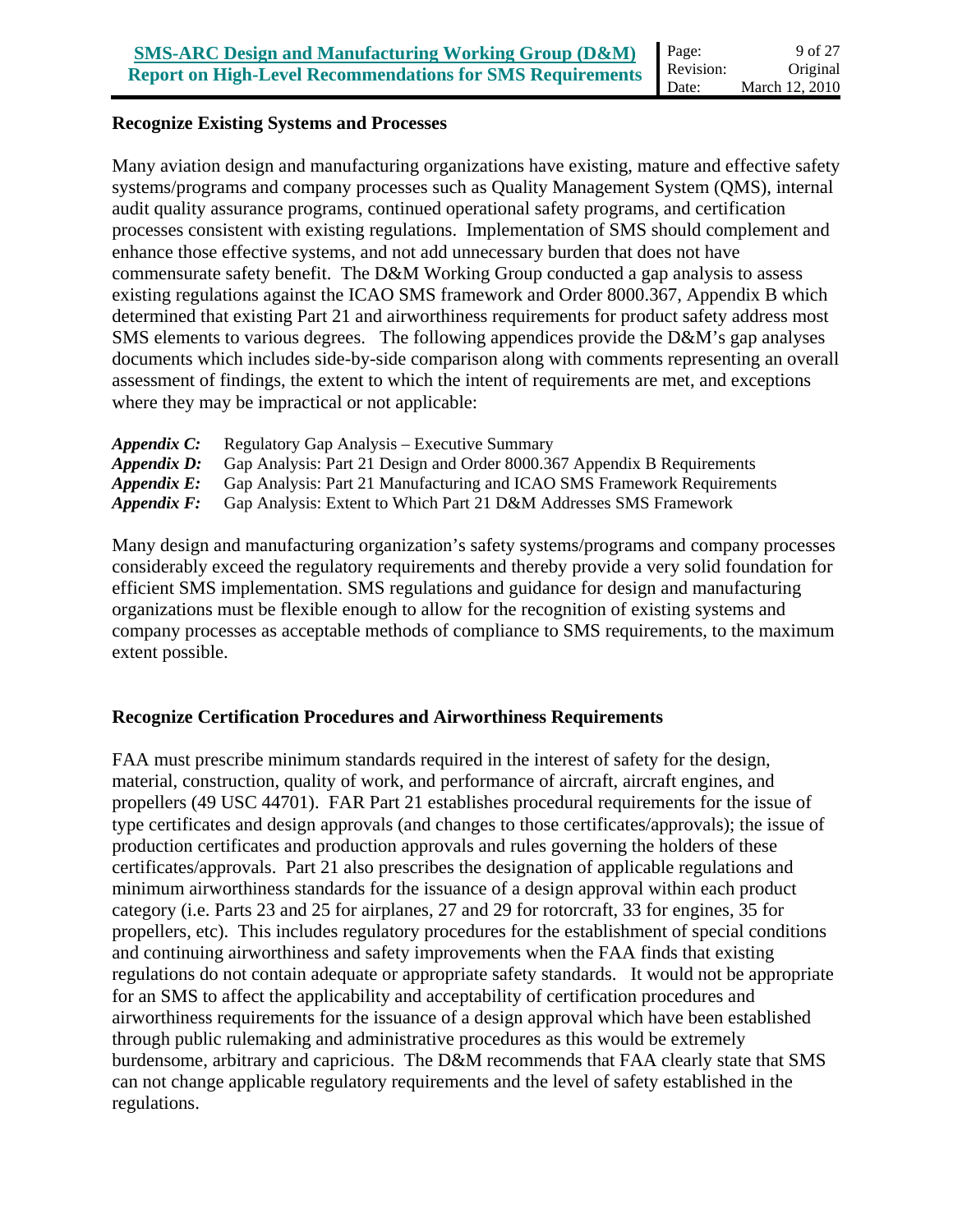### Recognize Existing Systems and Processes

Many aviation design and manufacturing organizations have existing, mature and effective safety systems/programs and company processes such as Quality Management System (QMS), internal audit quality assurance programs, continued operational safety programs, and certification processes consistent with existing regulations. Implementation of SMS should complement and enhance those effective systems, and not add unnecessary burden that does not have commensurate safety benefit. The D&M Working Group conducted a gap analysis to assess existing regulations against the ICAO SMS framework and Order 8000.367, Appendix B which determined that existing Part 21 and airworthiness requirements for product safety address most SMS elements to various degrees. The following appendices provide the D&M's gap analyses documents which includes side-by-side comparison along with comments representing an overall assessment of findings, the extent to which the intent of requirements are met, and exceptions where they may be impractical or not applicable:

***Appendix C:*** Regulatory Gap Analysis – Executive Summary
***Appendix D:*** Gap Analysis: Part 21 Design and Order 8000.367 Appendix B Requirements
***Appendix E:*** Gap Analysis: Part 21 Manufacturing and ICAO SMS Framework Requirements
***Appendix F:*** Gap Analysis: Extent to Which Part 21 D&M Addresses SMS Framework

Many design and manufacturing organization's safety systems/programs and company processes considerably exceed the regulatory requirements and thereby provide a very solid foundation for efficient SMS implementation. SMS regulations and guidance for design and manufacturing organizations must be flexible enough to allow for the recognition of existing systems and company processes as acceptable methods of compliance to SMS requirements, to the maximum extent possible.

### Recognize Certification Procedures and Airworthiness Requirements

FAA must prescribe minimum standards required in the interest of safety for the design, material, construction, quality of work, and performance of aircraft, aircraft engines, and propellers (49 USC 44701). FAR Part 21 establishes procedural requirements for the issue of type certificates and design approvals (and changes to those certificates/approvals); the issue of production certificates and production approvals and rules governing the holders of these certificates/approvals. Part 21 also prescribes the designation of applicable regulations and minimum airworthiness standards for the issuance of a design approval within each product category (i.e. Parts 23 and 25 for airplanes, 27 and 29 for rotorcraft, 33 for engines, 35 for propellers, etc). This includes regulatory procedures for the establishment of special conditions and continuing airworthiness and safety improvements when the FAA finds that existing regulations do not contain adequate or appropriate safety standards. It would not be appropriate for an SMS to affect the applicability and acceptability of certification procedures and airworthiness requirements for the issuance of a design approval which have been established through public rulemaking and administrative procedures as this would be extremely burdensome, arbitrary and capricious. The D&M recommends that FAA clearly state that SMS can not change applicable regulatory requirements and the level of safety established in the regulations.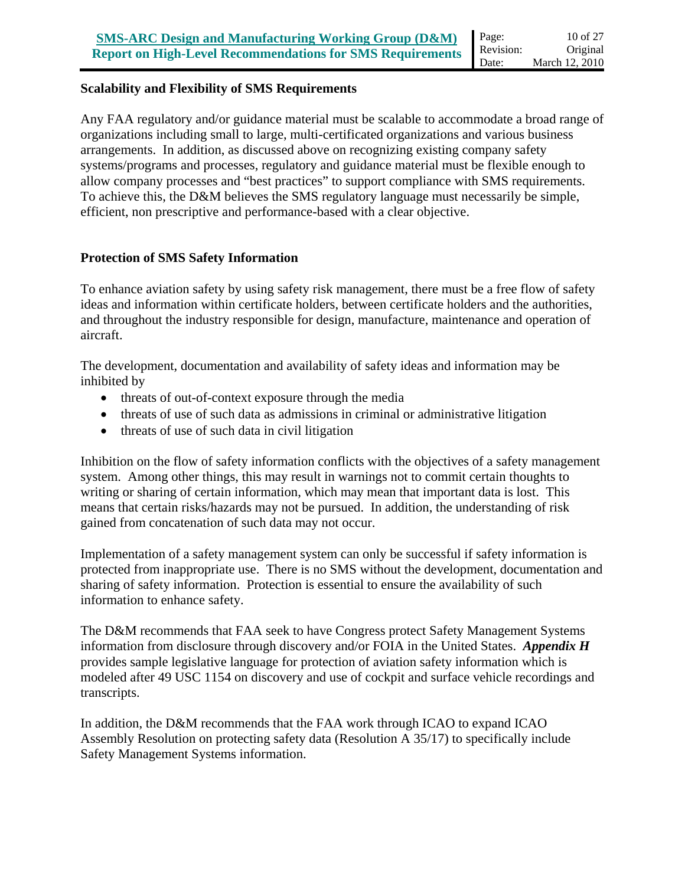**Scalability and Flexibility of SMS Requirements**

Any FAA regulatory and/or guidance material must be scalable to accommodate a broad range of organizations including small to large, multi-certificated organizations and various business arrangements. In addition, as discussed above on recognizing existing company safety systems/programs and processes, regulatory and guidance material must be flexible enough to allow company processes and "best practices" to support compliance with SMS requirements. To achieve this, the D&M believes the SMS regulatory language must necessarily be simple, efficient, non prescriptive and performance-based with a clear objective.

**Protection of SMS Safety Information**

To enhance aviation safety by using safety risk management, there must be a free flow of safety ideas and information within certificate holders, between certificate holders and the authorities, and throughout the industry responsible for design, manufacture, maintenance and operation of aircraft.

The development, documentation and availability of safety ideas and information may be inhibited by

- threats of out-of-context exposure through the media
- threats of use of such data as admissions in criminal or administrative litigation
- threats of use of such data in civil litigation

Inhibition on the flow of safety information conflicts with the objectives of a safety management system. Among other things, this may result in warnings not to commit certain thoughts to writing or sharing of certain information, which may mean that important data is lost. This means that certain risks/hazards may not be pursued. In addition, the understanding of risk gained from concatenation of such data may not occur.

Implementation of a safety management system can only be successful if safety information is protected from inappropriate use. There is no SMS without the development, documentation and sharing of safety information. Protection is essential to ensure the availability of such information to enhance safety.

The D&M recommends that FAA seek to have Congress protect Safety Management Systems information from disclosure through discovery and/or FOIA in the United States. ***Appendix H*** provides sample legislative language for protection of aviation safety information which is modeled after 49 USC 1154 on discovery and use of cockpit and surface vehicle recordings and transcripts.

In addition, the D&M recommends that the FAA work through ICAO to expand ICAO Assembly Resolution on protecting safety data (Resolution A 35/17) to specifically include Safety Management Systems information.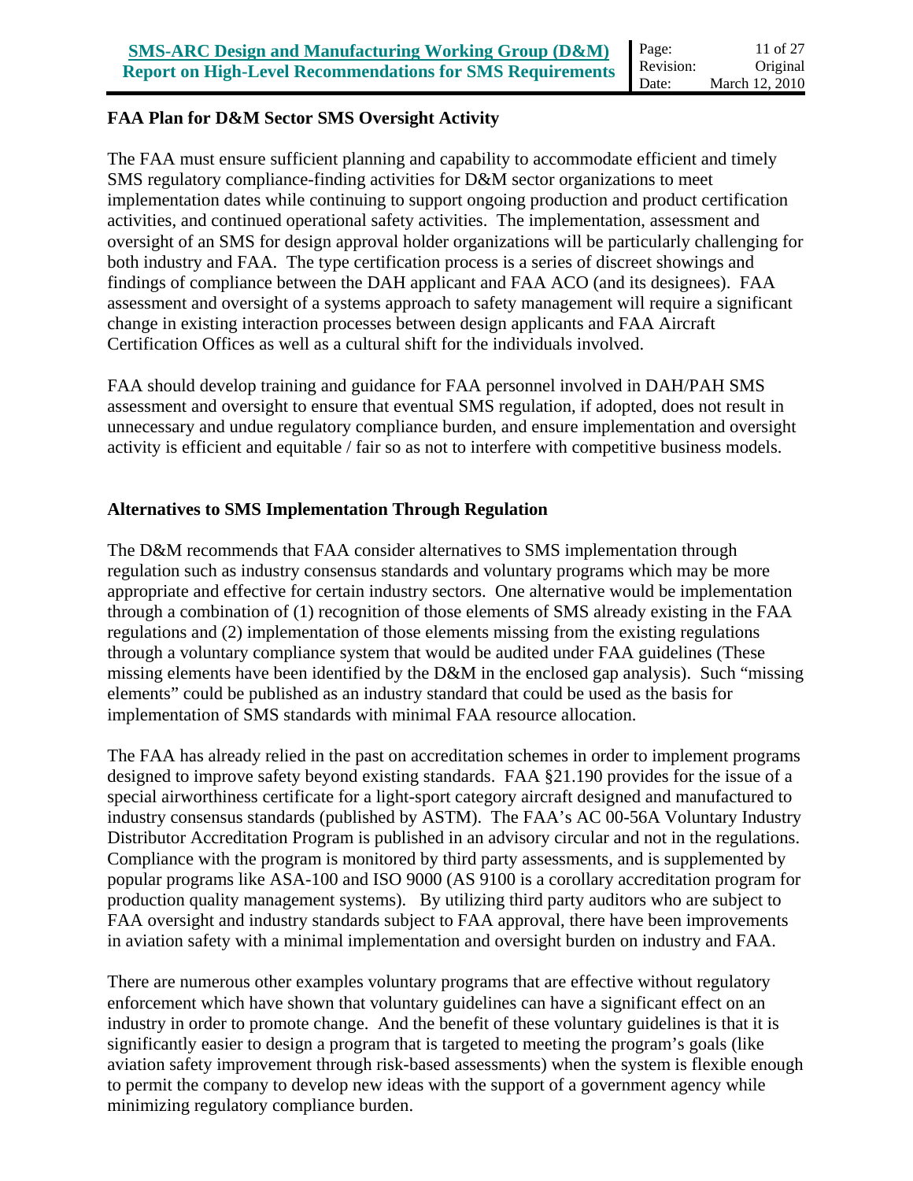## FAA Plan for D&M Sector SMS Oversight Activity

The FAA must ensure sufficient planning and capability to accommodate efficient and timely SMS regulatory compliance-finding activities for D&M sector organizations to meet implementation dates while continuing to support ongoing production and product certification activities, and continued operational safety activities. The implementation, assessment and oversight of an SMS for design approval holder organizations will be particularly challenging for both industry and FAA. The type certification process is a series of discreet showings and findings of compliance between the DAH applicant and FAA ACO (and its designees). FAA assessment and oversight of a systems approach to safety management will require a significant change in existing interaction processes between design applicants and FAA Aircraft Certification Offices as well as a cultural shift for the individuals involved.

FAA should develop training and guidance for FAA personnel involved in DAH/PAH SMS assessment and oversight to ensure that eventual SMS regulation, if adopted, does not result in unnecessary and undue regulatory compliance burden, and ensure implementation and oversight activity is efficient and equitable / fair so as not to interfere with competitive business models.

## Alternatives to SMS Implementation Through Regulation

The D&M recommends that FAA consider alternatives to SMS implementation through regulation such as industry consensus standards and voluntary programs which may be more appropriate and effective for certain industry sectors. One alternative would be implementation through a combination of (1) recognition of those elements of SMS already existing in the FAA regulations and (2) implementation of those elements missing from the existing regulations through a voluntary compliance system that would be audited under FAA guidelines (These missing elements have been identified by the D&M in the enclosed gap analysis). Such "missing elements" could be published as an industry standard that could be used as the basis for implementation of SMS standards with minimal FAA resource allocation.

The FAA has already relied in the past on accreditation schemes in order to implement programs designed to improve safety beyond existing standards. FAA §21.190 provides for the issue of a special airworthiness certificate for a light-sport category aircraft designed and manufactured to industry consensus standards (published by ASTM). The FAA's AC 00-56A Voluntary Industry Distributor Accreditation Program is published in an advisory circular and not in the regulations. Compliance with the program is monitored by third party assessments, and is supplemented by popular programs like ASA-100 and ISO 9000 (AS 9100 is a corollary accreditation program for production quality management systems). By utilizing third party auditors who are subject to FAA oversight and industry standards subject to FAA approval, there have been improvements in aviation safety with a minimal implementation and oversight burden on industry and FAA.

There are numerous other examples voluntary programs that are effective without regulatory enforcement which have shown that voluntary guidelines can have a significant effect on an industry in order to promote change. And the benefit of these voluntary guidelines is that it is significantly easier to design a program that is targeted to meeting the program's goals (like aviation safety improvement through risk-based assessments) when the system is flexible enough to permit the company to develop new ideas with the support of a government agency while minimizing regulatory compliance burden.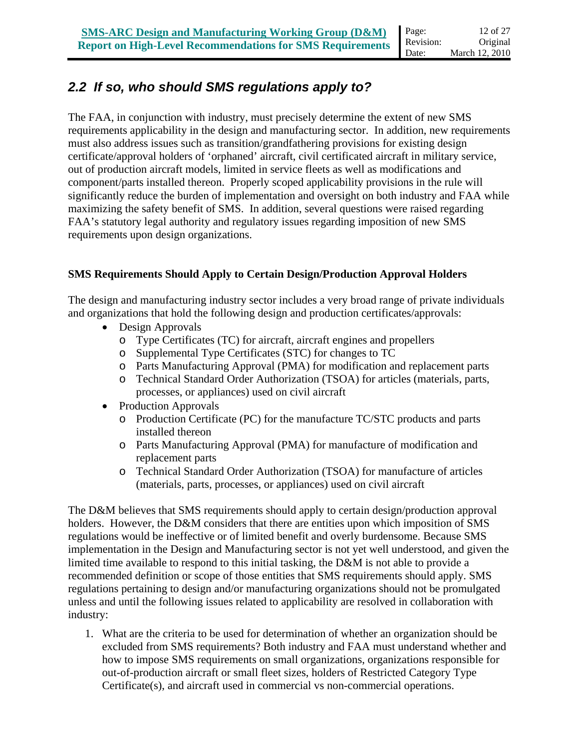## 2.2 If so, who should SMS regulations apply to?

The FAA, in conjunction with industry, must precisely determine the extent of new SMS requirements applicability in the design and manufacturing sector. In addition, new requirements must also address issues such as transition/grandfathering provisions for existing design certificate/approval holders of 'orphaned' aircraft, civil certificated aircraft in military service, out of production aircraft models, limited in service fleets as well as modifications and component/parts installed thereon. Properly scoped applicability provisions in the rule will significantly reduce the burden of implementation and oversight on both industry and FAA while maximizing the safety benefit of SMS. In addition, several questions were raised regarding FAA's statutory legal authority and regulatory issues regarding imposition of new SMS requirements upon design organizations.

**SMS Requirements Should Apply to Certain Design/Production Approval Holders**

The design and manufacturing industry sector includes a very broad range of private individuals and organizations that hold the following design and production certificates/approvals:

- Design Approvals
  - Type Certificates (TC) for aircraft, aircraft engines and propellers
  - Supplemental Type Certificates (STC) for changes to TC
  - Parts Manufacturing Approval (PMA) for modification and replacement parts
  - Technical Standard Order Authorization (TSOA) for articles (materials, parts, processes, or appliances) used on civil aircraft
- Production Approvals
  - Production Certificate (PC) for the manufacture TC/STC products and parts installed thereon
  - Parts Manufacturing Approval (PMA) for manufacture of modification and replacement parts
  - Technical Standard Order Authorization (TSOA) for manufacture of articles (materials, parts, processes, or appliances) used on civil aircraft

The D&M believes that SMS requirements should apply to certain design/production approval holders. However, the D&M considers that there are entities upon which imposition of SMS regulations would be ineffective or of limited benefit and overly burdensome. Because SMS implementation in the Design and Manufacturing sector is not yet well understood, and given the limited time available to respond to this initial tasking, the D&M is not able to provide a recommended definition or scope of those entities that SMS requirements should apply. SMS regulations pertaining to design and/or manufacturing organizations should not be promulgated unless and until the following issues related to applicability are resolved in collaboration with industry:

1. What are the criteria to be used for determination of whether an organization should be excluded from SMS requirements? Both industry and FAA must understand whether and how to impose SMS requirements on small organizations, organizations responsible for out-of-production aircraft or small fleet sizes, holders of Restricted Category Type Certificate(s), and aircraft used in commercial vs non-commercial operations.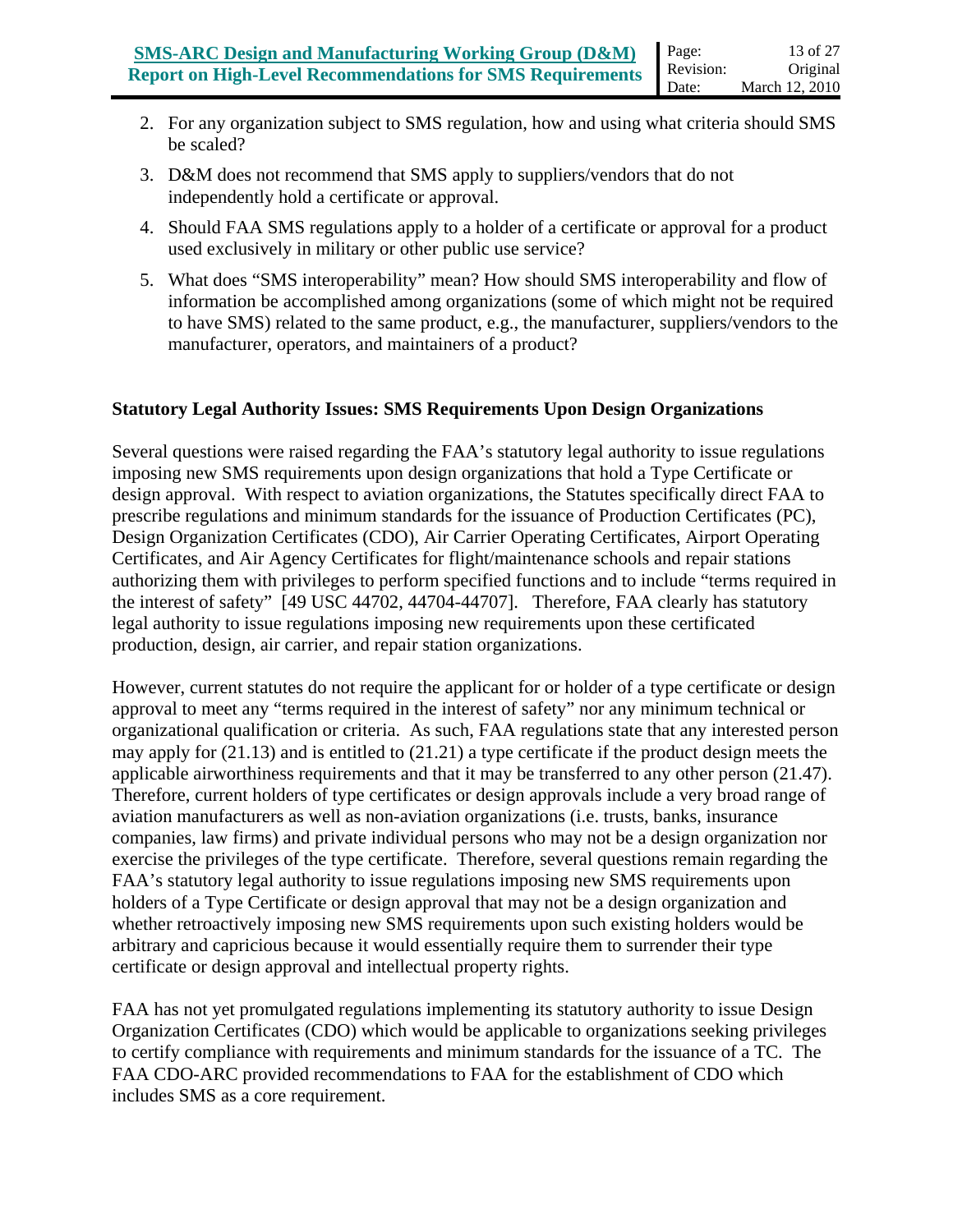2. For any organization subject to SMS regulation, how and using what criteria should SMS be scaled?

3. D&M does not recommend that SMS apply to suppliers/vendors that do not independently hold a certificate or approval.

4. Should FAA SMS regulations apply to a holder of a certificate or approval for a product used exclusively in military or other public use service?

5. What does "SMS interoperability" mean? How should SMS interoperability and flow of information be accomplished among organizations (some of which might not be required to have SMS) related to the same product, e.g., the manufacturer, suppliers/vendors to the manufacturer, operators, and maintainers of a product?

**Statutory Legal Authority Issues: SMS Requirements Upon Design Organizations**

Several questions were raised regarding the FAA's statutory legal authority to issue regulations imposing new SMS requirements upon design organizations that hold a Type Certificate or design approval. With respect to aviation organizations, the Statutes specifically direct FAA to prescribe regulations and minimum standards for the issuance of Production Certificates (PC), Design Organization Certificates (CDO), Air Carrier Operating Certificates, Airport Operating Certificates, and Air Agency Certificates for flight/maintenance schools and repair stations authorizing them with privileges to perform specified functions and to include "terms required in the interest of safety" [49 USC 44702, 44704-44707]. Therefore, FAA clearly has statutory legal authority to issue regulations imposing new requirements upon these certificated production, design, air carrier, and repair station organizations.

However, current statutes do not require the applicant for or holder of a type certificate or design approval to meet any "terms required in the interest of safety" nor any minimum technical or organizational qualification or criteria. As such, FAA regulations state that any interested person may apply for (21.13) and is entitled to (21.21) a type certificate if the product design meets the applicable airworthiness requirements and that it may be transferred to any other person (21.47). Therefore, current holders of type certificates or design approvals include a very broad range of aviation manufacturers as well as non-aviation organizations (i.e. trusts, banks, insurance companies, law firms) and private individual persons who may not be a design organization nor exercise the privileges of the type certificate. Therefore, several questions remain regarding the FAA's statutory legal authority to issue regulations imposing new SMS requirements upon holders of a Type Certificate or design approval that may not be a design organization and whether retroactively imposing new SMS requirements upon such existing holders would be arbitrary and capricious because it would essentially require them to surrender their type certificate or design approval and intellectual property rights.

FAA has not yet promulgated regulations implementing its statutory authority to issue Design Organization Certificates (CDO) which would be applicable to organizations seeking privileges to certify compliance with requirements and minimum standards for the issuance of a TC. The FAA CDO-ARC provided recommendations to FAA for the establishment of CDO which includes SMS as a core requirement.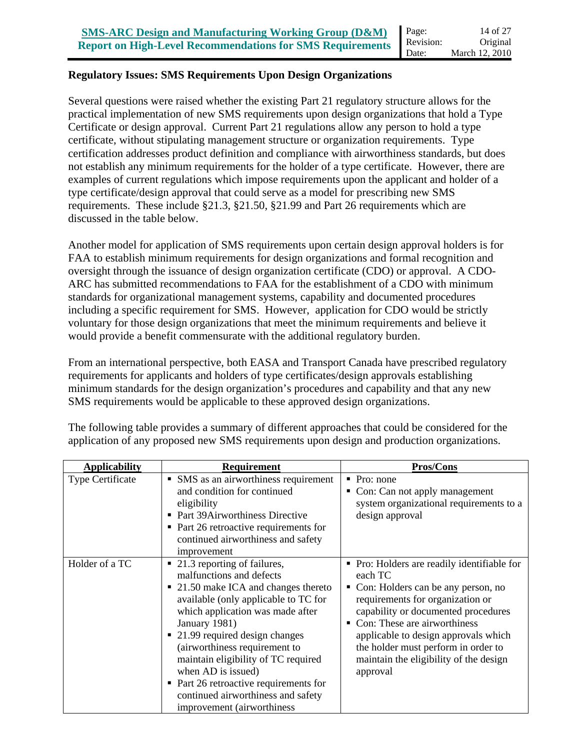**Regulatory Issues: SMS Requirements Upon Design Organizations**

Several questions were raised whether the existing Part 21 regulatory structure allows for the practical implementation of new SMS requirements upon design organizations that hold a Type Certificate or design approval. Current Part 21 regulations allow any person to hold a type certificate, without stipulating management structure or organization requirements. Type certification addresses product definition and compliance with airworthiness standards, but does not establish any minimum requirements for the holder of a type certificate. However, there are examples of current regulations which impose requirements upon the applicant and holder of a type certificate/design approval that could serve as a model for prescribing new SMS requirements. These include §21.3, §21.50, §21.99 and Part 26 requirements which are discussed in the table below.

Another model for application of SMS requirements upon certain design approval holders is for FAA to establish minimum requirements for design organizations and formal recognition and oversight through the issuance of design organization certificate (CDO) or approval. A CDO-ARC has submitted recommendations to FAA for the establishment of a CDO with minimum standards for organizational management systems, capability and documented procedures including a specific requirement for SMS. However, application for CDO would be strictly voluntary for those design organizations that meet the minimum requirements and believe it would provide a benefit commensurate with the additional regulatory burden.

From an international perspective, both EASA and Transport Canada have prescribed regulatory requirements for applicants and holders of type certificates/design approvals establishing minimum standards for the design organization's procedures and capability and that any new SMS requirements would be applicable to these approved design organizations.

The following table provides a summary of different approaches that could be considered for the application of any proposed new SMS requirements upon design and production organizations.

| Applicability | Requirement | Pros/Cons |
|---|---|---|
| Type Certificate | ▪ SMS as an airworthiness requirement and condition for continued eligibility<br>▪ Part 39Airworthiness Directive<br>▪ Part 26 retroactive requirements for continued airworthiness and safety improvement | ▪ Pro: none<br>▪ Con: Can not apply management system organizational requirements to a design approval |
| Holder of a TC | ▪ 21.3 reporting of failures, malfunctions and defects<br>▪ 21.50 make ICA and changes thereto available (only applicable to TC for which application was made after January 1981)<br>▪ 21.99 required design changes (airworthiness requirement to maintain eligibility of TC required when AD is issued)<br>▪ Part 26 retroactive requirements for continued airworthiness and safety improvement (airworthiness | ▪ Pro: Holders are readily identifiable for each TC<br>▪ Con: Holders can be any person, no requirements for organization or capability or documented procedures<br>▪ Con: These are airworthiness applicable to design approvals which the holder must perform in order to maintain the eligibility of the design approval |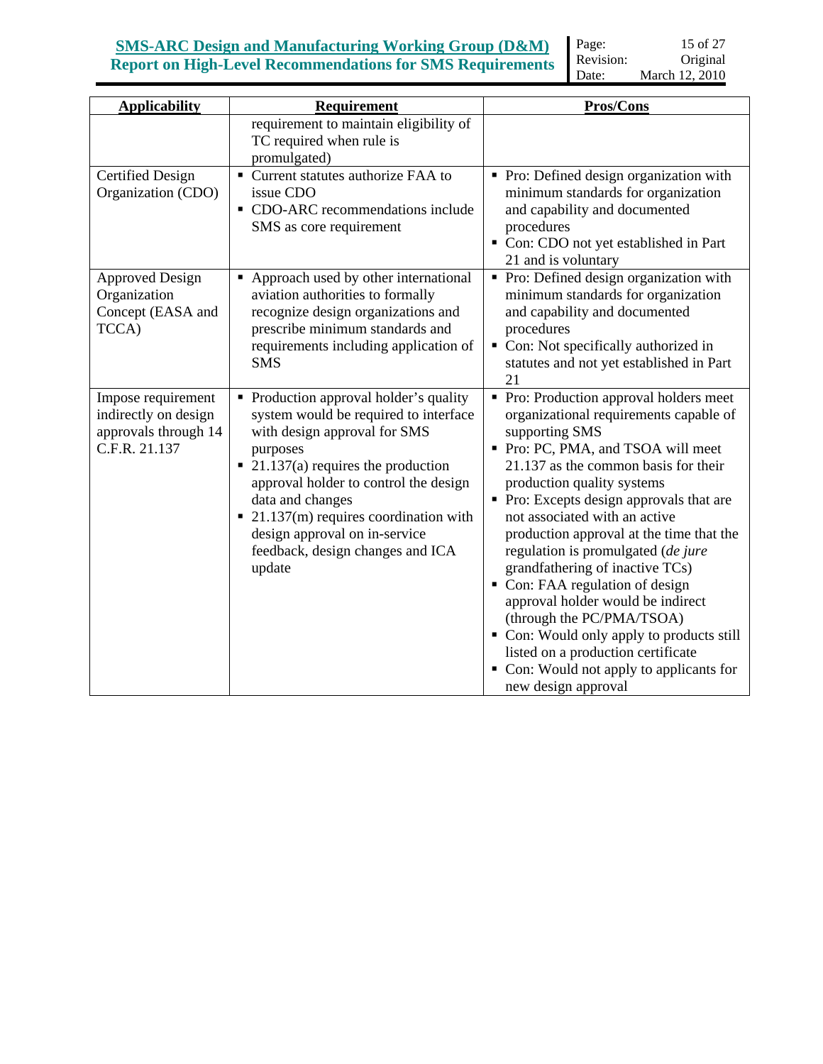| Applicability | Requirement | Pros/Cons |
|---|---|---|
| | requirement to maintain eligibility of TC required when rule is promulgated) | |
| Certified Design Organization (CDO) | ▪ Current statutes authorize FAA to issue CDO<br>▪ CDO-ARC recommendations include SMS as core requirement | ▪ Pro: Defined design organization with minimum standards for organization and capability and documented procedures<br>▪ Con: CDO not yet established in Part 21 and is voluntary |
| Approved Design Organization Concept (EASA and TCCA) | ▪ Approach used by other international aviation authorities to formally recognize design organizations and prescribe minimum standards and requirements including application of SMS | ▪ Pro: Defined design organization with minimum standards for organization and capability and documented procedures<br>▪ Con: Not specifically authorized in statutes and not yet established in Part 21 |
| Impose requirement indirectly on design approvals through 14 C.F.R. 21.137 | ▪ Production approval holder's quality system would be required to interface with design approval for SMS purposes<br>▪ 21.137(a) requires the production approval holder to control the design data and changes<br>▪ 21.137(m) requires coordination with design approval on in-service feedback, design changes and ICA update | ▪ Pro: Production approval holders meet organizational requirements capable of supporting SMS<br>▪ Pro: PC, PMA, and TSOA will meet 21.137 as the common basis for their production quality systems<br>▪ Pro: Excepts design approvals that are not associated with an active production approval at the time that the regulation is promulgated (*de jure* grandfathering of inactive TCs)<br>▪ Con: FAA regulation of design approval holder would be indirect (through the PC/PMA/TSOA)<br>▪ Con: Would only apply to products still listed on a production certificate<br>▪ Con: Would not apply to applicants for new design approval |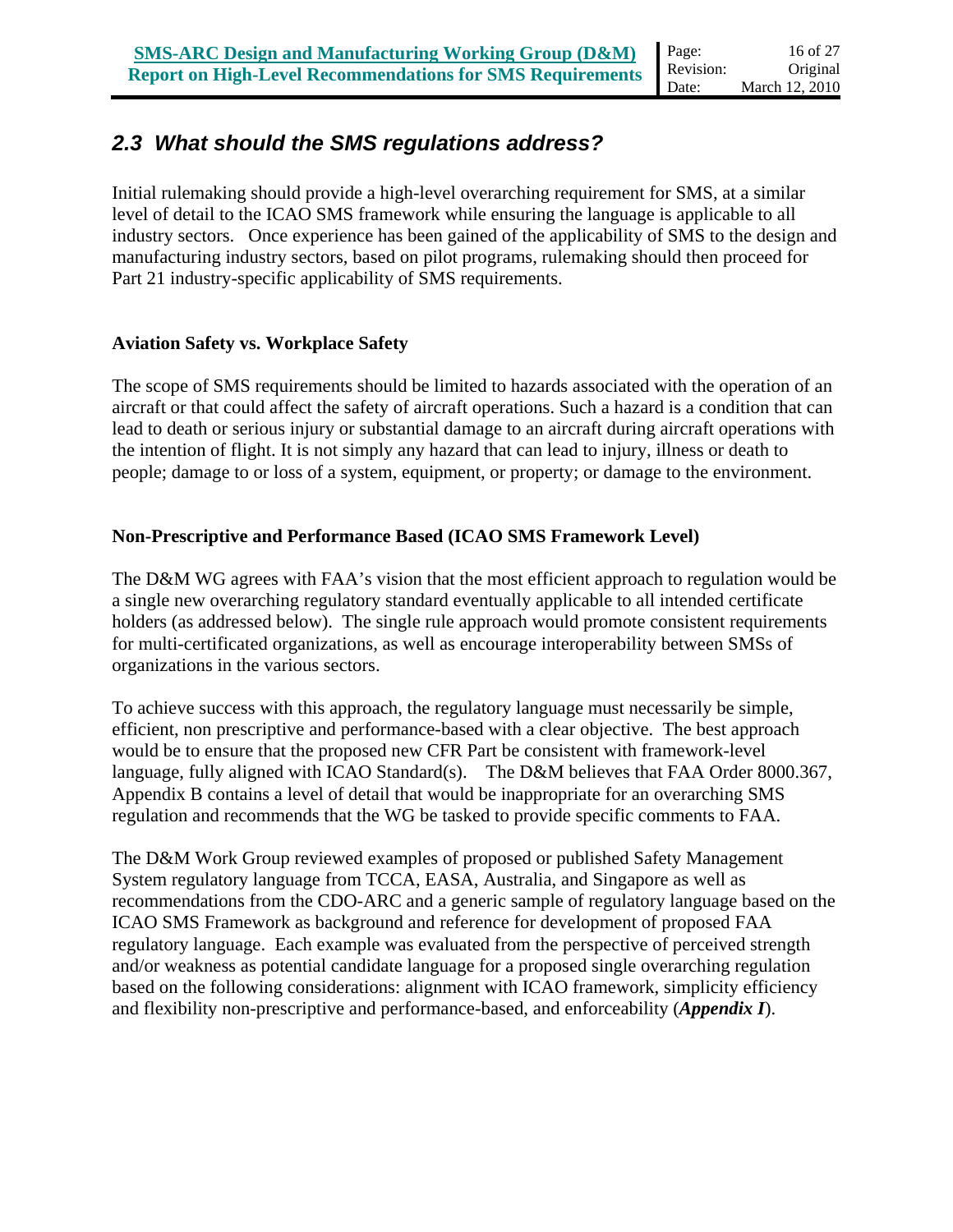## *2.3 What should the SMS regulations address?*

Initial rulemaking should provide a high-level overarching requirement for SMS, at a similar level of detail to the ICAO SMS framework while ensuring the language is applicable to all industry sectors. Once experience has been gained of the applicability of SMS to the design and manufacturing industry sectors, based on pilot programs, rulemaking should then proceed for Part 21 industry-specific applicability of SMS requirements.

**Aviation Safety vs. Workplace Safety**

The scope of SMS requirements should be limited to hazards associated with the operation of an aircraft or that could affect the safety of aircraft operations. Such a hazard is a condition that can lead to death or serious injury or substantial damage to an aircraft during aircraft operations with the intention of flight. It is not simply any hazard that can lead to injury, illness or death to people; damage to or loss of a system, equipment, or property; or damage to the environment.

**Non-Prescriptive and Performance Based (ICAO SMS Framework Level)**

The D&M WG agrees with FAA's vision that the most efficient approach to regulation would be a single new overarching regulatory standard eventually applicable to all intended certificate holders (as addressed below). The single rule approach would promote consistent requirements for multi-certificated organizations, as well as encourage interoperability between SMSs of organizations in the various sectors.

To achieve success with this approach, the regulatory language must necessarily be simple, efficient, non prescriptive and performance-based with a clear objective. The best approach would be to ensure that the proposed new CFR Part be consistent with framework-level language, fully aligned with ICAO Standard(s). The D&M believes that FAA Order 8000.367, Appendix B contains a level of detail that would be inappropriate for an overarching SMS regulation and recommends that the WG be tasked to provide specific comments to FAA.

The D&M Work Group reviewed examples of proposed or published Safety Management System regulatory language from TCCA, EASA, Australia, and Singapore as well as recommendations from the CDO-ARC and a generic sample of regulatory language based on the ICAO SMS Framework as background and reference for development of proposed FAA regulatory language. Each example was evaluated from the perspective of perceived strength and/or weakness as potential candidate language for a proposed single overarching regulation based on the following considerations: alignment with ICAO framework, simplicity efficiency and flexibility non-prescriptive and performance-based, and enforceability (***Appendix I***).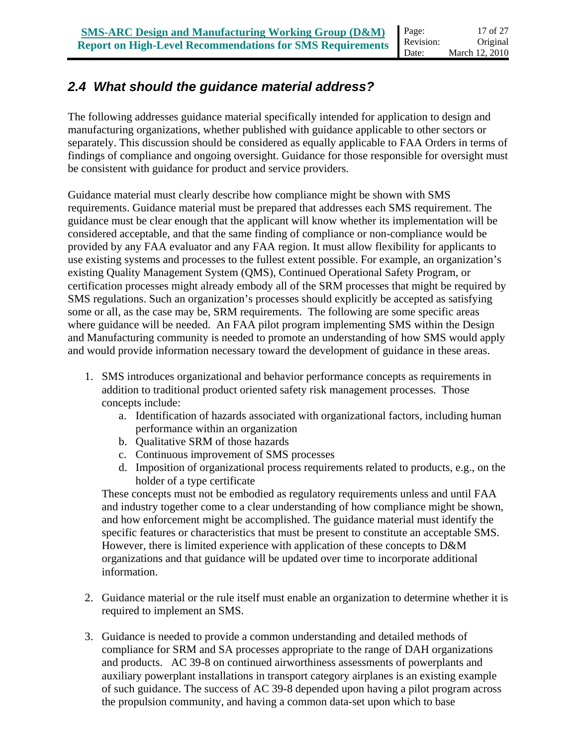## 2.4 *What should the guidance material address?*

The following addresses guidance material specifically intended for application to design and manufacturing organizations, whether published with guidance applicable to other sectors or separately. This discussion should be considered as equally applicable to FAA Orders in terms of findings of compliance and ongoing oversight. Guidance for those responsible for oversight must be consistent with guidance for product and service providers.

Guidance material must clearly describe how compliance might be shown with SMS requirements. Guidance material must be prepared that addresses each SMS requirement. The guidance must be clear enough that the applicant will know whether its implementation will be considered acceptable, and that the same finding of compliance or non-compliance would be provided by any FAA evaluator and any FAA region. It must allow flexibility for applicants to use existing systems and processes to the fullest extent possible. For example, an organization's existing Quality Management System (QMS), Continued Operational Safety Program, or certification processes might already embody all of the SRM processes that might be required by SMS regulations. Such an organization's processes should explicitly be accepted as satisfying some or all, as the case may be, SRM requirements. The following are some specific areas where guidance will be needed. An FAA pilot program implementing SMS within the Design and Manufacturing community is needed to promote an understanding of how SMS would apply and would provide information necessary toward the development of guidance in these areas.

1. SMS introduces organizational and behavior performance concepts as requirements in addition to traditional product oriented safety risk management processes. Those concepts include:
   a. Identification of hazards associated with organizational factors, including human performance within an organization
   b. Qualitative SRM of those hazards
   c. Continuous improvement of SMS processes
   d. Imposition of organizational process requirements related to products, e.g., on the holder of a type certificate

   These concepts must not be embodied as regulatory requirements unless and until FAA and industry together come to a clear understanding of how compliance might be shown, and how enforcement might be accomplished. The guidance material must identify the specific features or characteristics that must be present to constitute an acceptable SMS. However, there is limited experience with application of these concepts to D&M organizations and that guidance will be updated over time to incorporate additional information.

2. Guidance material or the rule itself must enable an organization to determine whether it is required to implement an SMS.

3. Guidance is needed to provide a common understanding and detailed methods of compliance for SRM and SA processes appropriate to the range of DAH organizations and products. AC 39-8 on continued airworthiness assessments of powerplants and auxiliary powerplant installations in transport category airplanes is an existing example of such guidance. The success of AC 39-8 depended upon having a pilot program across the propulsion community, and having a common data-set upon which to base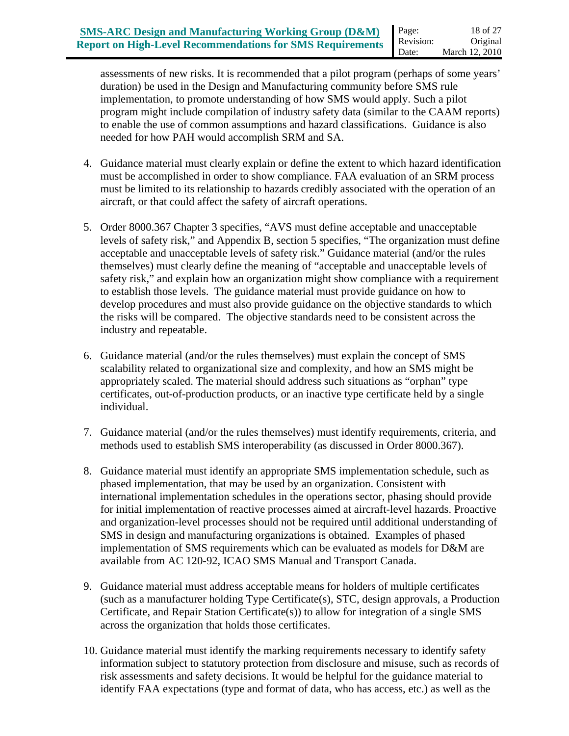assessments of new risks. It is recommended that a pilot program (perhaps of some years' duration) be used in the Design and Manufacturing community before SMS rule implementation, to promote understanding of how SMS would apply. Such a pilot program might include compilation of industry safety data (similar to the CAAM reports) to enable the use of common assumptions and hazard classifications. Guidance is also needed for how PAH would accomplish SRM and SA.

4. Guidance material must clearly explain or define the extent to which hazard identification must be accomplished in order to show compliance. FAA evaluation of an SRM process must be limited to its relationship to hazards credibly associated with the operation of an aircraft, or that could affect the safety of aircraft operations.

5. Order 8000.367 Chapter 3 specifies, "AVS must define acceptable and unacceptable levels of safety risk," and Appendix B, section 5 specifies, "The organization must define acceptable and unacceptable levels of safety risk." Guidance material (and/or the rules themselves) must clearly define the meaning of "acceptable and unacceptable levels of safety risk," and explain how an organization might show compliance with a requirement to establish those levels. The guidance material must provide guidance on how to develop procedures and must also provide guidance on the objective standards to which the risks will be compared. The objective standards need to be consistent across the industry and repeatable.

6. Guidance material (and/or the rules themselves) must explain the concept of SMS scalability related to organizational size and complexity, and how an SMS might be appropriately scaled. The material should address such situations as "orphan" type certificates, out-of-production products, or an inactive type certificate held by a single individual.

7. Guidance material (and/or the rules themselves) must identify requirements, criteria, and methods used to establish SMS interoperability (as discussed in Order 8000.367).

8. Guidance material must identify an appropriate SMS implementation schedule, such as phased implementation, that may be used by an organization. Consistent with international implementation schedules in the operations sector, phasing should provide for initial implementation of reactive processes aimed at aircraft-level hazards. Proactive and organization-level processes should not be required until additional understanding of SMS in design and manufacturing organizations is obtained. Examples of phased implementation of SMS requirements which can be evaluated as models for D&M are available from AC 120-92, ICAO SMS Manual and Transport Canada.

9. Guidance material must address acceptable means for holders of multiple certificates (such as a manufacturer holding Type Certificate(s), STC, design approvals, a Production Certificate, and Repair Station Certificate(s)) to allow for integration of a single SMS across the organization that holds those certificates.

10. Guidance material must identify the marking requirements necessary to identify safety information subject to statutory protection from disclosure and misuse, such as records of risk assessments and safety decisions. It would be helpful for the guidance material to identify FAA expectations (type and format of data, who has access, etc.) as well as the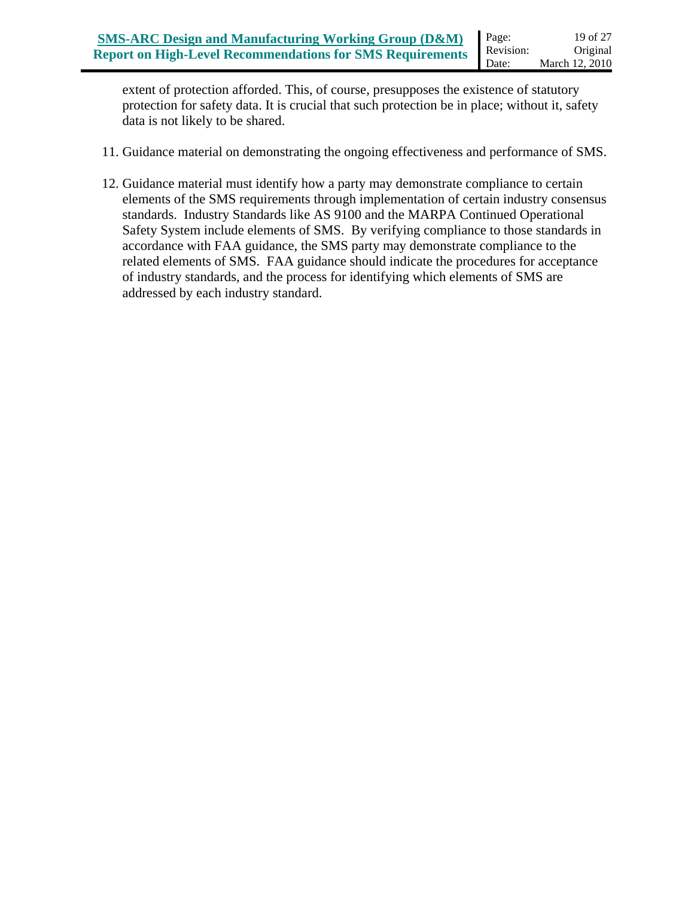extent of protection afforded. This, of course, presupposes the existence of statutory protection for safety data. It is crucial that such protection be in place; without it, safety data is not likely to be shared.

11. Guidance material on demonstrating the ongoing effectiveness and performance of SMS.

12. Guidance material must identify how a party may demonstrate compliance to certain elements of the SMS requirements through implementation of certain industry consensus standards. Industry Standards like AS 9100 and the MARPA Continued Operational Safety System include elements of SMS. By verifying compliance to those standards in accordance with FAA guidance, the SMS party may demonstrate compliance to the related elements of SMS. FAA guidance should indicate the procedures for acceptance of industry standards, and the process for identifying which elements of SMS are addressed by each industry standard.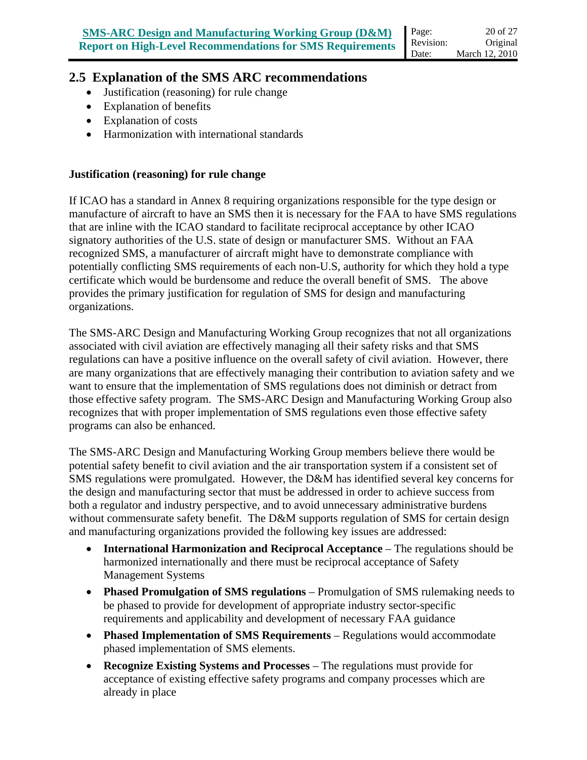## 2.5 Explanation of the SMS ARC recommendations

- Justification (reasoning) for rule change
- Explanation of benefits
- Explanation of costs
- Harmonization with international standards

**Justification (reasoning) for rule change**

If ICAO has a standard in Annex 8 requiring organizations responsible for the type design or manufacture of aircraft to have an SMS then it is necessary for the FAA to have SMS regulations that are inline with the ICAO standard to facilitate reciprocal acceptance by other ICAO signatory authorities of the U.S. state of design or manufacturer SMS. Without an FAA recognized SMS, a manufacturer of aircraft might have to demonstrate compliance with potentially conflicting SMS requirements of each non-U.S, authority for which they hold a type certificate which would be burdensome and reduce the overall benefit of SMS. The above provides the primary justification for regulation of SMS for design and manufacturing organizations.

The SMS-ARC Design and Manufacturing Working Group recognizes that not all organizations associated with civil aviation are effectively managing all their safety risks and that SMS regulations can have a positive influence on the overall safety of civil aviation. However, there are many organizations that are effectively managing their contribution to aviation safety and we want to ensure that the implementation of SMS regulations does not diminish or detract from those effective safety program. The SMS-ARC Design and Manufacturing Working Group also recognizes that with proper implementation of SMS regulations even those effective safety programs can also be enhanced.

The SMS-ARC Design and Manufacturing Working Group members believe there would be potential safety benefit to civil aviation and the air transportation system if a consistent set of SMS regulations were promulgated. However, the D&M has identified several key concerns for the design and manufacturing sector that must be addressed in order to achieve success from both a regulator and industry perspective, and to avoid unnecessary administrative burdens without commensurate safety benefit. The D&M supports regulation of SMS for certain design and manufacturing organizations provided the following key issues are addressed:

- **International Harmonization and Reciprocal Acceptance** – The regulations should be harmonized internationally and there must be reciprocal acceptance of Safety Management Systems
- **Phased Promulgation of SMS regulations** – Promulgation of SMS rulemaking needs to be phased to provide for development of appropriate industry sector-specific requirements and applicability and development of necessary FAA guidance
- **Phased Implementation of SMS Requirements** – Regulations would accommodate phased implementation of SMS elements.
- **Recognize Existing Systems and Processes** – The regulations must provide for acceptance of existing effective safety programs and company processes which are already in place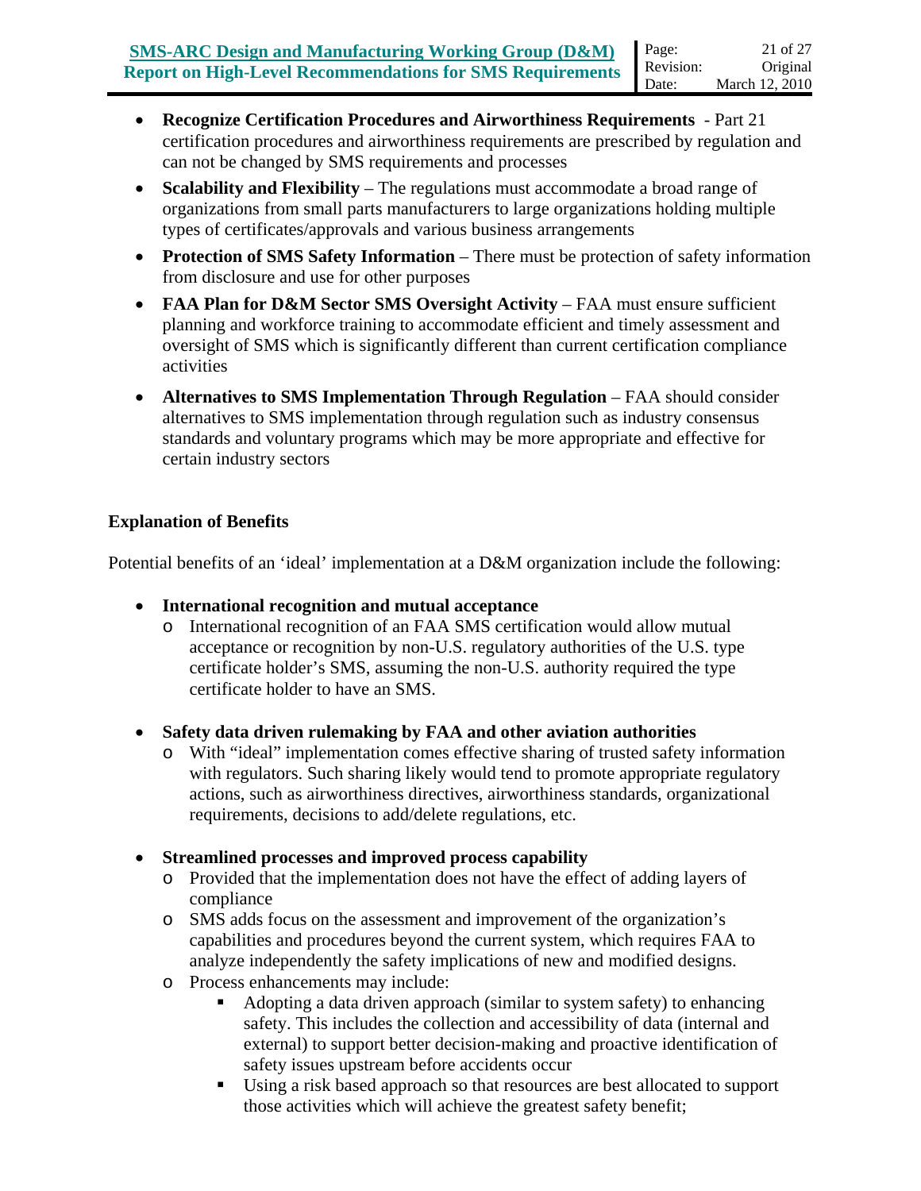- **Recognize Certification Procedures and Airworthiness Requirements** - Part 21 certification procedures and airworthiness requirements are prescribed by regulation and can not be changed by SMS requirements and processes
- **Scalability and Flexibility** – The regulations must accommodate a broad range of organizations from small parts manufacturers to large organizations holding multiple types of certificates/approvals and various business arrangements
- **Protection of SMS Safety Information** – There must be protection of safety information from disclosure and use for other purposes
- **FAA Plan for D&M Sector SMS Oversight Activity** – FAA must ensure sufficient planning and workforce training to accommodate efficient and timely assessment and oversight of SMS which is significantly different than current certification compliance activities
- **Alternatives to SMS Implementation Through Regulation** – FAA should consider alternatives to SMS implementation through regulation such as industry consensus standards and voluntary programs which may be more appropriate and effective for certain industry sectors

**Explanation of Benefits**

Potential benefits of an 'ideal' implementation at a D&M organization include the following:

- **International recognition and mutual acceptance**
  - International recognition of an FAA SMS certification would allow mutual acceptance or recognition by non-U.S. regulatory authorities of the U.S. type certificate holder's SMS, assuming the non-U.S. authority required the type certificate holder to have an SMS.

- **Safety data driven rulemaking by FAA and other aviation authorities**
  - With "ideal" implementation comes effective sharing of trusted safety information with regulators. Such sharing likely would tend to promote appropriate regulatory actions, such as airworthiness directives, airworthiness standards, organizational requirements, decisions to add/delete regulations, etc.

- **Streamlined processes and improved process capability**
  - Provided that the implementation does not have the effect of adding layers of compliance
  - SMS adds focus on the assessment and improvement of the organization's capabilities and procedures beyond the current system, which requires FAA to analyze independently the safety implications of new and modified designs.
  - Process enhancements may include:
    - Adopting a data driven approach (similar to system safety) to enhancing safety. This includes the collection and accessibility of data (internal and external) to support better decision-making and proactive identification of safety issues upstream before accidents occur
    - Using a risk based approach so that resources are best allocated to support those activities which will achieve the greatest safety benefit;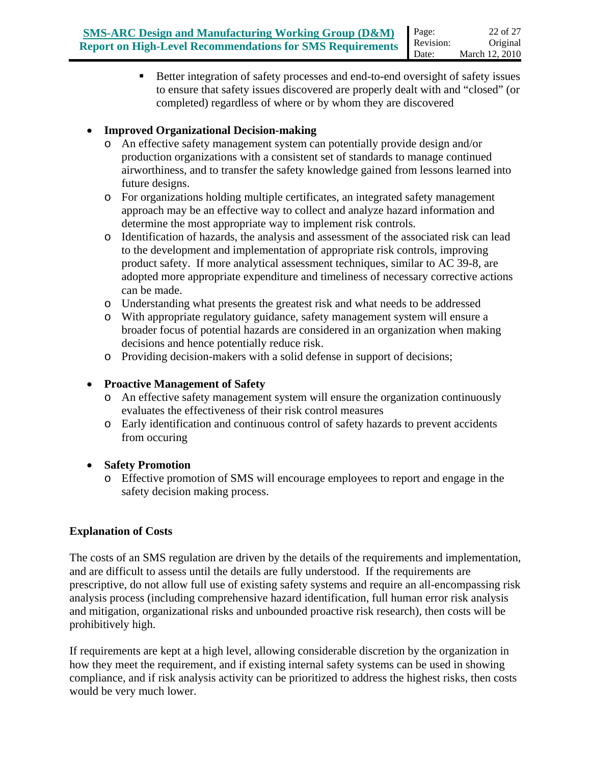- Better integration of safety processes and end-to-end oversight of safety issues to ensure that safety issues discovered are properly dealt with and "closed" (or completed) regardless of where or by whom they are discovered

- **Improved Organizational Decision-making**
  - An effective safety management system can potentially provide design and/or production organizations with a consistent set of standards to manage continued airworthiness, and to transfer the safety knowledge gained from lessons learned into future designs.
  - For organizations holding multiple certificates, an integrated safety management approach may be an effective way to collect and analyze hazard information and determine the most appropriate way to implement risk controls.
  - Identification of hazards, the analysis and assessment of the associated risk can lead to the development and implementation of appropriate risk controls, improving product safety. If more analytical assessment techniques, similar to AC 39-8, are adopted more appropriate expenditure and timeliness of necessary corrective actions can be made.
  - Understanding what presents the greatest risk and what needs to be addressed
  - With appropriate regulatory guidance, safety management system will ensure a broader focus of potential hazards are considered in an organization when making decisions and hence potentially reduce risk.
  - Providing decision-makers with a solid defense in support of decisions;

- **Proactive Management of Safety**
  - An effective safety management system will ensure the organization continuously evaluates the effectiveness of their risk control measures
  - Early identification and continuous control of safety hazards to prevent accidents from occuring

- **Safety Promotion**
  - Effective promotion of SMS will encourage employees to report and engage in the safety decision making process.

**Explanation of Costs**

The costs of an SMS regulation are driven by the details of the requirements and implementation, and are difficult to assess until the details are fully understood. If the requirements are prescriptive, do not allow full use of existing safety systems and require an all-encompassing risk analysis process (including comprehensive hazard identification, full human error risk analysis and mitigation, organizational risks and unbounded proactive risk research), then costs will be prohibitively high.

If requirements are kept at a high level, allowing considerable discretion by the organization in how they meet the requirement, and if existing internal safety systems can be used in showing compliance, and if risk analysis activity can be prioritized to address the highest risks, then costs would be very much lower.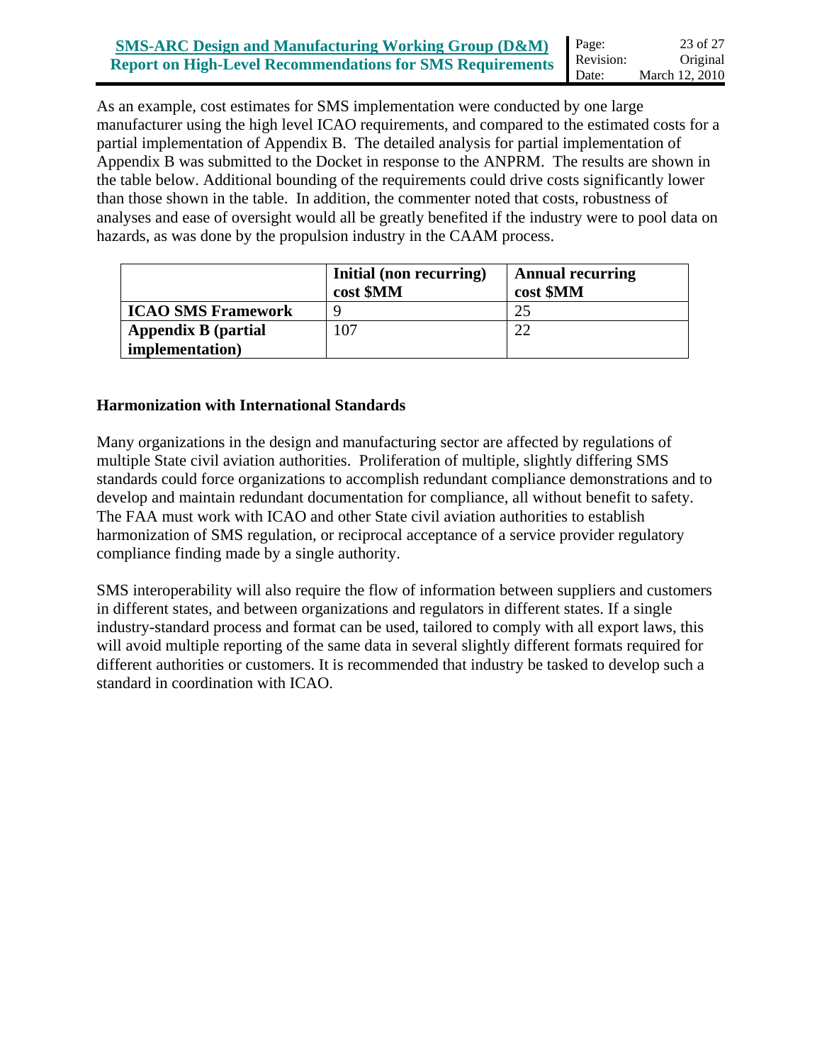As an example, cost estimates for SMS implementation were conducted by one large manufacturer using the high level ICAO requirements, and compared to the estimated costs for a partial implementation of Appendix B. The detailed analysis for partial implementation of Appendix B was submitted to the Docket in response to the ANPRM. The results are shown in the table below. Additional bounding of the requirements could drive costs significantly lower than those shown in the table. In addition, the commenter noted that costs, robustness of analyses and ease of oversight would all be greatly benefited if the industry were to pool data on hazards, as was done by the propulsion industry in the CAAM process.

| | **Initial (non recurring) cost $MM** | **Annual recurring cost $MM** |
|---|---|---|
| **ICAO SMS Framework** | 9 | 25 |
| **Appendix B (partial implementation)** | 107 | 22 |

**Harmonization with International Standards**

Many organizations in the design and manufacturing sector are affected by regulations of multiple State civil aviation authorities. Proliferation of multiple, slightly differing SMS standards could force organizations to accomplish redundant compliance demonstrations and to develop and maintain redundant documentation for compliance, all without benefit to safety. The FAA must work with ICAO and other State civil aviation authorities to establish harmonization of SMS regulation, or reciprocal acceptance of a service provider regulatory compliance finding made by a single authority.

SMS interoperability will also require the flow of information between suppliers and customers in different states, and between organizations and regulators in different states. If a single industry-standard process and format can be used, tailored to comply with all export laws, this will avoid multiple reporting of the same data in several slightly different formats required for different authorities or customers. It is recommended that industry be tasked to develop such a standard in coordination with ICAO.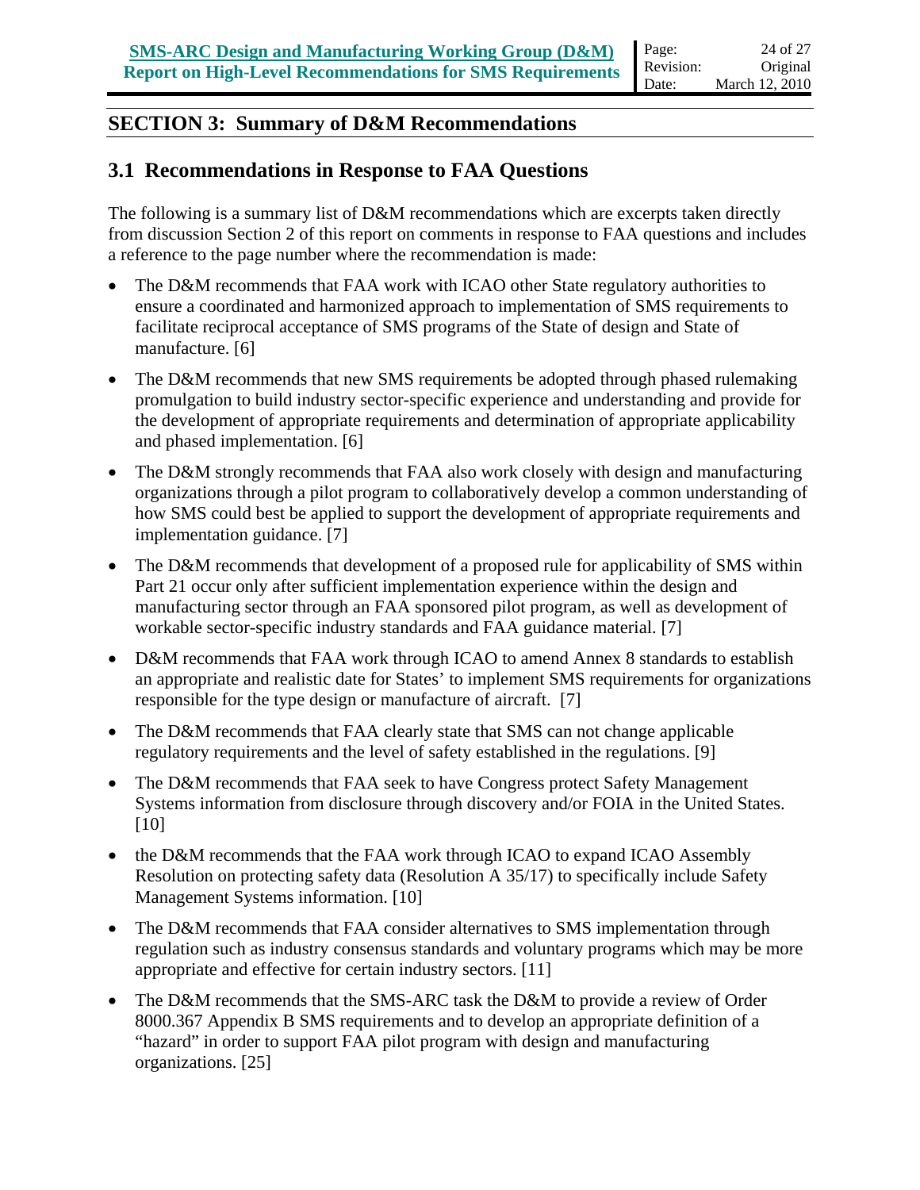## SECTION 3: Summary of D&M Recommendations

### 3.1 Recommendations in Response to FAA Questions

The following is a summary list of D&M recommendations which are excerpts taken directly from discussion Section 2 of this report on comments in response to FAA questions and includes a reference to the page number where the recommendation is made:

- The D&M recommends that FAA work with ICAO other State regulatory authorities to ensure a coordinated and harmonized approach to implementation of SMS requirements to facilitate reciprocal acceptance of SMS programs of the State of design and State of manufacture. [6]
- The D&M recommends that new SMS requirements be adopted through phased rulemaking promulgation to build industry sector-specific experience and understanding and provide for the development of appropriate requirements and determination of appropriate applicability and phased implementation. [6]
- The D&M strongly recommends that FAA also work closely with design and manufacturing organizations through a pilot program to collaboratively develop a common understanding of how SMS could best be applied to support the development of appropriate requirements and implementation guidance. [7]
- The D&M recommends that development of a proposed rule for applicability of SMS within Part 21 occur only after sufficient implementation experience within the design and manufacturing sector through an FAA sponsored pilot program, as well as development of workable sector-specific industry standards and FAA guidance material. [7]
- D&M recommends that FAA work through ICAO to amend Annex 8 standards to establish an appropriate and realistic date for States' to implement SMS requirements for organizations responsible for the type design or manufacture of aircraft. [7]
- The D&M recommends that FAA clearly state that SMS can not change applicable regulatory requirements and the level of safety established in the regulations. [9]
- The D&M recommends that FAA seek to have Congress protect Safety Management Systems information from disclosure through discovery and/or FOIA in the United States. [10]
- the D&M recommends that the FAA work through ICAO to expand ICAO Assembly Resolution on protecting safety data (Resolution A 35/17) to specifically include Safety Management Systems information. [10]
- The D&M recommends that FAA consider alternatives to SMS implementation through regulation such as industry consensus standards and voluntary programs which may be more appropriate and effective for certain industry sectors. [11]
- The D&M recommends that the SMS-ARC task the D&M to provide a review of Order 8000.367 Appendix B SMS requirements and to develop an appropriate definition of a "hazard" in order to support FAA pilot program with design and manufacturing organizations. [25]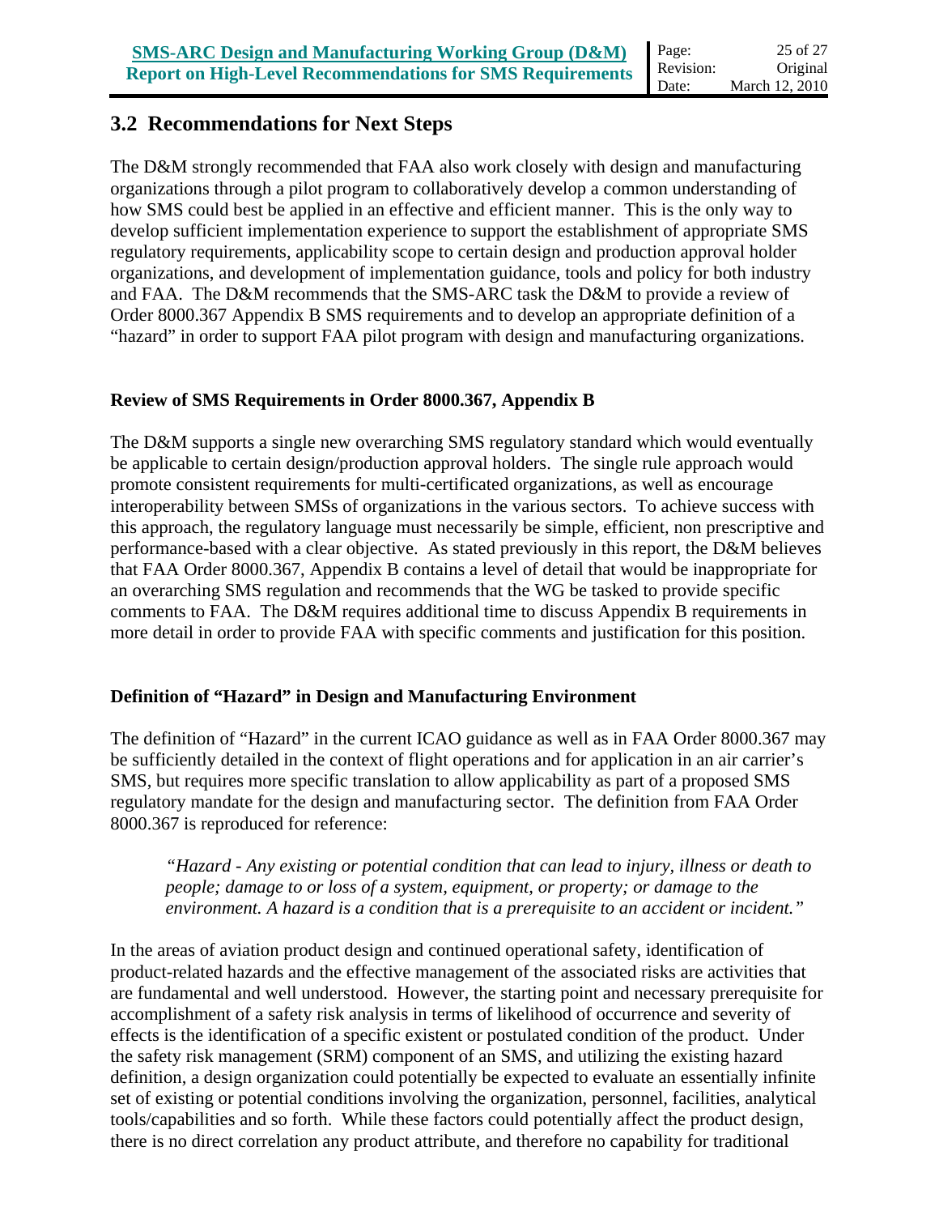## 3.2 Recommendations for Next Steps

The D&M strongly recommended that FAA also work closely with design and manufacturing organizations through a pilot program to collaboratively develop a common understanding of how SMS could best be applied in an effective and efficient manner. This is the only way to develop sufficient implementation experience to support the establishment of appropriate SMS regulatory requirements, applicability scope to certain design and production approval holder organizations, and development of implementation guidance, tools and policy for both industry and FAA. The D&M recommends that the SMS-ARC task the D&M to provide a review of Order 8000.367 Appendix B SMS requirements and to develop an appropriate definition of a "hazard" in order to support FAA pilot program with design and manufacturing organizations.

### Review of SMS Requirements in Order 8000.367, Appendix B

The D&M supports a single new overarching SMS regulatory standard which would eventually be applicable to certain design/production approval holders. The single rule approach would promote consistent requirements for multi-certificated organizations, as well as encourage interoperability between SMSs of organizations in the various sectors. To achieve success with this approach, the regulatory language must necessarily be simple, efficient, non prescriptive and performance-based with a clear objective. As stated previously in this report, the D&M believes that FAA Order 8000.367, Appendix B contains a level of detail that would be inappropriate for an overarching SMS regulation and recommends that the WG be tasked to provide specific comments to FAA. The D&M requires additional time to discuss Appendix B requirements in more detail in order to provide FAA with specific comments and justification for this position.

### Definition of "Hazard" in Design and Manufacturing Environment

The definition of "Hazard" in the current ICAO guidance as well as in FAA Order 8000.367 may be sufficiently detailed in the context of flight operations and for application in an air carrier's SMS, but requires more specific translation to allow applicability as part of a proposed SMS regulatory mandate for the design and manufacturing sector. The definition from FAA Order 8000.367 is reproduced for reference:

> *"Hazard - Any existing or potential condition that can lead to injury, illness or death to people; damage to or loss of a system, equipment, or property; or damage to the environment. A hazard is a condition that is a prerequisite to an accident or incident."*

In the areas of aviation product design and continued operational safety, identification of product-related hazards and the effective management of the associated risks are activities that are fundamental and well understood. However, the starting point and necessary prerequisite for accomplishment of a safety risk analysis in terms of likelihood of occurrence and severity of effects is the identification of a specific existent or postulated condition of the product. Under the safety risk management (SRM) component of an SMS, and utilizing the existing hazard definition, a design organization could potentially be expected to evaluate an essentially infinite set of existing or potential conditions involving the organization, personnel, facilities, analytical tools/capabilities and so forth. While these factors could potentially affect the product design, there is no direct correlation any product attribute, and therefore no capability for traditional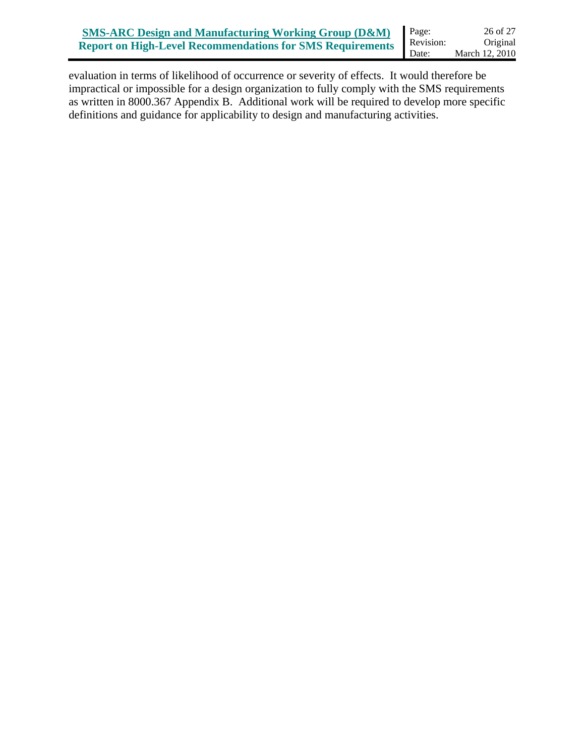evaluation in terms of likelihood of occurrence or severity of effects. It would therefore be impractical or impossible for a design organization to fully comply with the SMS requirements as written in 8000.367 Appendix B. Additional work will be required to develop more specific definitions and guidance for applicability to design and manufacturing activities.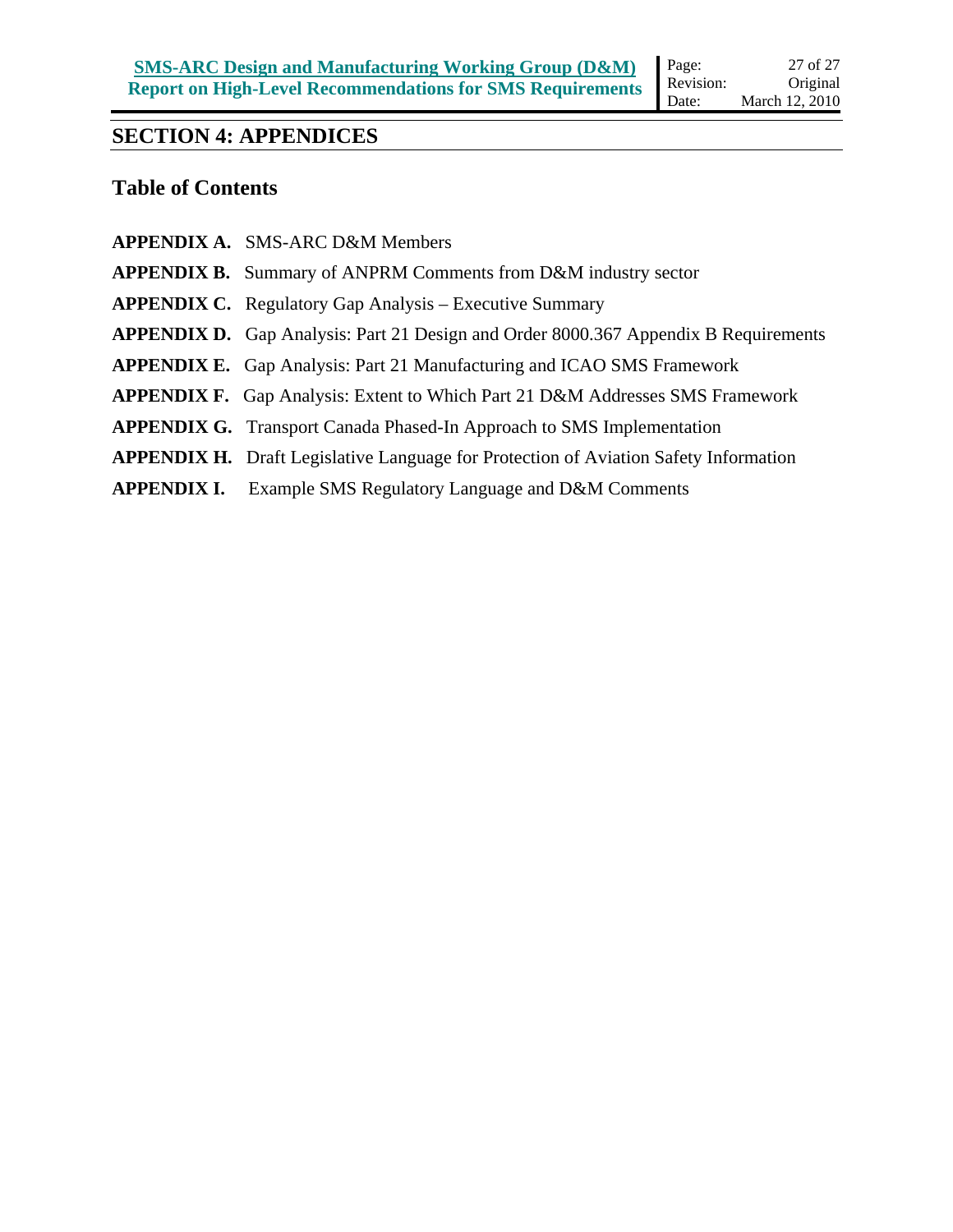# SECTION 4: APPENDICES

## Table of Contents

**APPENDIX A.** SMS-ARC D&M Members

**APPENDIX B.** Summary of ANPRM Comments from D&M industry sector

**APPENDIX C.** Regulatory Gap Analysis – Executive Summary

**APPENDIX D.** Gap Analysis: Part 21 Design and Order 8000.367 Appendix B Requirements

**APPENDIX E.** Gap Analysis: Part 21 Manufacturing and ICAO SMS Framework

**APPENDIX F.** Gap Analysis: Extent to Which Part 21 D&M Addresses SMS Framework

**APPENDIX G.** Transport Canada Phased-In Approach to SMS Implementation

**APPENDIX H.** Draft Legislative Language for Protection of Aviation Safety Information

**APPENDIX I.** Example SMS Regulatory Language and D&M Comments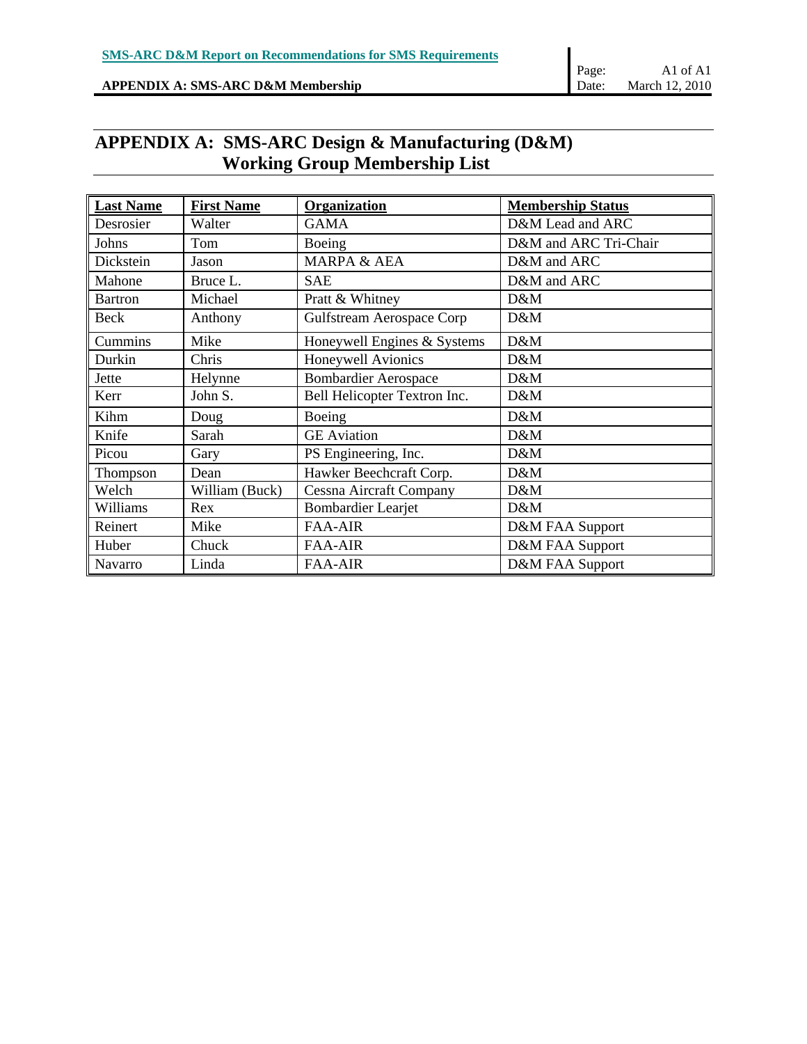# APPENDIX A: SMS-ARC Design & Manufacturing (D&M) Working Group Membership List

| Last Name | First Name | Organization | Membership Status |
|---|---|---|---|
| Desrosier | Walter | GAMA | D&M Lead and ARC |
| Johns | Tom | Boeing | D&M and ARC Tri-Chair |
| Dickstein | Jason | MARPA & AEA | D&M and ARC |
| Mahone | Bruce L. | SAE | D&M and ARC |
| Bartron | Michael | Pratt & Whitney | D&M |
| Beck | Anthony | Gulfstream Aerospace Corp | D&M |
| Cummins | Mike | Honeywell Engines & Systems | D&M |
| Durkin | Chris | Honeywell Avionics | D&M |
| Jette | Helynne | Bombardier Aerospace | D&M |
| Kerr | John S. | Bell Helicopter Textron Inc. | D&M |
| Kihm | Doug | Boeing | D&M |
| Knife | Sarah | GE Aviation | D&M |
| Picou | Gary | PS Engineering, Inc. | D&M |
| Thompson | Dean | Hawker Beechcraft Corp. | D&M |
| Welch | William (Buck) | Cessna Aircraft Company | D&M |
| Williams | Rex | Bombardier Learjet | D&M |
| Reinert | Mike | FAA-AIR | D&M FAA Support |
| Huber | Chuck | FAA-AIR | D&M FAA Support |
| Navarro | Linda | FAA-AIR | D&M FAA Support |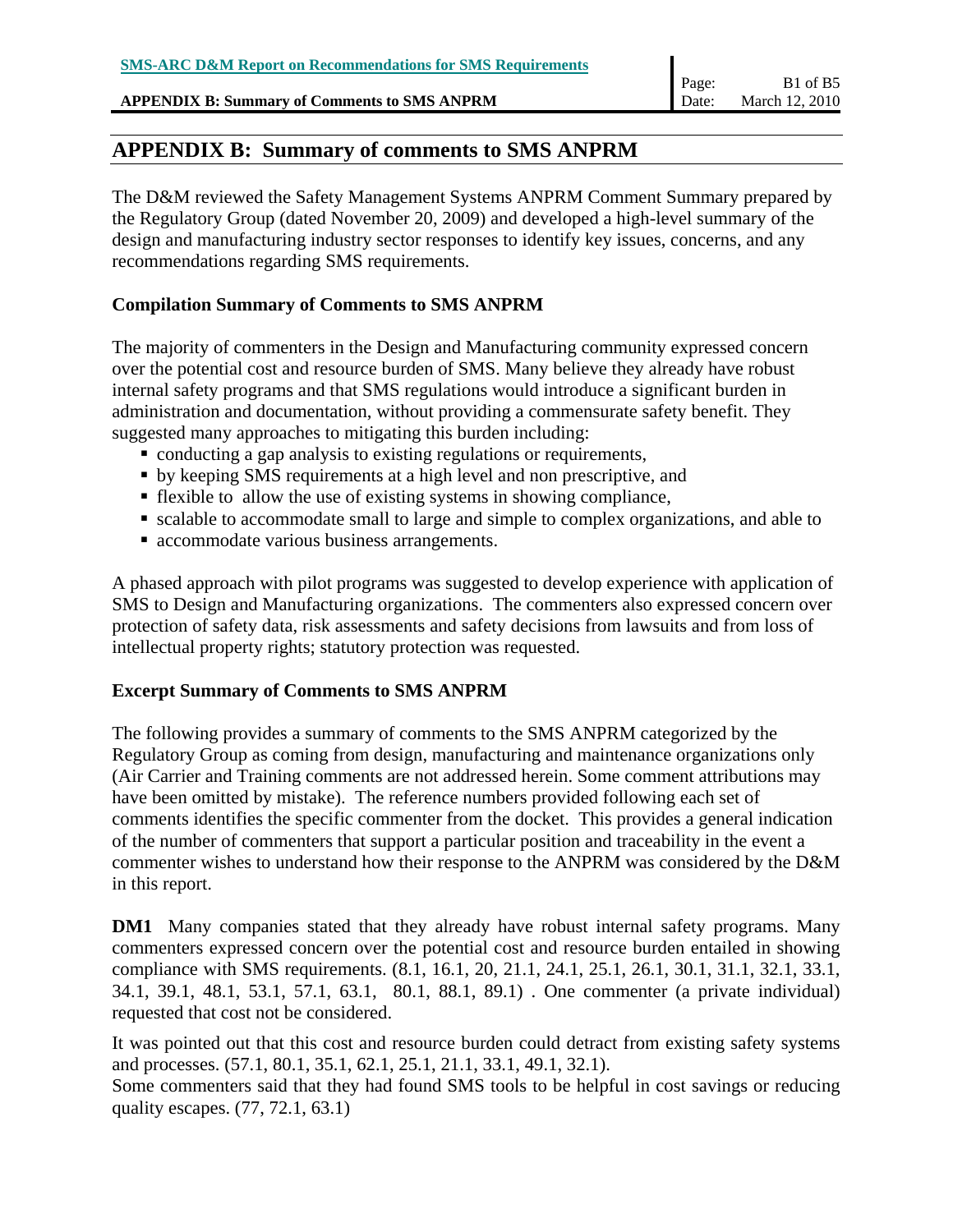# APPENDIX B: Summary of comments to SMS ANPRM

The D&M reviewed the Safety Management Systems ANPRM Comment Summary prepared by the Regulatory Group (dated November 20, 2009) and developed a high-level summary of the design and manufacturing industry sector responses to identify key issues, concerns, and any recommendations regarding SMS requirements.

### Compilation Summary of Comments to SMS ANPRM

The majority of commenters in the Design and Manufacturing community expressed concern over the potential cost and resource burden of SMS. Many believe they already have robust internal safety programs and that SMS regulations would introduce a significant burden in administration and documentation, without providing a commensurate safety benefit. They suggested many approaches to mitigating this burden including:

- conducting a gap analysis to existing regulations or requirements,
- by keeping SMS requirements at a high level and non prescriptive, and
- flexible to allow the use of existing systems in showing compliance,
- scalable to accommodate small to large and simple to complex organizations, and able to
- accommodate various business arrangements.

A phased approach with pilot programs was suggested to develop experience with application of SMS to Design and Manufacturing organizations. The commenters also expressed concern over protection of safety data, risk assessments and safety decisions from lawsuits and from loss of intellectual property rights; statutory protection was requested.

### Excerpt Summary of Comments to SMS ANPRM

The following provides a summary of comments to the SMS ANPRM categorized by the Regulatory Group as coming from design, manufacturing and maintenance organizations only (Air Carrier and Training comments are not addressed herein. Some comment attributions may have been omitted by mistake). The reference numbers provided following each set of comments identifies the specific commenter from the docket. This provides a general indication of the number of commenters that support a particular position and traceability in the event a commenter wishes to understand how their response to the ANPRM was considered by the D&M in this report.

**DM1** Many companies stated that they already have robust internal safety programs. Many commenters expressed concern over the potential cost and resource burden entailed in showing compliance with SMS requirements. (8.1, 16.1, 20, 21.1, 24.1, 25.1, 26.1, 30.1, 31.1, 32.1, 33.1, 34.1, 39.1, 48.1, 53.1, 57.1, 63.1, 80.1, 88.1, 89.1) . One commenter (a private individual) requested that cost not be considered.

It was pointed out that this cost and resource burden could detract from existing safety systems and processes. (57.1, 80.1, 35.1, 62.1, 25.1, 21.1, 33.1, 49.1, 32.1).
Some commenters said that they had found SMS tools to be helpful in cost savings or reducing quality escapes. (77, 72.1, 63.1)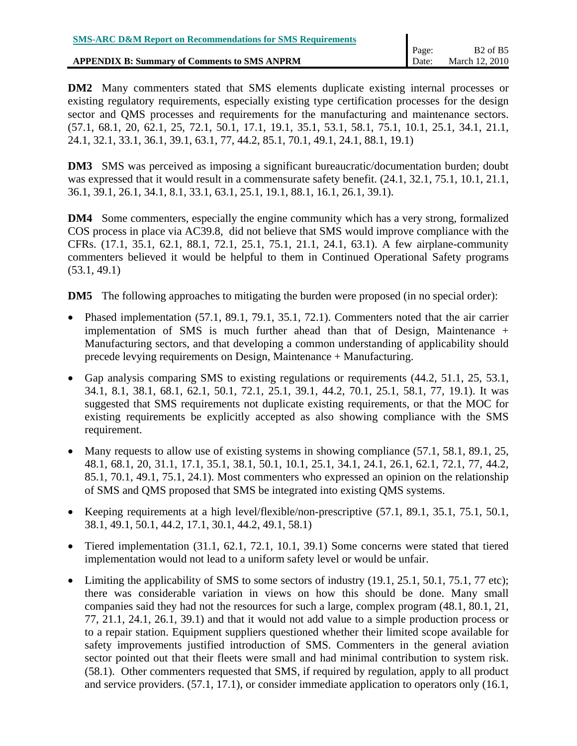**DM2** Many commenters stated that SMS elements duplicate existing internal processes or existing regulatory requirements, especially existing type certification processes for the design sector and QMS processes and requirements for the manufacturing and maintenance sectors. (57.1, 68.1, 20, 62.1, 25, 72.1, 50.1, 17.1, 19.1, 35.1, 53.1, 58.1, 75.1, 10.1, 25.1, 34.1, 21.1, 24.1, 32.1, 33.1, 36.1, 39.1, 63.1, 77, 44.2, 85.1, 70.1, 49.1, 24.1, 88.1, 19.1)

**DM3** SMS was perceived as imposing a significant bureaucratic/documentation burden; doubt was expressed that it would result in a commensurate safety benefit. (24.1, 32.1, 75.1, 10.1, 21.1, 36.1, 39.1, 26.1, 34.1, 8.1, 33.1, 63.1, 25.1, 19.1, 88.1, 16.1, 26.1, 39.1).

**DM4** Some commenters, especially the engine community which has a very strong, formalized COS process in place via AC39.8, did not believe that SMS would improve compliance with the CFRs. (17.1, 35.1, 62.1, 88.1, 72.1, 25.1, 75.1, 21.1, 24.1, 63.1). A few airplane-community commenters believed it would be helpful to them in Continued Operational Safety programs (53.1, 49.1)

**DM5** The following approaches to mitigating the burden were proposed (in no special order):

- Phased implementation (57.1, 89.1, 79.1, 35.1, 72.1). Commenters noted that the air carrier implementation of SMS is much further ahead than that of Design, Maintenance + Manufacturing sectors, and that developing a common understanding of applicability should precede levying requirements on Design, Maintenance + Manufacturing.
- Gap analysis comparing SMS to existing regulations or requirements (44.2, 51.1, 25, 53.1, 34.1, 8.1, 38.1, 68.1, 62.1, 50.1, 72.1, 25.1, 39.1, 44.2, 70.1, 25.1, 58.1, 77, 19.1). It was suggested that SMS requirements not duplicate existing requirements, or that the MOC for existing requirements be explicitly accepted as also showing compliance with the SMS requirement.
- Many requests to allow use of existing systems in showing compliance (57.1, 58.1, 89.1, 25, 48.1, 68.1, 20, 31.1, 17.1, 35.1, 38.1, 50.1, 10.1, 25.1, 34.1, 24.1, 26.1, 62.1, 72.1, 77, 44.2, 85.1, 70.1, 49.1, 75.1, 24.1). Most commenters who expressed an opinion on the relationship of SMS and QMS proposed that SMS be integrated into existing QMS systems.
- Keeping requirements at a high level/flexible/non-prescriptive (57.1, 89.1, 35.1, 75.1, 50.1, 38.1, 49.1, 50.1, 44.2, 17.1, 30.1, 44.2, 49.1, 58.1)
- Tiered implementation (31.1, 62.1, 72.1, 10.1, 39.1) Some concerns were stated that tiered implementation would not lead to a uniform safety level or would be unfair.
- Limiting the applicability of SMS to some sectors of industry (19.1, 25.1, 50.1, 75.1, 77 etc); there was considerable variation in views on how this should be done. Many small companies said they had not the resources for such a large, complex program (48.1, 80.1, 21, 77, 21.1, 24.1, 26.1, 39.1) and that it would not add value to a simple production process or to a repair station. Equipment suppliers questioned whether their limited scope available for safety improvements justified introduction of SMS. Commenters in the general aviation sector pointed out that their fleets were small and had minimal contribution to system risk. (58.1). Other commenters requested that SMS, if required by regulation, apply to all product and service providers. (57.1, 17.1), or consider immediate application to operators only (16.1,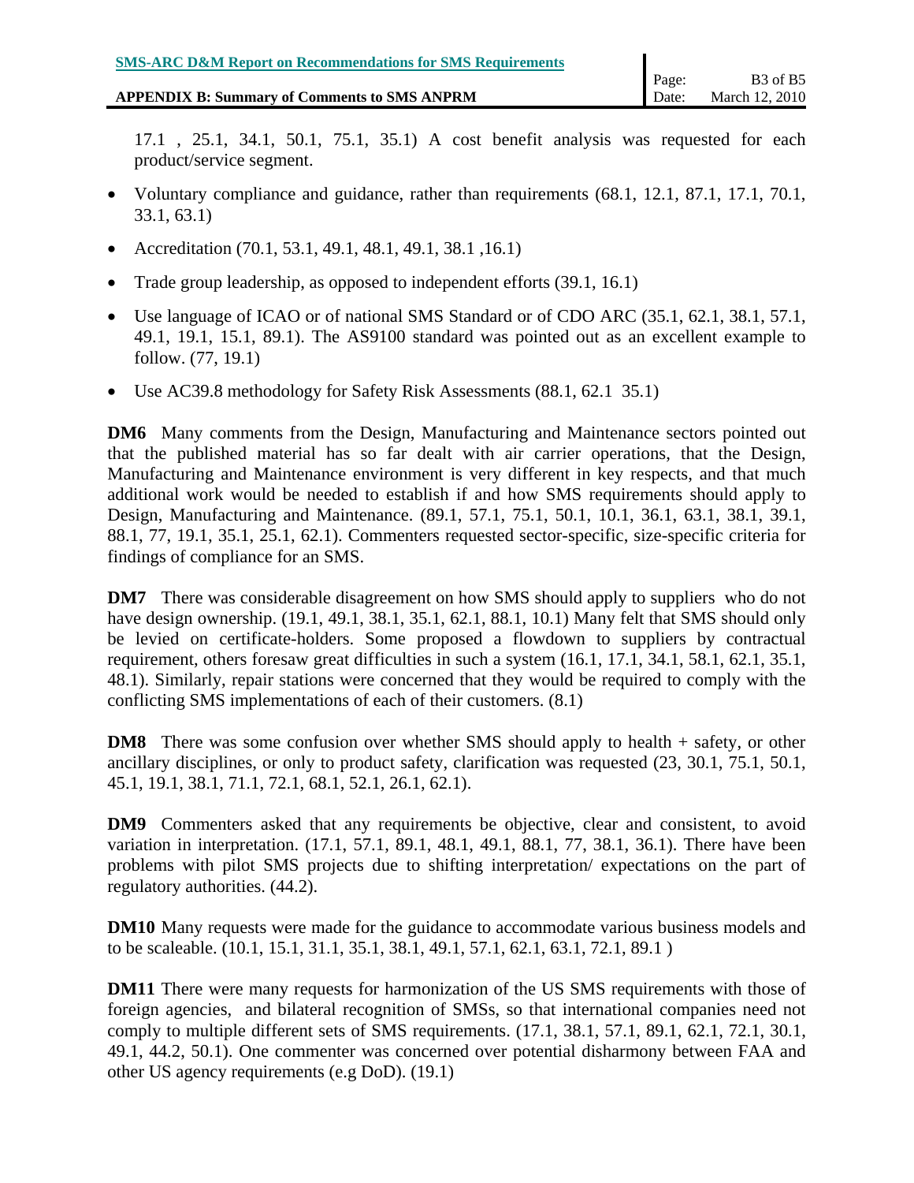17.1 , 25.1, 34.1, 50.1, 75.1, 35.1) A cost benefit analysis was requested for each product/service segment.

- Voluntary compliance and guidance, rather than requirements (68.1, 12.1, 87.1, 17.1, 70.1, 33.1, 63.1)
- Accreditation (70.1, 53.1, 49.1, 48.1, 49.1, 38.1 ,16.1)
- Trade group leadership, as opposed to independent efforts (39.1, 16.1)
- Use language of ICAO or of national SMS Standard or of CDO ARC (35.1, 62.1, 38.1, 57.1, 49.1, 19.1, 15.1, 89.1). The AS9100 standard was pointed out as an excellent example to follow. (77, 19.1)
- Use AC39.8 methodology for Safety Risk Assessments (88.1, 62.1 35.1)

**DM6** Many comments from the Design, Manufacturing and Maintenance sectors pointed out that the published material has so far dealt with air carrier operations, that the Design, Manufacturing and Maintenance environment is very different in key respects, and that much additional work would be needed to establish if and how SMS requirements should apply to Design, Manufacturing and Maintenance. (89.1, 57.1, 75.1, 50.1, 10.1, 36.1, 63.1, 38.1, 39.1, 88.1, 77, 19.1, 35.1, 25.1, 62.1). Commenters requested sector-specific, size-specific criteria for findings of compliance for an SMS.

**DM7** There was considerable disagreement on how SMS should apply to suppliers who do not have design ownership. (19.1, 49.1, 38.1, 35.1, 62.1, 88.1, 10.1) Many felt that SMS should only be levied on certificate-holders. Some proposed a flowdown to suppliers by contractual requirement, others foresaw great difficulties in such a system (16.1, 17.1, 34.1, 58.1, 62.1, 35.1, 48.1). Similarly, repair stations were concerned that they would be required to comply with the conflicting SMS implementations of each of their customers. (8.1)

**DM8** There was some confusion over whether SMS should apply to health + safety, or other ancillary disciplines, or only to product safety, clarification was requested (23, 30.1, 75.1, 50.1, 45.1, 19.1, 38.1, 71.1, 72.1, 68.1, 52.1, 26.1, 62.1).

**DM9** Commenters asked that any requirements be objective, clear and consistent, to avoid variation in interpretation. (17.1, 57.1, 89.1, 48.1, 49.1, 88.1, 77, 38.1, 36.1). There have been problems with pilot SMS projects due to shifting interpretation/ expectations on the part of regulatory authorities. (44.2).

**DM10** Many requests were made for the guidance to accommodate various business models and to be scaleable. (10.1, 15.1, 31.1, 35.1, 38.1, 49.1, 57.1, 62.1, 63.1, 72.1, 89.1 )

**DM11** There were many requests for harmonization of the US SMS requirements with those of foreign agencies, and bilateral recognition of SMSs, so that international companies need not comply to multiple different sets of SMS requirements. (17.1, 38.1, 57.1, 89.1, 62.1, 72.1, 30.1, 49.1, 44.2, 50.1). One commenter was concerned over potential disharmony between FAA and other US agency requirements (e.g DoD). (19.1)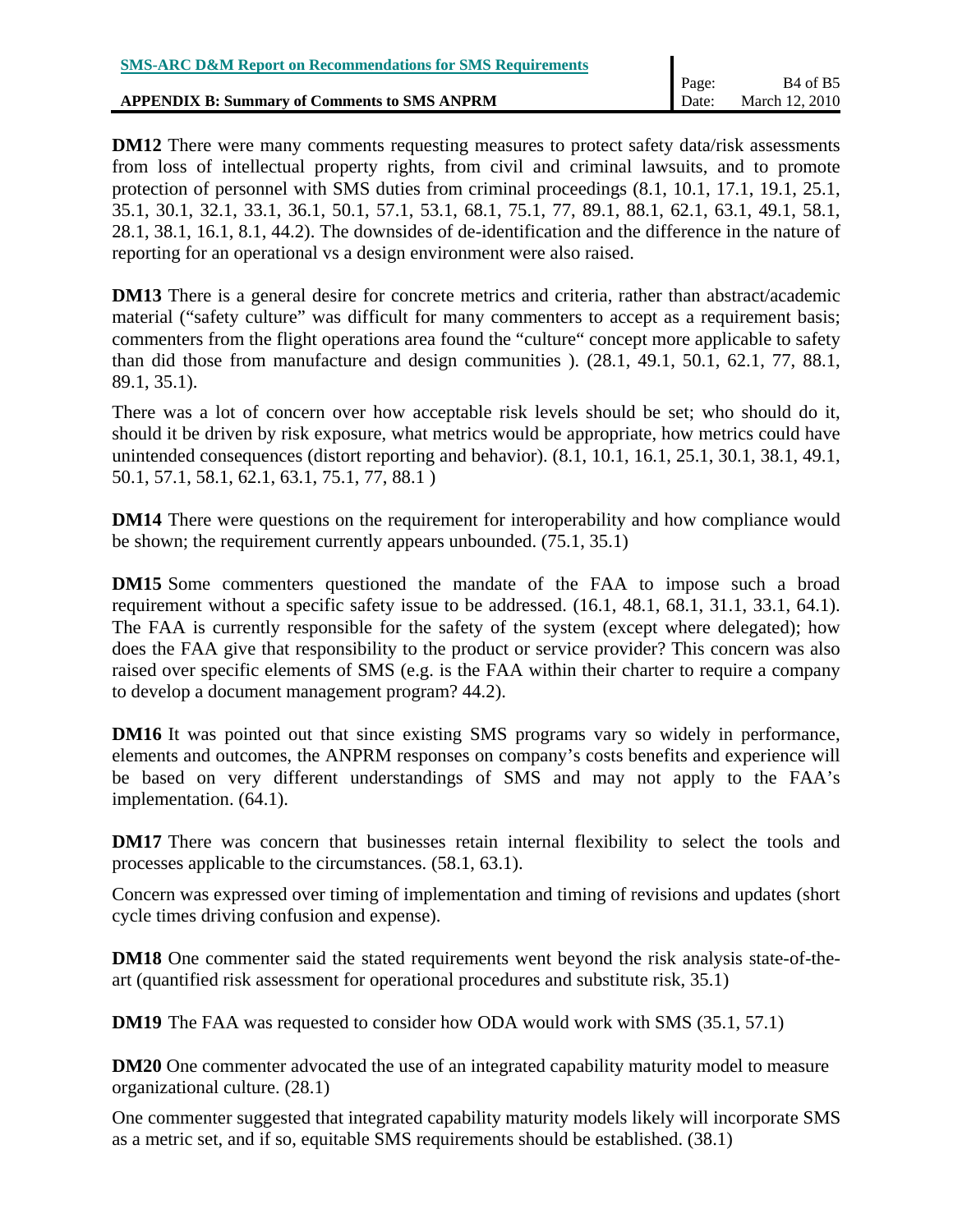**DM12** There were many comments requesting measures to protect safety data/risk assessments from loss of intellectual property rights, from civil and criminal lawsuits, and to promote protection of personnel with SMS duties from criminal proceedings (8.1, 10.1, 17.1, 19.1, 25.1, 35.1, 30.1, 32.1, 33.1, 36.1, 50.1, 57.1, 53.1, 68.1, 75.1, 77, 89.1, 88.1, 62.1, 63.1, 49.1, 58.1, 28.1, 38.1, 16.1, 8.1, 44.2). The downsides of de-identification and the difference in the nature of reporting for an operational vs a design environment were also raised.

**DM13** There is a general desire for concrete metrics and criteria, rather than abstract/academic material ("safety culture" was difficult for many commenters to accept as a requirement basis; commenters from the flight operations area found the "culture" concept more applicable to safety than did those from manufacture and design communities ). (28.1, 49.1, 50.1, 62.1, 77, 88.1, 89.1, 35.1).

There was a lot of concern over how acceptable risk levels should be set; who should do it, should it be driven by risk exposure, what metrics would be appropriate, how metrics could have unintended consequences (distort reporting and behavior). (8.1, 10.1, 16.1, 25.1, 30.1, 38.1, 49.1, 50.1, 57.1, 58.1, 62.1, 63.1, 75.1, 77, 88.1 )

**DM14** There were questions on the requirement for interoperability and how compliance would be shown; the requirement currently appears unbounded. (75.1, 35.1)

**DM15** Some commenters questioned the mandate of the FAA to impose such a broad requirement without a specific safety issue to be addressed. (16.1, 48.1, 68.1, 31.1, 33.1, 64.1). The FAA is currently responsible for the safety of the system (except where delegated); how does the FAA give that responsibility to the product or service provider? This concern was also raised over specific elements of SMS (e.g. is the FAA within their charter to require a company to develop a document management program? 44.2).

**DM16** It was pointed out that since existing SMS programs vary so widely in performance, elements and outcomes, the ANPRM responses on company's costs benefits and experience will be based on very different understandings of SMS and may not apply to the FAA's implementation. (64.1).

**DM17** There was concern that businesses retain internal flexibility to select the tools and processes applicable to the circumstances. (58.1, 63.1).

Concern was expressed over timing of implementation and timing of revisions and updates (short cycle times driving confusion and expense).

**DM18** One commenter said the stated requirements went beyond the risk analysis state-of-the-art (quantified risk assessment for operational procedures and substitute risk, 35.1)

**DM19** The FAA was requested to consider how ODA would work with SMS (35.1, 57.1)

**DM20** One commenter advocated the use of an integrated capability maturity model to measure organizational culture. (28.1)

One commenter suggested that integrated capability maturity models likely will incorporate SMS as a metric set, and if so, equitable SMS requirements should be established. (38.1)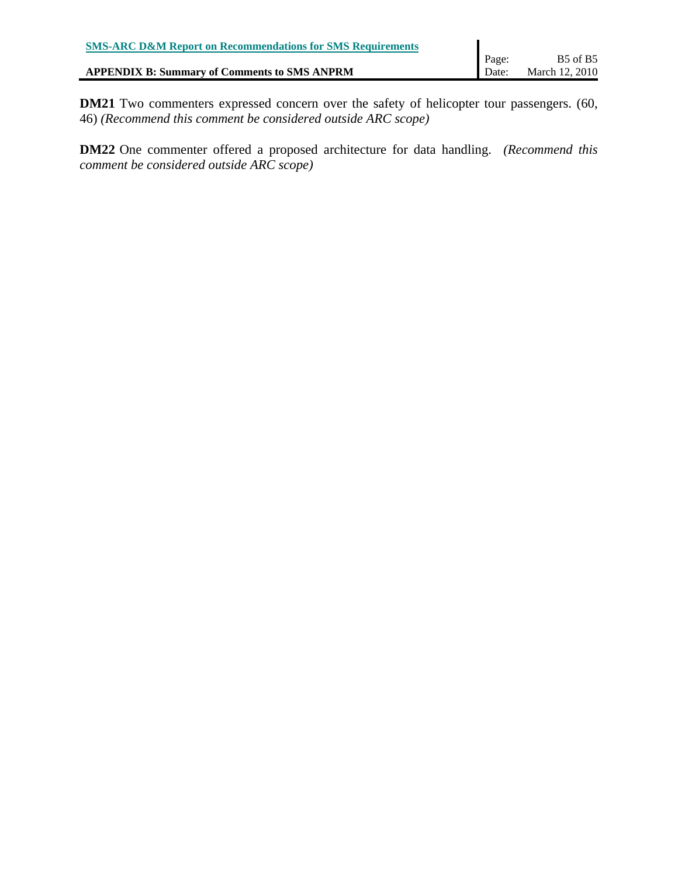**DM21** Two commenters expressed concern over the safety of helicopter tour passengers. (60, 46) *(Recommend this comment be considered outside ARC scope)*

**DM22** One commenter offered a proposed architecture for data handling. *(Recommend this comment be considered outside ARC scope)*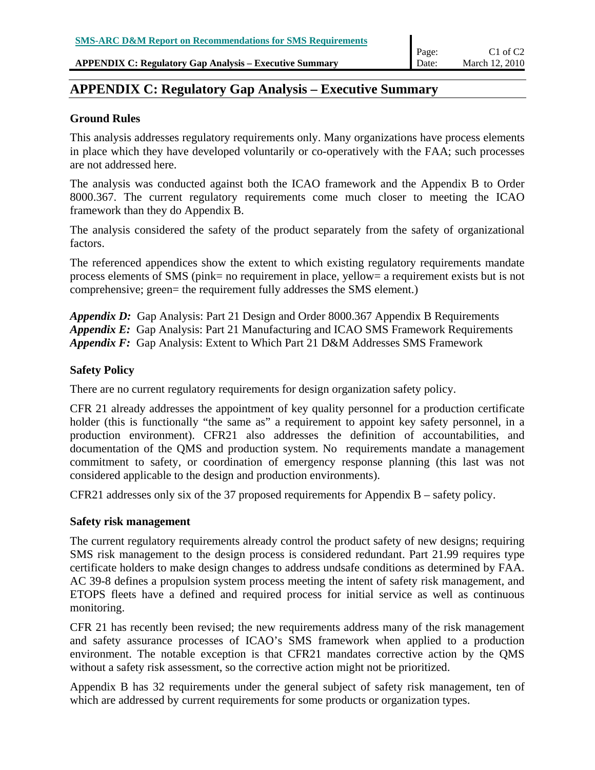# APPENDIX C: Regulatory Gap Analysis – Executive Summary

### Ground Rules

This analysis addresses regulatory requirements only. Many organizations have process elements in place which they have developed voluntarily or co-operatively with the FAA; such processes are not addressed here.

The analysis was conducted against both the ICAO framework and the Appendix B to Order 8000.367. The current regulatory requirements come much closer to meeting the ICAO framework than they do Appendix B.

The analysis considered the safety of the product separately from the safety of organizational factors.

The referenced appendices show the extent to which existing regulatory requirements mandate process elements of SMS (pink= no requirement in place, yellow= a requirement exists but is not comprehensive; green= the requirement fully addresses the SMS element.)

***Appendix D:*** Gap Analysis: Part 21 Design and Order 8000.367 Appendix B Requirements
***Appendix E:*** Gap Analysis: Part 21 Manufacturing and ICAO SMS Framework Requirements
***Appendix F:*** Gap Analysis: Extent to Which Part 21 D&M Addresses SMS Framework

### Safety Policy

There are no current regulatory requirements for design organization safety policy.

CFR 21 already addresses the appointment of key quality personnel for a production certificate holder (this is functionally "the same as" a requirement to appoint key safety personnel, in a production environment). CFR21 also addresses the definition of accountabilities, and documentation of the QMS and production system. No requirements mandate a management commitment to safety, or coordination of emergency response planning (this last was not considered applicable to the design and production environments).

CFR21 addresses only six of the 37 proposed requirements for Appendix B – safety policy.

### Safety risk management

The current regulatory requirements already control the product safety of new designs; requiring SMS risk management to the design process is considered redundant. Part 21.99 requires type certificate holders to make design changes to address undsafe conditions as determined by FAA. AC 39-8 defines a propulsion system process meeting the intent of safety risk management, and ETOPS fleets have a defined and required process for initial service as well as continuous monitoring.

CFR 21 has recently been revised; the new requirements address many of the risk management and safety assurance processes of ICAO's SMS framework when applied to a production environment. The notable exception is that CFR21 mandates corrective action by the QMS without a safety risk assessment, so the corrective action might not be prioritized.

Appendix B has 32 requirements under the general subject of safety risk management, ten of which are addressed by current requirements for some products or organization types.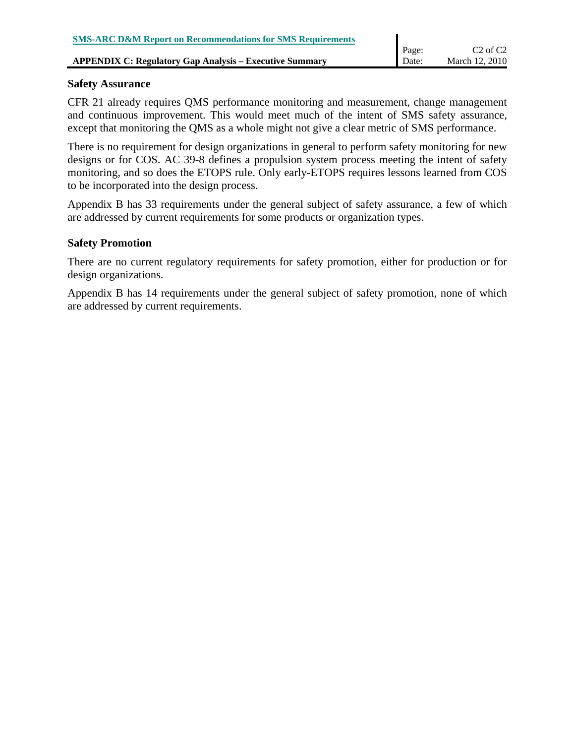### Safety Assurance

CFR 21 already requires QMS performance monitoring and measurement, change management and continuous improvement. This would meet much of the intent of SMS safety assurance, except that monitoring the QMS as a whole might not give a clear metric of SMS performance.

There is no requirement for design organizations in general to perform safety monitoring for new designs or for COS. AC 39-8 defines a propulsion system process meeting the intent of safety monitoring, and so does the ETOPS rule. Only early-ETOPS requires lessons learned from COS to be incorporated into the design process.

Appendix B has 33 requirements under the general subject of safety assurance, a few of which are addressed by current requirements for some products or organization types.

### Safety Promotion

There are no current regulatory requirements for safety promotion, either for production or for design organizations.

Appendix B has 14 requirements under the general subject of safety promotion, none of which are addressed by current requirements.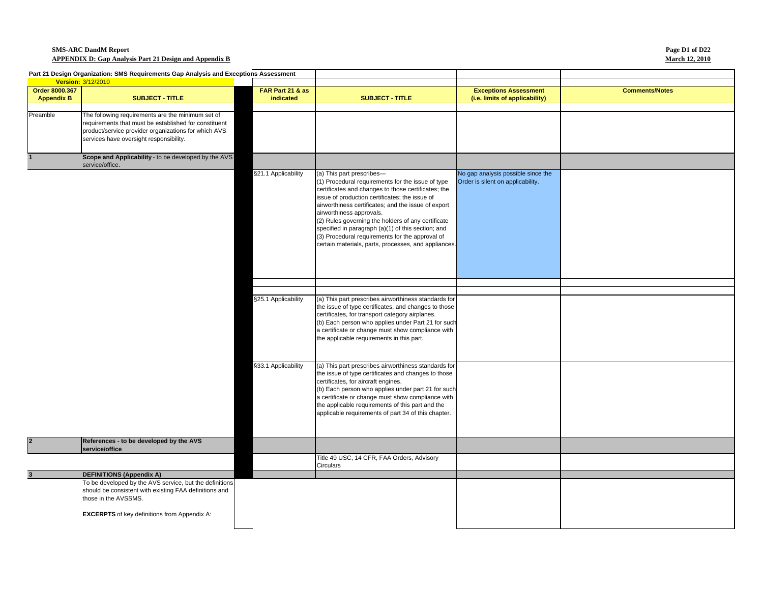**SMS-ARC DandM Report**
**APPENDIX D: Gap Analysis Part 21 Design and Appendix B**

**Part 21 Design Organization: SMS Requirements Gap Analysis and Exceptions Assessment**

**Version:** 3/12/2010

| Order 8000.367 Appendix B | SUBJECT - TITLE | FAR Part 21 & as indicated | SUBJECT - TITLE | Exceptions Assessment (i.e. limits of applicability) | Comments/Notes |
|---|---|---|---|---|---|
| Preamble | The following requirements are the minimum set of requirements that must be established for constituent product/service provider organizations for which AVS services have oversight responsibility. | | | | |
| **1** | **Scope and Applicability** - to be developed by the AVS service/office. | | | | |
| | | §21.1 Applicability | (a) This part prescribes—<br>(1) Procedural requirements for the issue of type certificates and changes to those certificates; the issue of production certificates; the issue of airworthiness certificates; and the issue of export airworthiness approvals.<br>(2) Rules governing the holders of any certificate specified in paragraph (a)(1) of this section; and<br>(3) Procedural requirements for the approval of certain materials, parts, processes, and appliances. | No gap analysis possible since the Order is silent on applicability. | |
| | | §25.1 Applicability | (a) This part prescribes airworthiness standards for the issue of type certificates, and changes to those certificates, for transport category airplanes.<br>(b) Each person who applies under Part 21 for such a certificate or change must show compliance with the applicable requirements in this part. | | |
| | | §33.1 Applicability | (a) This part prescribes airworthiness standards for the issue of type certificates and changes to those certificates, for aircraft engines.<br>(b) Each person who applies under part 21 for such a certificate or change must show compliance with the applicable requirements of this part and the applicable requirements of part 34 of this chapter. | | |
| **2** | **References - to be developed by the AVS service/office** | | | | |
| | | | Title 49 USC, 14 CFR, FAA Orders, Advisory Circulars | | |
| **3** | **DEFINITIONS (Appendix A)** | | | | |
| | To be developed by the AVS service, but the definitions should be consistent with existing FAA definitions and those in the AVSSMS.<br><br>**EXCERPTS** of key definitions from Appendix A: | | | | |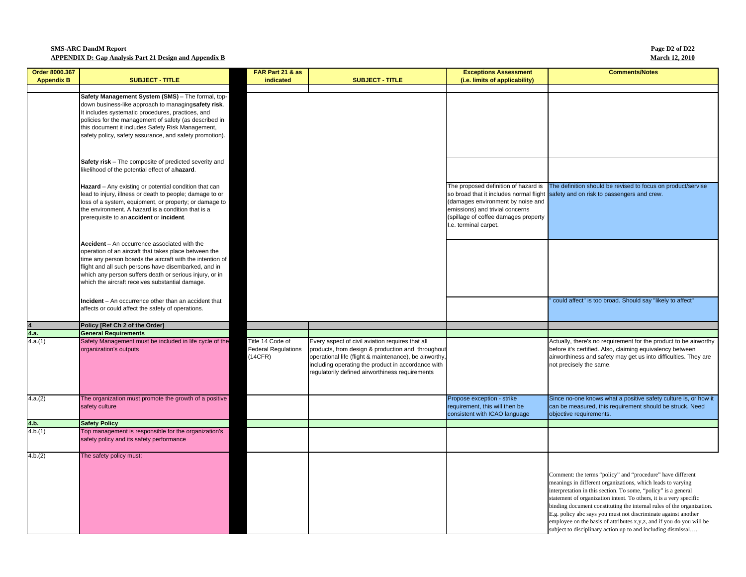**SMS-ARC DandM Report**
**APPENDIX D: Gap Analysis Part 21 Design and Appendix B**

| Order 8000.367 Appendix B | SUBJECT - TITLE | FAR Part 21 & as indicated | SUBJECT - TITLE | Exceptions Assessment (i.e. limits of applicability) | Comments/Notes |
|---|---|---|---|---|---|
| | | | | | |
| | **Safety Management System (SMS)** – The formal, top-down business-like approach to managing **safety risk**. It includes systematic procedures, practices, and policies for the management of safety (as described in this document it includes Safety Risk Management, safety policy, safety assurance, and safety promotion). | | | | |
| | **Safety risk** – The composite of predicted severity and likelihood of the potential effect of a **hazard**. | | | | |
| | **Hazard** – Any existing or potential condition that can lead to injury, illness or death to people; damage to or loss of a system, equipment, or property; or damage to the environment. A hazard is a condition that is a prerequisite to an **accident** or **incident**. | | | The proposed definition of hazard is so broad that it includes normal flight (damages environment by noise and emissions) and trivial concerns (spillage of coffee damages property I.e. terminal carpet. | The definition should be revised to focus on product/servise safety and on risk to passengers and crew. |
| | **Accident** – An occurrence associated with the operation of an aircraft that takes place between the time any person boards the aircraft with the intention of flight and all such persons have disembarked, and in which any person suffers death or serious injury, or in which the aircraft receives substantial damage. | | | | |
| | **Incident** – An occurrence other than an accident that affects or could affect the safety of operations. | | | | " could affect" is too broad. Should say "likely to affect" |
| **4** | **Policy [Ref Ch 2 of the Order]** | | | | |
| **4.a.** | **General Requirements** | | | | |
| 4.a.(1) | Safety Management must be included in life cycle of the organization's outputs | Title 14 Code of Federal Regulations (14CFR) | Every aspect of civil aviation requires that all products, from design & production and throughout operational life (flight & maintenance), be airworthy, including operating the product in accordance with regulatorily defined airworthiness requirements | | Actually, there's no requirement for the product to be airworthy before it's certified. Also, claiming equivalency between airworthiness and safety may get us into difficulties. They are not precisely the same. |
| 4.a.(2) | The organization must promote the growth of a positive safety culture | | | Propose exception - strike requirement, this will then be consistent with ICAO language | Since no-one knows what a positive safety culture is, or how it can be measured, this requirement should be struck. Need objective requirements. |
| **4.b.** | **Safety Policy** | | | | |
| 4.b.(1) | Top management is responsible for the organization's safety policy and its safety performance | | | | |
| 4.b.(2) | The safety policy must: | | | | Comment: the terms "policy" and "procedure" have different meanings in different organizations, which leads to varying interpretation in this section. To some, "policy" is a general statement of organization intent. To others, it is a very specific binding document constituting the internal rules of the organization. E.g. policy abc says you must not discriminate against another employee on the basis of attributes x,y,z, and if you do you will be subject to disciplinary action up to and including dismissal….. |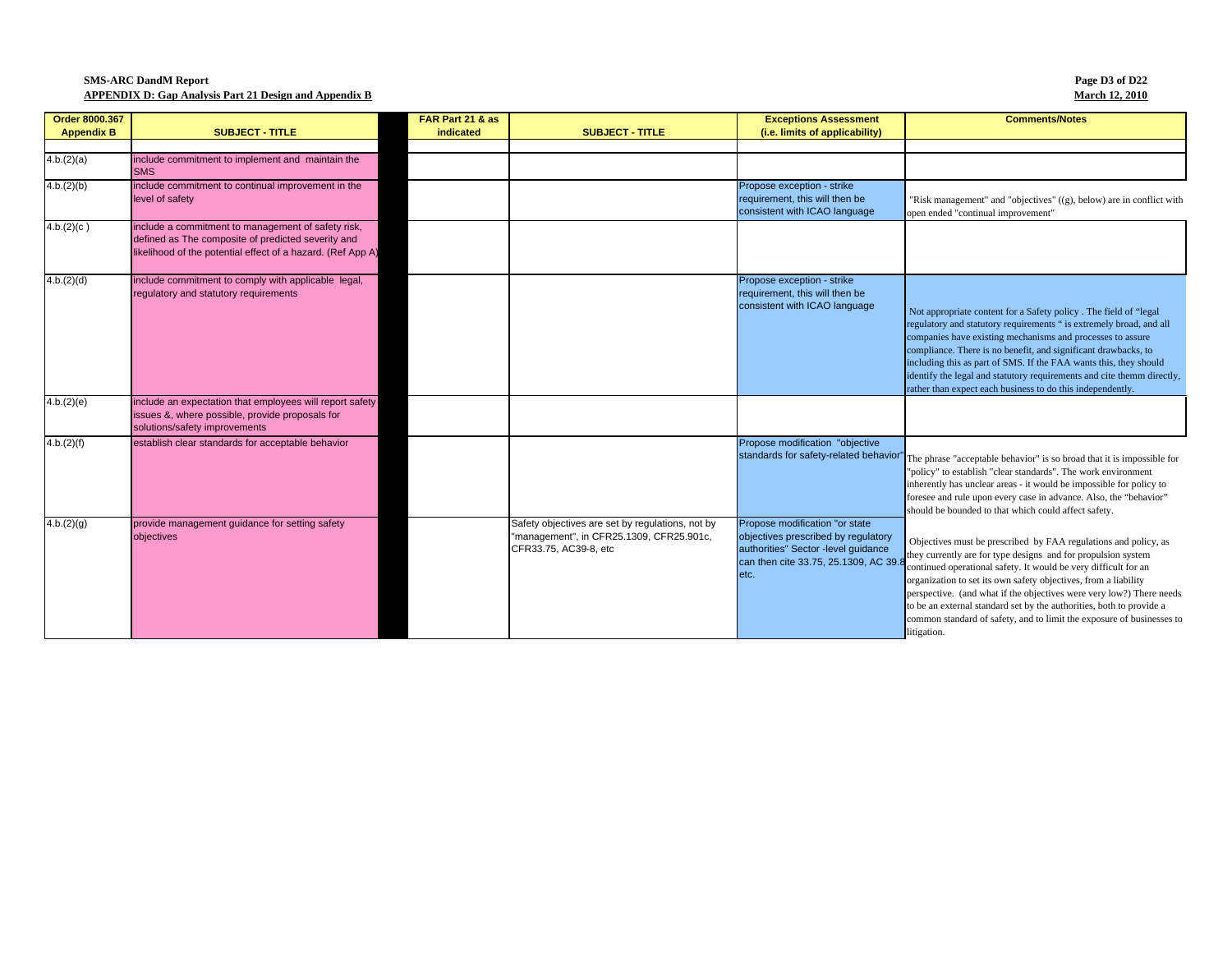| Order 8000.367 Appendix B | SUBJECT - TITLE | | FAR Part 21 & as indicated | SUBJECT - TITLE | Exceptions Assessment (i.e. limits of applicability) | Comments/Notes |
|---|---|---|---|---|---|---|
| | | | | | | |
| 4.b.(2)(a) | include commitment to implement and maintain the SMS | | | | | |
| 4.b.(2)(b) | include commitment to continual improvement in the level of safety | | | | Propose exception - strike requirement, this will then be consistent with ICAO language | "Risk management" and "objectives" ((g), below) are in conflict with open ended "continual improvement" |
| 4.b.(2)(c ) | include a commitment to management of safety risk, defined as The composite of predicted severity and likelihood of the potential effect of a hazard. (Ref App A) | | | | | |
| 4.b.(2)(d) | include commitment to comply with applicable legal, regulatory and statutory requirements | | | | Propose exception - strike requirement, this will then be consistent with ICAO language | Not appropriate content for a Safety policy . The field of "legal regulatory and statutory requirements " is extremely broad, and all companies have existing mechanisms and processes to assure compliance. There is no benefit, and significant drawbacks, to including this as part of SMS. If the FAA wants this, they should identify the legal and statutory requirements and cite themm directly, rather than expect each business to do this independently. |
| 4.b.(2)(e) | include an expectation that employees will report safety issues &, where possible, provide proposals for solutions/safety improvements | | | | | |
| 4.b.(2)(f) | establish clear standards for acceptable behavior | | | | Propose modification "objective standards for safety-related behavior" | The phrase "acceptable behavior" is so broad that it is impossible for "policy" to establish "clear standards". The work environment inherently has unclear areas - it would be impossible for policy to foresee and rule upon every case in advance. Also, the "behavior" should be bounded to that which could affect safety. |
| 4.b.(2)(g) | provide management guidance for setting safety objectives | | | Safety objectives are set by regulations, not by "management", in CFR25.1309, CFR25.901c, CFR33.75, AC39-8, etc | Propose modification "or state objectives prescribed by regulatory authorities" Sector -level guidance can then cite 33.75, 25.1309, AC 39.8 etc. | Objectives must be prescribed by FAA regulations and policy, as they currently are for type designs and for propulsion system continued operational safety. It would be very difficult for an organization to set its own safety objectives, from a liability perspective. (and what if the objectives were very low?) There needs to be an external standard set by the authorities, both to provide a common standard of safety, and to limit the exposure of businesses to litigation. |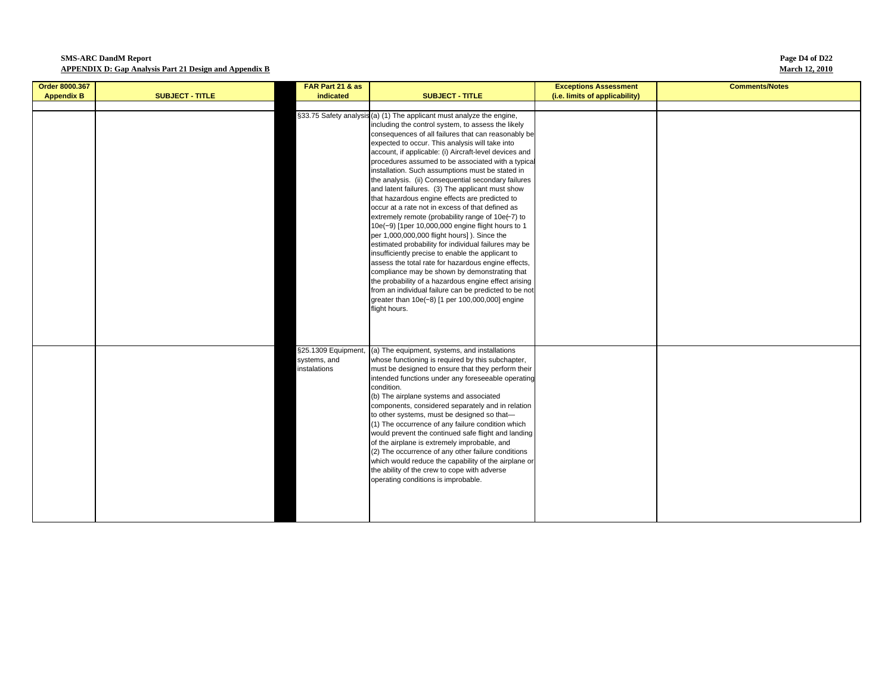| Order 8000.367 Appendix B | SUBJECT - TITLE | | FAR Part 21 & as indicated | SUBJECT - TITLE | Exceptions Assessment (i.e. limits of applicability) | Comments/Notes |
|---|---|---|---|---|---|---|
| | | | | | | |
| | | | §33.75 Safety analysis | (a) (1) The applicant must analyze the engine, including the control system, to assess the likely consequences of all failures that can reasonably be expected to occur. This analysis will take into account, if applicable: (i) Aircraft-level devices and procedures assumed to be associated with a typical installation. Such assumptions must be stated in the analysis. (ii) Consequential secondary failures and latent failures. (3) The applicant must show that hazardous engine effects are predicted to occur at a rate not in excess of that defined as extremely remote (probability range of 10e(−7) to 10e(−9) [1per 10,000,000 engine flight hours to 1 per 1,000,000,000 flight hours] ). Since the estimated probability for individual failures may be insufficiently precise to enable the applicant to assess the total rate for hazardous engine effects, compliance may be shown by demonstrating that the probability of a hazardous engine effect arising from an individual failure can be predicted to be not greater than 10e(−8) [1 per 100,000,000] engine flight hours. | | |
| | | | §25.1309 Equipment, systems, and instalations | (a) The equipment, systems, and installations whose functioning is required by this subchapter, must be designed to ensure that they perform their intended functions under any foreseeable operating condition.<br>(b) The airplane systems and associated components, considered separately and in relation to other systems, must be designed so that—<br>(1) The occurrence of any failure condition which would prevent the continued safe flight and landing of the airplane is extremely improbable, and<br>(2) The occurrence of any other failure conditions which would reduce the capability of the airplane or the ability of the crew to cope with adverse operating conditions is improbable. | | |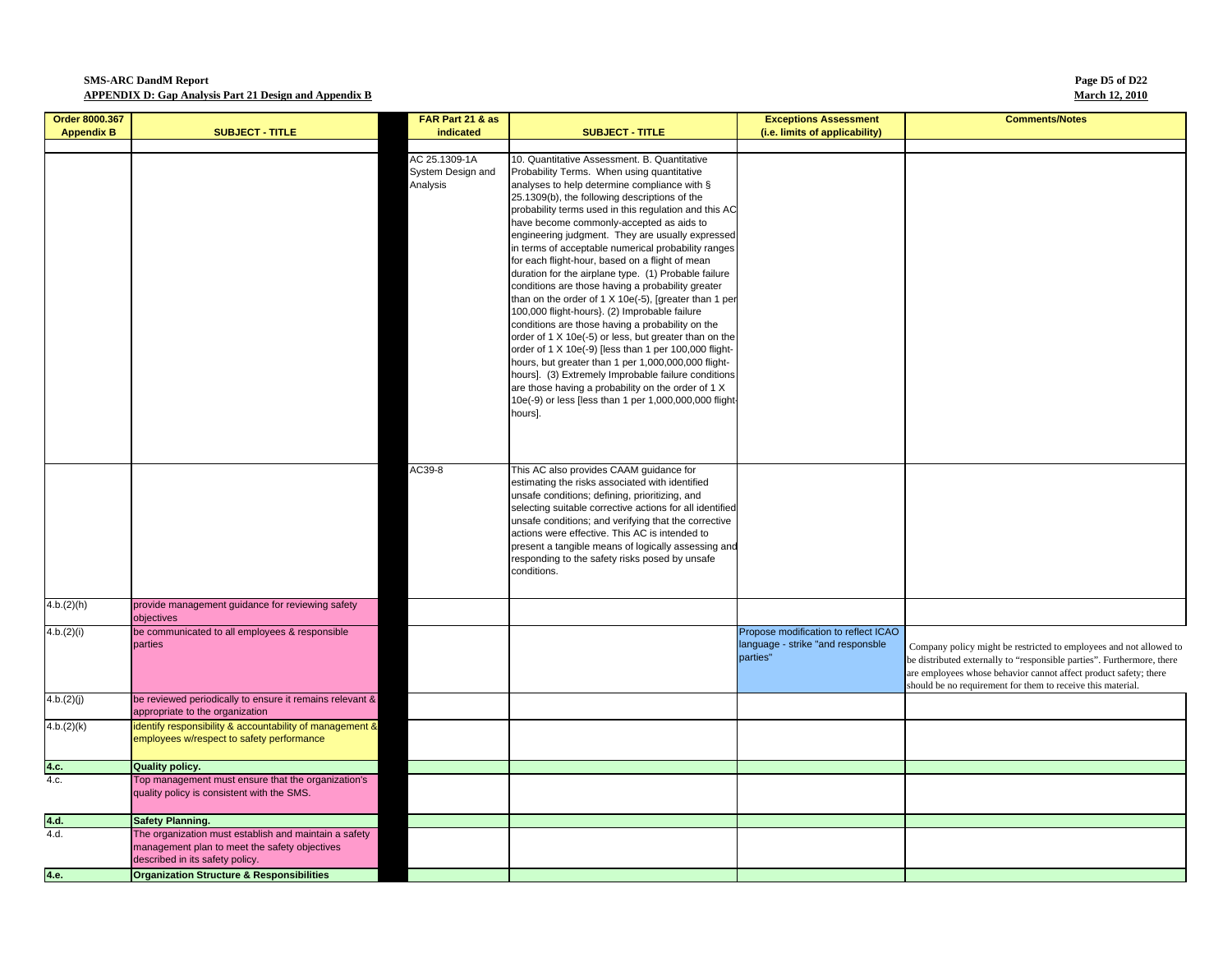| Order 8000.367 Appendix B | SUBJECT - TITLE | | FAR Part 21 & as indicated | SUBJECT - TITLE | Exceptions Assessment (i.e. limits of applicability) | Comments/Notes |
|---|---|---|---|---|---|---|
| | | | | | | |
| | | | AC 25.1309-1A System Design and Analysis | 10. Quantitative Assessment. B. Quantitative Probability Terms. When using quantitative analyses to help determine compliance with § 25.1309(b), the following descriptions of the probability terms used in this regulation and this AC have become commonly-accepted as aids to engineering judgment. They are usually expressed in terms of acceptable numerical probability ranges for each flight-hour, based on a flight of mean duration for the airplane type. (1) Probable failure conditions are those having a probability greater than on the order of 1 X 10e(-5), [greater than 1 per 100,000 flight-hours}. (2) Improbable failure conditions are those having a probability on the order of 1 X 10e(-5) or less, but greater than on the order of 1 X 10e(-9) [less than 1 per 100,000 flight-hours, but greater than 1 per 1,000,000,000 flight-hours]. (3) Extremely Improbable failure conditions are those having a probability on the order of 1 X 10e(-9) or less [less than 1 per 1,000,000,000 flight-hours]. | | |
| | | | AC39-8 | This AC also provides CAAM guidance for estimating the risks associated with identified unsafe conditions; defining, prioritizing, and selecting suitable corrective actions for all identified unsafe conditions; and verifying that the corrective actions were effective. This AC is intended to present a tangible means of logically assessing and responding to the safety risks posed by unsafe conditions. | | |
| 4.b.(2)(h) | provide management guidance for reviewing safety objectives | | | | | |
| 4.b.(2)(i) | be communicated to all employees & responsible parties | | | | Propose modification to reflect ICAO language - strike "and responsble parties" | Company policy might be restricted to employees and not allowed to be distributed externally to "responsible parties". Furthermore, there are employees whose behavior cannot affect product safety; there should be no requirement for them to receive this material. |
| 4.b.(2)(j) | be reviewed periodically to ensure it remains relevant & appropriate to the organization | | | | | |
| 4.b.(2)(k) | identify responsibility & accountability of management & employees w/respect to safety performance | | | | | |
| **4.c.** | **Quality policy.** | | | | | |
| 4.c. | Top management must ensure that the organization's quality policy is consistent with the SMS. | | | | | |
| **4.d.** | **Safety Planning.** | | | | | |
| 4.d. | The organization must establish and maintain a safety management plan to meet the safety objectives described in its safety policy. | | | | | |
| **4.e.** | **Organization Structure & Responsibilities** | | | | | |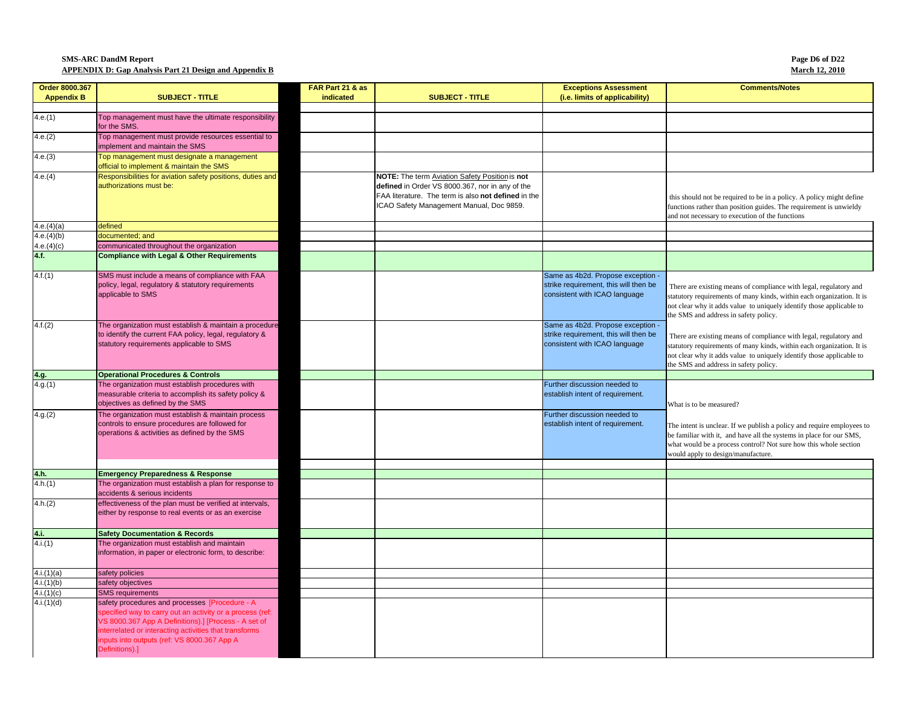**SMS-ARC DandM Report**
**APPENDIX D: Gap Analysis Part 21 Design and Appendix B**

| Order 8000.367 Appendix B | SUBJECT - TITLE | | FAR Part 21 & as indicated | SUBJECT - TITLE | Exceptions Assessment (i.e. limits of applicability) | Comments/Notes |
|---|---|---|---|---|---|---|
| 4.e.(1) | Top management must have the ultimate responsibility for the SMS. | | | | | |
| 4.e.(2) | Top management must provide resources essential to implement and maintain the SMS | | | | | |
| 4.e.(3) | Top management must designate a management official to implement & maintain the SMS | | | | | |
| 4.e.(4) | Responsibilities for aviation safety positions, duties and authorizations must be: | | | **NOTE:** The term Aviation Safety Position is **not defined** in Order VS 8000.367, nor in any of the FAA literature. The term is also **not defined** in the ICAO Safety Management Manual, Doc 9859. | | this should not be required to be in a policy. A policy might define functions rather than position guides. The requirement is unwieldy and not necessary to execution of the functions |
| 4.e.(4)(a) | defined | | | | | |
| 4.e.(4)(b) | documented; and | | | | | |
| 4.e.(4)(c) | communicated throughout the organization | | | | | |
| **4.f.** | **Compliance with Legal & Other Requirements** | | | | | |
| 4.f.(1) | SMS must include a means of compliance with FAA policy, legal, regulatory & statutory requirements applicable to SMS | | | | Same as 4b2d. Propose exception - strike requirement, this will then be consistent with ICAO language | There are existing means of compliance with legal, regulatory and statutory requirements of many kinds, within each organization. It is not clear why it adds value to uniquely identify those applicable to the SMS and address in safety policy. |
| 4.f.(2) | The organization must establish & maintain a procedure to identify the current FAA policy, legal, regulatory & statutory requirements applicable to SMS | | | | Same as 4b2d. Propose exception - strike requirement, this will then be consistent with ICAO language | There are existing means of compliance with legal, regulatory and statutory requirements of many kinds, within each organization. It is not clear why it adds value to uniquely identify those applicable to the SMS and address in safety policy. |
| **4.g.** | **Operational Procedures & Controls** | | | | | |
| 4.g.(1) | The organization must establish procedures with measurable criteria to accomplish its safety policy & objectives as defined by the SMS | | | | Further discussion needed to establish intent of requirement. | What is to be measured? |
| 4.g.(2) | The organization must establish & maintain process controls to ensure procedures are followed for operations & activities as defined by the SMS | | | | Further discussion needed to establish intent of requirement. | The intent is unclear. If we publish a policy and require employees to be familiar with it, and have all the systems in place for our SMS, what would be a process control? Not sure how this whole section would apply to design/manufacture. |
| **4.h.** | **Emergency Preparedness & Response** | | | | | |
| 4.h.(1) | The organization must establish a plan for response to accidents & serious incidents | | | | | |
| 4.h.(2) | effectiveness of the plan must be verified at intervals, either by response to real events or as an exercise | | | | | |
| **4.i.** | **Safety Documentation & Records** | | | | | |
| 4.i.(1) | The organization must establish and maintain information, in paper or electronic form, to describe: | | | | | |
| 4.i.(1)(a) | safety policies | | | | | |
| 4.i.(1)(b) | safety objectives | | | | | |
| 4.i.(1)(c) | SMS requirements | | | | | |
| 4.i.(1)(d) | safety procedures and processes [Procedure - A specified way to carry out an activity or a process (ref: VS 8000.367 App A Definitions).] [Process - A set of interrelated or interacting activities that transforms inputs into outputs (ref: VS 8000.367 App A Definitions).] | | | | | |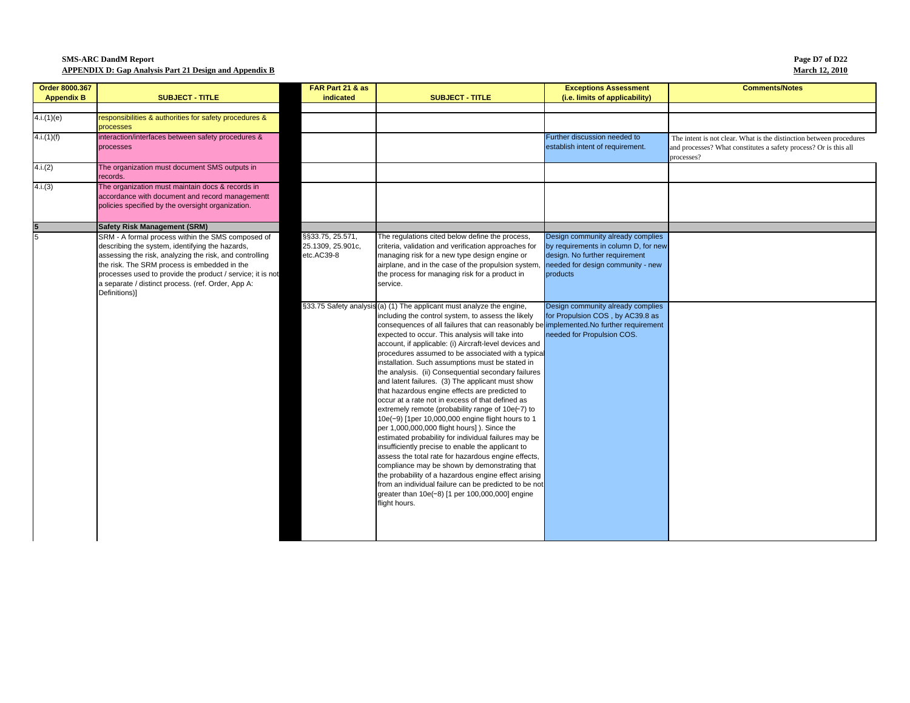| Order 8000.367 Appendix B | SUBJECT - TITLE | | FAR Part 21 & as indicated | SUBJECT - TITLE | Exceptions Assessment (i.e. limits of applicability) | Comments/Notes |
|---|---|---|---|---|---|---|
| 4.i.(1)(e) | responsibilities & authorities for safety procedures & processes | | | | | |
| 4.i.(1)(f) | interaction/interfaces between safety procedures & processes | | | | Further discussion needed to establish intent of requirement. | The intent is not clear. What is the distinction between procedures and processes? What constitutes a safety process? Or is this all processes? |
| 4.i.(2) | The organization must document SMS outputs in records. | | | | | |
| 4.i.(3) | The organization must maintain docs & records in accordance with document and record managementt policies specified by the oversight organization. | | | | | |
| **5** | **Safety Risk Management (SRM)** | | | | | |
| 5 | SRM - A formal process within the SMS composed of describing the system, identifying the hazards, assessing the risk, analyzing the risk, and controlling the risk. The SRM process is embedded in the processes used to provide the product / service; it is not a separate / distinct process. (ref. Order, App A: Definitions)] | | §§33.75, 25.571, 25.1309, 25.901c, etc.AC39-8 | The regulations cited below define the process, criteria, validation and verification approaches for managing risk for a new type design engine or airplane, and in the case of the propulsion system, the process for managing risk for a product in service. | Design community already complies by requirements in column D, for new design. No further requirement needed for design community - new products | |
| | | | §33.75 Safety analysis | (a) (1) The applicant must analyze the engine, including the control system, to assess the likely consequences of all failures that can reasonably be expected to occur. This analysis will take into account, if applicable: (i) Aircraft-level devices and procedures assumed to be associated with a typical installation. Such assumptions must be stated in the analysis. (ii) Consequential secondary failures and latent failures. (3) The applicant must show that hazardous engine effects are predicted to occur at a rate not in excess of that defined as extremely remote (probability range of 10e(−7) to 10e(−9) [1per 10,000,000 engine flight hours to 1 per 1,000,000,000 flight hours] ). Since the estimated probability for individual failures may be insufficiently precise to enable the applicant to assess the total rate for hazardous engine effects, compliance may be shown by demonstrating that the probability of a hazardous engine effect arising from an individual failure can be predicted to be not greater than 10e(−8) [1 per 100,000,000] engine flight hours. | Design community already complies for Propulsion COS , by AC39.8 as implemented.No further requirement needed for Propulsion COS. | |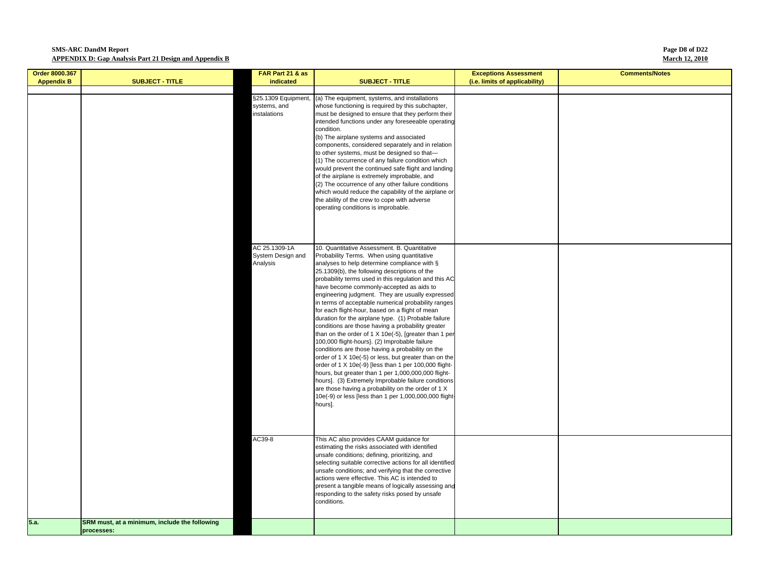| Order 8000.367 Appendix B | SUBJECT - TITLE | | FAR Part 21 & as indicated | SUBJECT - TITLE | Exceptions Assessment (i.e. limits of applicability) | Comments/Notes |
|---|---|---|---|---|---|---|
| | | | | | | |
| | | | §25.1309 Equipment, systems, and instalations | (a) The equipment, systems, and installations whose functioning is required by this subchapter, must be designed to ensure that they perform their intended functions under any foreseeable operating condition. (b) The airplane systems and associated components, considered separately and in relation to other systems, must be designed so that— (1) The occurrence of any failure condition which would prevent the continued safe flight and landing of the airplane is extremely improbable, and (2) The occurrence of any other failure conditions which would reduce the capability of the airplane or the ability of the crew to cope with adverse operating conditions is improbable. | | |
| | | | AC 25.1309-1A System Design and Analysis | 10. Quantitative Assessment. B. Quantitative Probability Terms. When using quantitative analyses to help determine compliance with § 25.1309(b), the following descriptions of the probability terms used in this regulation and this AC have become commonly-accepted as aids to engineering judgment. They are usually expressed in terms of acceptable numerical probability ranges for each flight-hour, based on a flight of mean duration for the airplane type. (1) Probable failure conditions are those having a probability greater than on the order of 1 X 10e(-5), [greater than 1 per 100,000 flight-hours}. (2) Improbable failure conditions are those having a probability on the order of 1 X 10e(-5) or less, but greater than on the order of 1 X 10e(-9) [less than 1 per 100,000 flight-hours, but greater than 1 per 1,000,000,000 flight-hours]. (3) Extremely Improbable failure conditions are those having a probability on the order of 1 X 10e(-9) or less [less than 1 per 1,000,000,000 flight-hours]. | | |
| | | | AC39-8 | This AC also provides CAAM guidance for estimating the risks associated with identified unsafe conditions; defining, prioritizing, and selecting suitable corrective actions for all identified unsafe conditions; and verifying that the corrective actions were effective. This AC is intended to present a tangible means of logically assessing and responding to the safety risks posed by unsafe conditions. | | |
| **5.a.** | **SRM must, at a minimum, include the following processes:** | | | | | |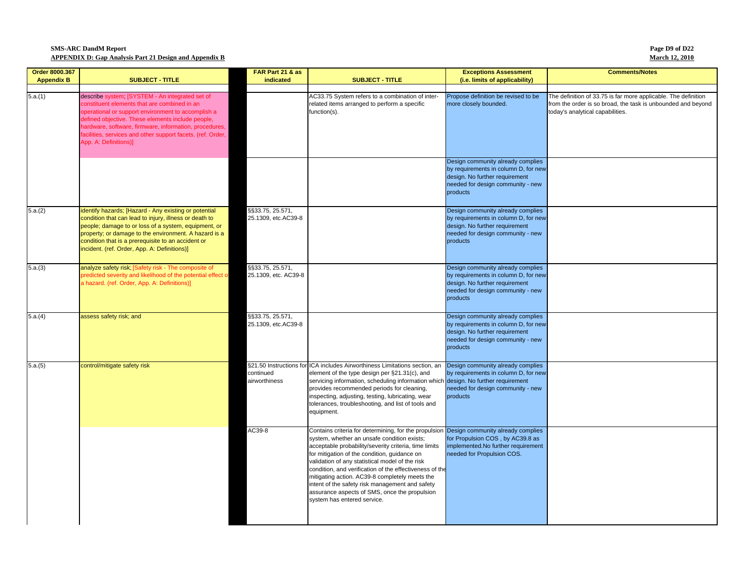SMS-ARC DandM Report

**APPENDIX D: Gap Analysis Part 21 Design and Appendix B**

| Order 8000.367 Appendix B | SUBJECT - TITLE | | FAR Part 21 & as indicated | SUBJECT - TITLE | Exceptions Assessment (i.e. limits of applicability) | Comments/Notes |
|---|---|---|---|---|---|---|
| | | | | | | |
| 5.a.(1) | describe system; [SYSTEM - An integrated set of constituent elements that are combined in an operational or support environment to accomplish a defined objective. These elements include people, hardware, software, firmware, information, procedures, facilities, services and other support facets. (ref. Order, App. A: Definitions)] | | | AC33.75 System refers to a combination of inter-related items arranged to perform a specific function(s). | Propose definition be revised to be more closely bounded. | The definition of 33.75 is far more applicable. The definition from the order is so broad, the task is unbounded and beyond today's analytical capabilities. |
| | | | | | Design community already complies by requirements in column D, for new design. No further requirement needed for design community - new products | |
| 5.a.(2) | identify hazards; [Hazard - Any existing or potential condition that can lead to injury, illness or death to people; damage to or loss of a system, equipment, or property; or damage to the environment. A hazard is a condition that is a prerequisite to an accident or incident. (ref. Order, App. A: Definitions)] | | §§33.75, 25.571, 25.1309, etc.AC39-8 | | Design community already complies by requirements in column D, for new design. No further requirement needed for design community - new products | |
| 5.a.(3) | analyze safety risk; [Safety risk - The composite of predicted severity and likelihood of the potential effect of a hazard. (ref. Order, App. A: Definitions)] | | §§33.75, 25.571, 25.1309, etc. AC39-8 | | Design community already complies by requirements in column D, for new design. No further requirement needed for design community - new products | |
| 5.a.(4) | assess safety risk; and | | §§33.75, 25.571, 25.1309, etc.AC39-8 | | Design community already complies by requirements in column D, for new design. No further requirement needed for design community - new products | |
| 5.a.(5) | control/mitigate safety risk | | §21.50 Instructions for continued airworthiness | ICA includes Airworthiness Limitations section, an element of the type design per §21.31(c), and servicing information, scheduling information which provides recommended periods for cleaning, inspecting, adjusting, testing, lubricating, wear tolerances, troubleshooting, and list of tools and equipment. | Design community already complies by requirements in column D, for new design. No further requirement needed for design community - new products | |
| | | | AC39-8 | Contains criteria for determining, for the propulsion system, whether an unsafe condition exists; acceptable probability/severity criteria, time limits for mitigation of the condition, guidance on validation of any statistical model of the risk condition, and verification of the effectiveness of the mitigating action. AC39-8 completely meets the intent of the safety risk management and safety assurance aspects of SMS, once the propulsion system has entered service. | Design community already complies for Propulsion COS , by AC39.8 as implemented.No further requirement needed for Propulsion COS. | |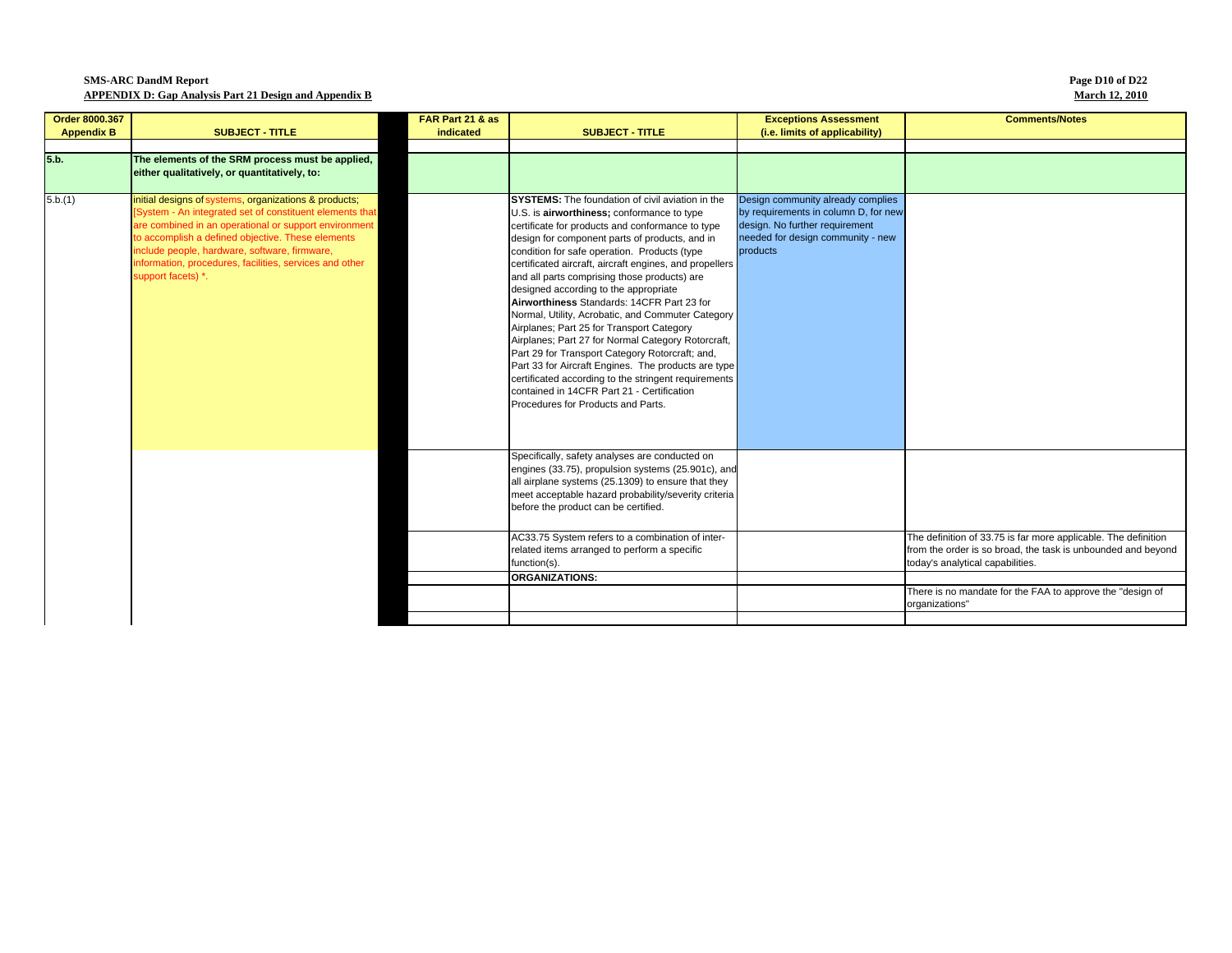**SMS-ARC DandM Report**
**APPENDIX D: Gap Analysis Part 21 Design and Appendix B**

| Order 8000.367 Appendix B | SUBJECT - TITLE | FAR Part 21 & as indicated | SUBJECT - TITLE | Exceptions Assessment (i.e. limits of applicability) | Comments/Notes |
|---|---|---|---|---|---|
| | | | | | |
| **5.b.** | **The elements of the SRM process must be applied, either qualitatively, or quantitatively, to:** | | | | |
| 5.b.(1) | initial designs of systems, organizations & products; [System - An integrated set of constituent elements that are combined in an operational or support environment to accomplish a defined objective. These elements include people, hardware, software, firmware, information, procedures, facilities, services and other support facets) *. | | **SYSTEMS:** The foundation of civil aviation in the U.S. is **airworthiness;** conformance to type certificate for products and conformance to type design for component parts of products, and in condition for safe operation. Products (type certificated aircraft, aircraft engines, and propellers and all parts comprising those products) are designed according to the appropriate **Airworthiness** Standards: 14CFR Part 23 for Normal, Utility, Acrobatic, and Commuter Category Airplanes; Part 25 for Transport Category Airplanes; Part 27 for Normal Category Rotorcraft, Part 29 for Transport Category Rotorcraft; and, Part 33 for Aircraft Engines. The products are type certificated according to the stringent requirements contained in 14CFR Part 21 - Certification Procedures for Products and Parts. | Design community already complies by requirements in column D, for new design. No further requirement needed for design community - new products | |
| | | | Specifically, safety analyses are conducted on engines (33.75), propulsion systems (25.901c), and all airplane systems (25.1309) to ensure that they meet acceptable hazard probability/severity criteria before the product can be certified. | | |
| | | | AC33.75 System refers to a combination of inter-related items arranged to perform a specific function(s). | | The definition of 33.75 is far more applicable. The definition from the order is so broad, the task is unbounded and beyond today's analytical capabilities. |
| | | | **ORGANIZATIONS:** | | |
| | | | | | There is no mandate for the FAA to approve the "design of organizations" |
| | | | | | |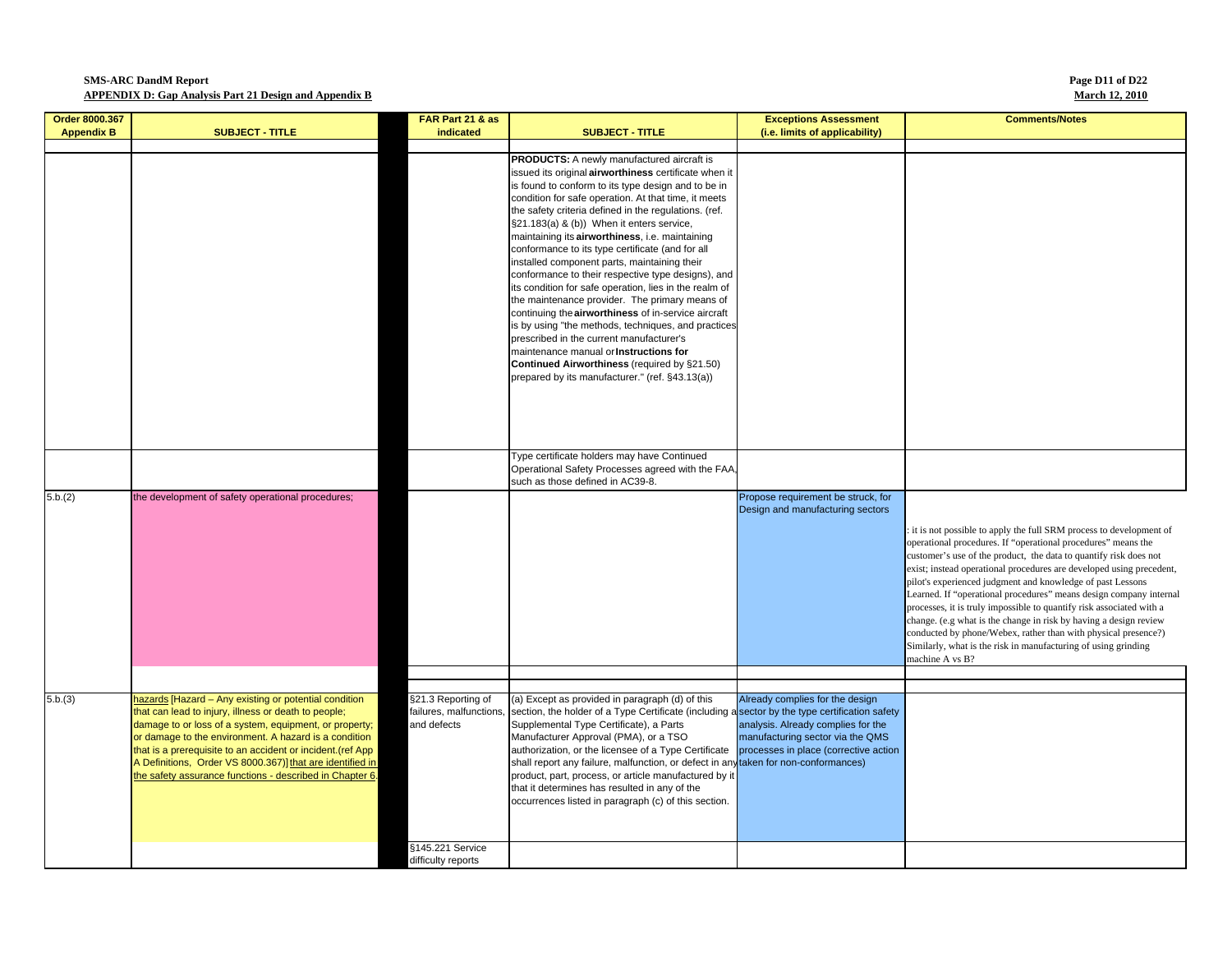| Order 8000.367 Appendix B | SUBJECT - TITLE | | FAR Part 21 & as indicated | SUBJECT - TITLE | Exceptions Assessment (i.e. limits of applicability) | Comments/Notes |
|---|---|---|---|---|---|---|
| | | | | | | |
| | | | | **PRODUCTS:** A newly manufactured aircraft is issued its original **airworthiness** certificate when it is found to conform to its type design and to be in condition for safe operation. At that time, it meets the safety criteria defined in the regulations. (ref. §21.183(a) & (b)) When it enters service, maintaining its **airworthiness**, i.e. maintaining conformance to its type certificate (and for all installed component parts, maintaining their conformance to their respective type designs), and its condition for safe operation, lies in the realm of the maintenance provider. The primary means of continuing the **airworthiness** of in-service aircraft is by using "the methods, techniques, and practices prescribed in the current manufacturer's maintenance manual or **Instructions for Continued Airworthiness** (required by §21.50) prepared by its manufacturer." (ref. §43.13(a)) | | |
| | | | | Type certificate holders may have Continued Operational Safety Processes agreed with the FAA, such as those defined in AC39-8. | | |
| 5.b.(2) | the development of safety operational procedures; | | | | Propose requirement be struck, for Design and manufacturing sectors | : it is not possible to apply the full SRM process to development of operational procedures. If "operational procedures" means the customer's use of the product, the data to quantify risk does not exist; instead operational procedures are developed using precedent, pilot's experienced judgment and knowledge of past Lessons Learned. If "operational procedures" means design company internal processes, it is truly impossible to quantify risk associated with a change. (e.g what is the change in risk by having a design review conducted by phone/Webex, rather than with physical presence?) Similarly, what is the risk in manufacturing of using grinding machine A vs B? |
| | | | | | | |
| | | | | | | |
| 5.b.(3) | hazards [Hazard – Any existing or potential condition that can lead to injury, illness or death to people; damage to or loss of a system, equipment, or property; or damage to the environment. A hazard is a condition that is a prerequisite to an accident or incident.(ref App A Definitions, Order VS 8000.367)] that are identified in the safety assurance functions - described in Chapter 6. | | §21.3 Reporting of failures, malfunctions, and defects | (a) Except as provided in paragraph (d) of this section, the holder of a Type Certificate (including a Supplemental Type Certificate), a Parts Manufacturer Approval (PMA), or a TSO authorization, or the licensee of a Type Certificate shall report any failure, malfunction, or defect in any product, part, process, or article manufactured by it that it determines has resulted in any of the occurrences listed in paragraph (c) of this section. | Already complies for the design sector by the type certification safety analysis. Already complies for the manufacturing sector via the QMS processes in place (corrective action taken for non-conformances) | |
| | | | §145.221 Service difficulty reports | | | |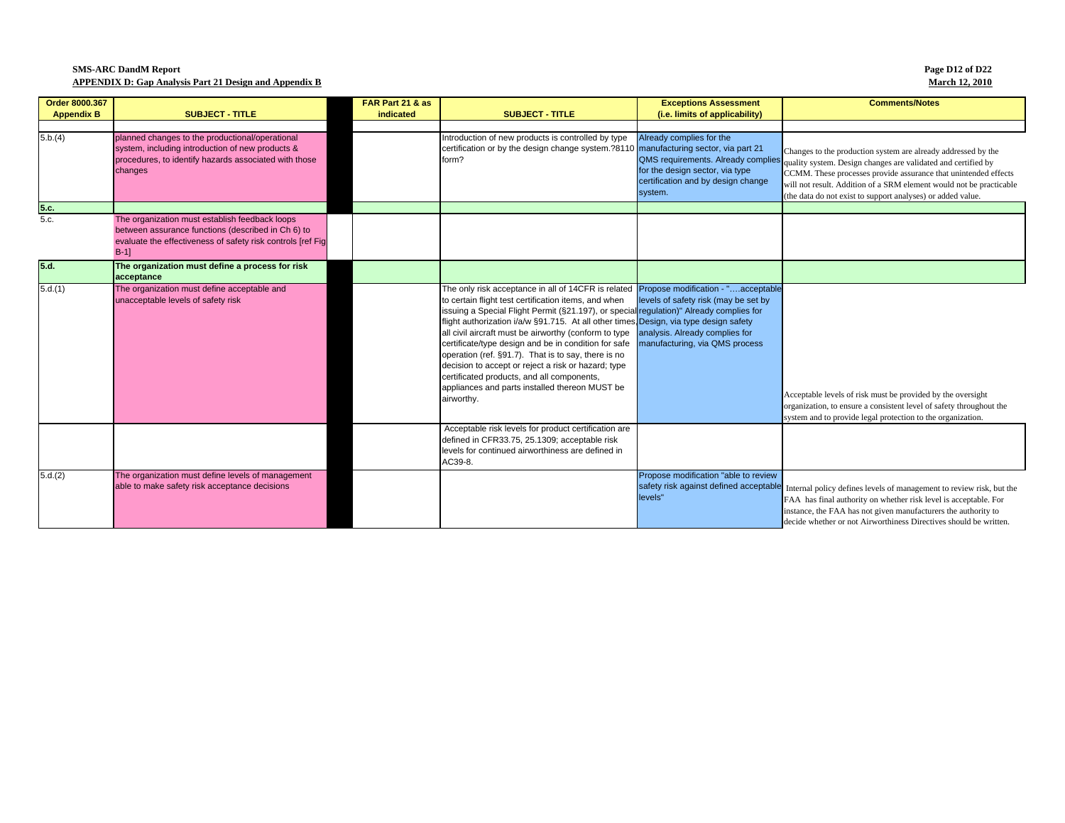**SMS-ARC DandM Report**
**APPENDIX D: Gap Analysis Part 21 Design and Appendix B**

**March 12, 2010**

| Order 8000.367 Appendix B | SUBJECT - TITLE | | FAR Part 21 & as indicated | SUBJECT - TITLE | Exceptions Assessment (i.e. limits of applicability) | Comments/Notes |
|---|---|---|---|---|---|---|
| | | | | | | |
| 5.b.(4) | planned changes to the productional/operational system, including introduction of new products & procedures, to identify hazards associated with those changes | | | Introduction of new products is controlled by type certification or by the design change system.?8110 form? | Already complies for the manufacturing sector, via part 21 QMS requirements. Already complies for the design sector, via type certification and by design change system. | Changes to the production system are already addressed by the quality system. Design changes are validated and certified by CCMM. These processes provide assurance that unintended effects will not result. Addition of a SRM element would not be practicable (the data do not exist to support analyses) or added value. |
| **5.c.** | | | | | | |
| 5.c. | The organization must establish feedback loops between assurance functions (described in Ch 6) to evaluate the effectiveness of safety risk controls [ref Fig B-1] | | | | | |
| **5.d.** | **The organization must define a process for risk acceptance** | | | | | |
| 5.d.(1) | The organization must define acceptable and unacceptable levels of safety risk | | | The only risk acceptance in all of 14CFR is related to certain flight test certification items, and when issuing a Special Flight Permit (§21.197), or special flight authorization i/a/w §91.715. At all other times, all civil aircraft must be airworthy (conform to type certificate/type design and be in condition for safe operation (ref. §91.7). That is to say, there is no decision to accept or reject a risk or hazard; type certificated products, and all components, appliances and parts installed thereon MUST be airworthy. | Propose modification - "….acceptable levels of safety risk (may be set by regulation)" Already complies for Design, via type design safety analysis. Already complies for manufacturing, via QMS process | Acceptable levels of risk must be provided by the oversight organization, to ensure a consistent level of safety throughout the system and to provide legal protection to the organization. |
| | | | | Acceptable risk levels for product certification are defined in CFR33.75, 25.1309; acceptable risk levels for continued airworthiness are defined in AC39-8. | | |
| 5.d.(2) | The organization must define levels of management able to make safety risk acceptance decisions | | | | Propose modification "able to review safety risk against defined acceptable levels" | Internal policy defines levels of management to review risk, but the FAA has final authority on whether risk level is acceptable. For instance, the FAA has not given manufacturers the authority to decide whether or not Airworthiness Directives should be written. |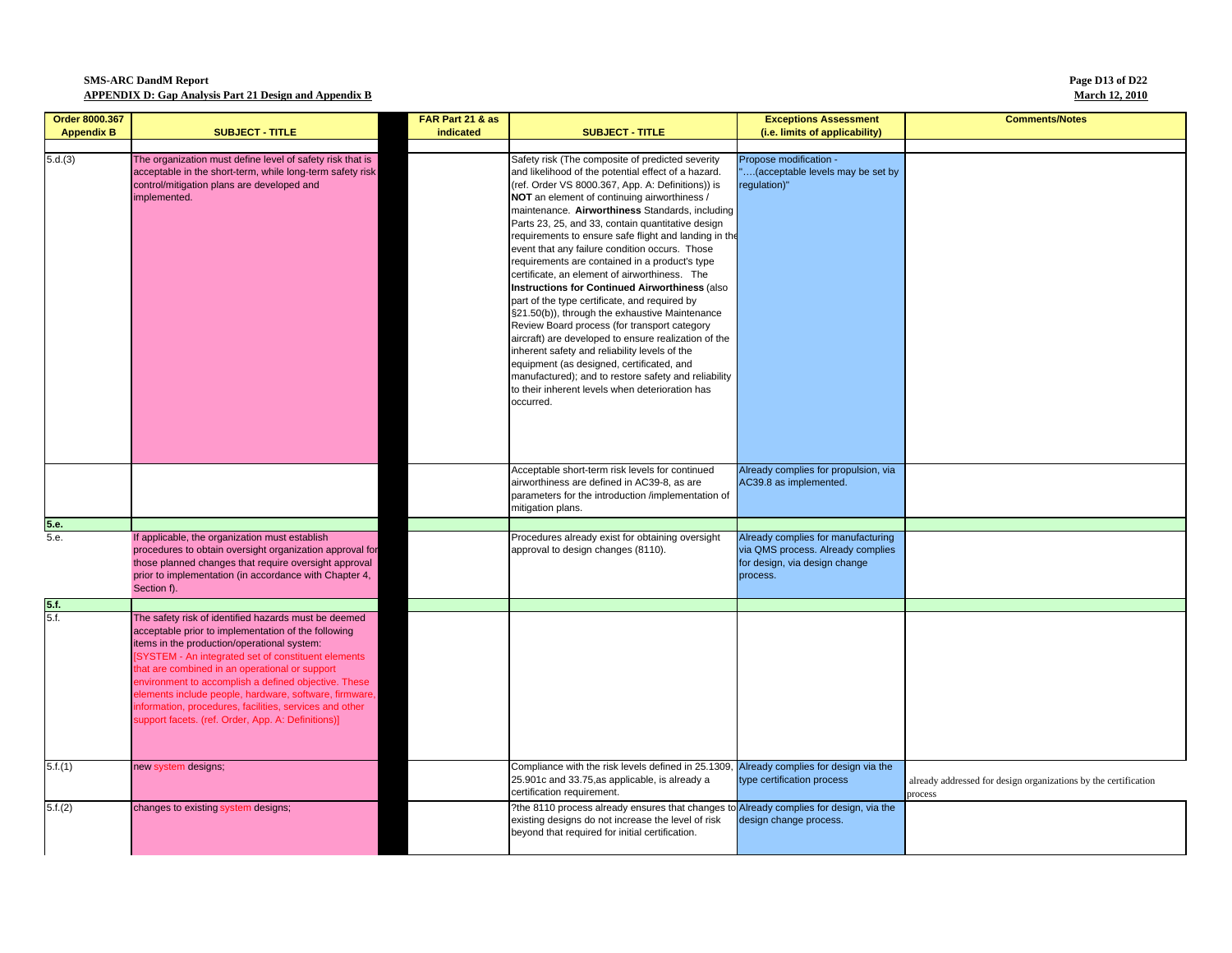**SMS-ARC DandM Report**
**APPENDIX D: Gap Analysis Part 21 Design and Appendix B**

| Order 8000.367 Appendix B | SUBJECT - TITLE | | FAR Part 21 & as indicated | SUBJECT - TITLE | Exceptions Assessment (i.e. limits of applicability) | Comments/Notes |
|---|---|---|---|---|---|---|
| | | | | | | |
| 5.d.(3) | The organization must define level of safety risk that is acceptable in the short-term, while long-term safety risk control/mitigation plans are developed and implemented. | | | Safety risk (The composite of predicted severity and likelihood of the potential effect of a hazard. (ref. Order VS 8000.367, App. A: Definitions)) is **NOT** an element of continuing airworthiness / maintenance. **Airworthiness** Standards, including Parts 23, 25, and 33, contain quantitative design requirements to ensure safe flight and landing in the event that any failure condition occurs. Those requirements are contained in a product's type certificate, an element of airworthiness. The **Instructions for Continued Airworthiness** (also part of the type certificate, and required by §21.50(b)), through the exhaustive Maintenance Review Board process (for transport category aircraft) are developed to ensure realization of the inherent safety and reliability levels of the equipment (as designed, certificated, and manufactured); and to restore safety and reliability to their inherent levels when deterioration has occurred. | Propose modification - "….(acceptable levels may be set by regulation)" | |
| | | | | Acceptable short-term risk levels for continued airworthiness are defined in AC39-8, as are parameters for the introduction /implementation of mitigation plans. | Already complies for propulsion, via AC39.8 as implemented. | |
| **5.e.** | | | | | | |
| 5.e. | If applicable, the organization must establish procedures to obtain oversight organization approval for those planned changes that require oversight approval prior to implementation (in accordance with Chapter 4, Section f). | | | Procedures already exist for obtaining oversight approval to design changes (8110). | Already complies for manufacturing via QMS process. Already complies for design, via design change process. | |
| **5.f.** | | | | | | |
| 5.f. | The safety risk of identified hazards must be deemed acceptable prior to implementation of the following items in the production/operational system: [SYSTEM - An integrated set of constituent elements that are combined in an operational or support environment to accomplish a defined objective. These elements include people, hardware, software, firmware, information, procedures, facilities, services and other support facets. (ref. Order, App. A: Definitions)] | | | | | |
| 5.f.(1) | new system designs; | | | Compliance with the risk levels defined in 25.1309, 25.901c and 33.75,as applicable, is already a certification requirement. | Already complies for design via the type certification process | already addressed for design organizations by the certification process |
| 5.f.(2) | changes to existing system designs; | | | ?the 8110 process already ensures that changes to existing designs do not increase the level of risk beyond that required for initial certification. | Already complies for design, via the design change process. | |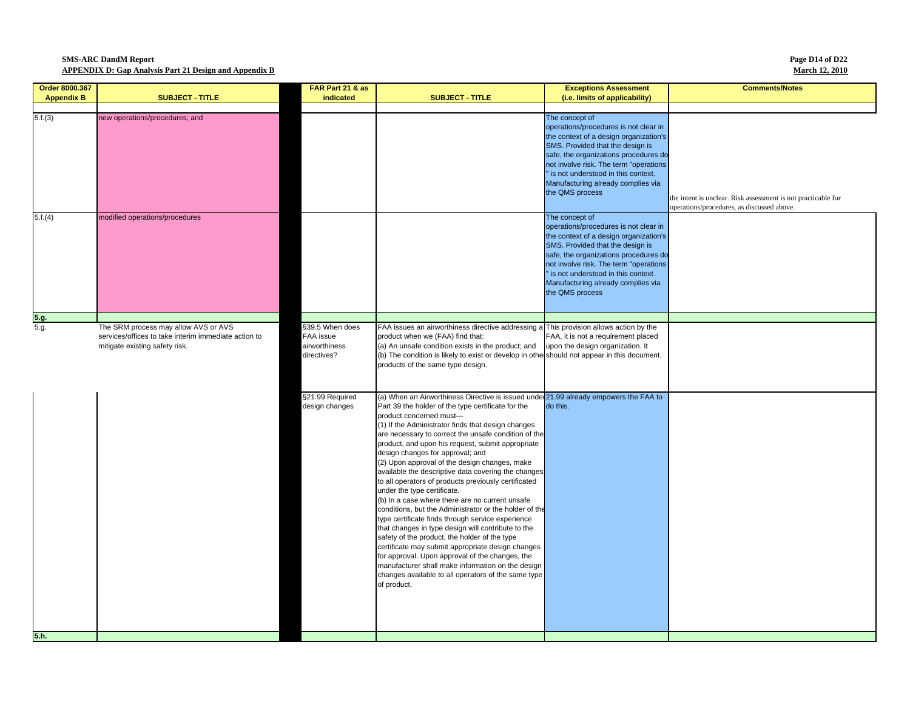| Order 8000.367 Appendix B | SUBJECT - TITLE | FAR Part 21 & as indicated | SUBJECT - TITLE | Exceptions Assessment (i.e. limits of applicability) | Comments/Notes |
|---|---|---|---|---|---|
| | | | | | |
| 5.f.(3) | new operations/procedures; and | | | The concept of operations/procedures is not clear in the context of a design organization's SMS. Provided that the design is safe, the organizations procedures do not involve risk. The term "operations " is not understood in this context. Manufacturing already complies via the QMS process | the intent is unclear. Risk assessment is not practicable for operations/procedures, as discussed above. |
| 5.f.(4) | modified operations/procedures | | | The concept of operations/procedures is not clear in the context of a design organization's SMS. Provided that the design is safe, the organizations procedures do not involve risk. The term "operations " is not understood in this context. Manufacturing already complies via the QMS process | |
| **5.g.** | | | | | |
| 5.g. | The SRM process may allow AVS or AVS services/offices to take interim immediate action to mitigate existing safety risk. | §39.5 When does FAA issue airworthiness directives? | FAA issues an airworthiness directive addressing a product when we (FAA) find that: (a) An unsafe condition exists in the product; and (b) The condition is likely to exist or develop in other products of the same type design. | This provision allows action by the FAA, it is not a requirement placed upon the design organization. It should not appear in this document. | |
| | | §21.99 Required design changes | (a) When an Airworthiness Directive is issued under Part 39 the holder of the type certificate for the product concerned must— (1) If the Administrator finds that design changes are necessary to correct the unsafe condition of the product, and upon his request, submit appropriate design changes for approval; and (2) Upon approval of the design changes, make available the descriptive data covering the changes to all operators of products previously certificated under the type certificate. (b) In a case where there are no current unsafe conditions, but the Administrator or the holder of the type certificate finds through service experience that changes in type design will contribute to the safety of the product, the holder of the type certificate may submit appropriate design changes for approval. Upon approval of the changes, the manufacturer shall make information on the design changes available to all operators of the same type of product. | 21.99 already empowers the FAA to do this. | |
| **5.h.** | | | | | |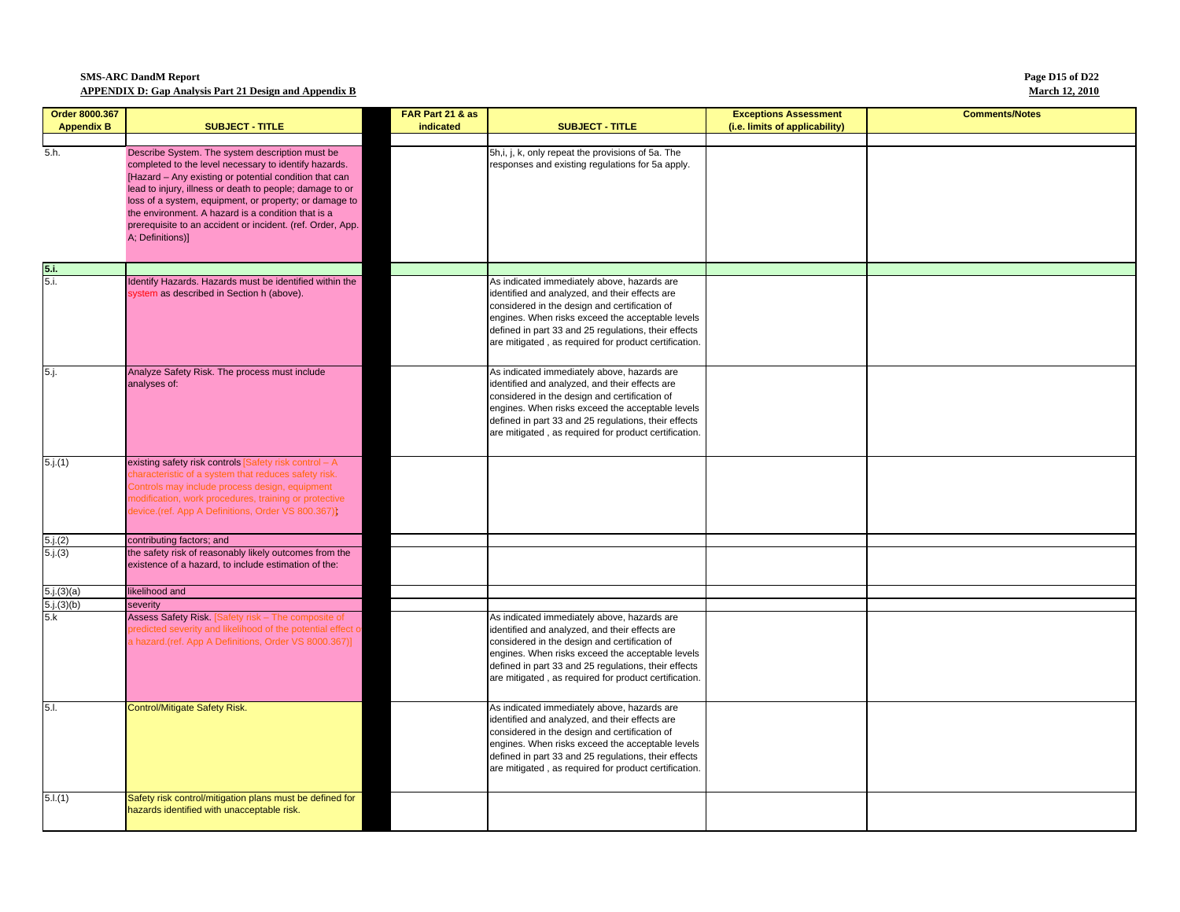| Order 8000.367 Appendix B | SUBJECT - TITLE | | FAR Part 21 & as indicated | SUBJECT - TITLE | Exceptions Assessment (i.e. limits of applicability) | Comments/Notes |
|---|---|---|---|---|---|---|
| | | | | | | |
| 5.h. | Describe System. The system description must be completed to the level necessary to identify hazards. [Hazard – Any existing or potential condition that can lead to injury, illness or death to people; damage to or loss of a system, equipment, or property; or damage to the environment. A hazard is a condition that is a prerequisite to an accident or incident. (ref. Order, App. A; Definitions)] | | | 5h,i, j, k, only repeat the provisions of 5a. The responses and existing regulations for 5a apply. | | |
| **5.i.** | | | | | | |
| 5.i. | Identify Hazards. Hazards must be identified within the system as described in Section h (above). | | | As indicated immediately above, hazards are identified and analyzed, and their effects are considered in the design and certification of engines. When risks exceed the acceptable levels defined in part 33 and 25 regulations, their effects are mitigated , as required for product certification. | | |
| 5.j. | Analyze Safety Risk. The process must include analyses of: | | | As indicated immediately above, hazards are identified and analyzed, and their effects are considered in the design and certification of engines. When risks exceed the acceptable levels defined in part 33 and 25 regulations, their effects are mitigated , as required for product certification. | | |
| 5.j.(1) | existing safety risk controls [Safety risk control – A characteristic of a system that reduces safety risk. Controls may include process design, equipment modification, work procedures, training or protective device.(ref. App A Definitions, Order VS 800.367)]; | | | | | |
| 5.j.(2) | contributing factors; and | | | | | |
| 5.j.(3) | the safety risk of reasonably likely outcomes from the existence of a hazard, to include estimation of the: | | | | | |
| 5.j.(3)(a) | likelihood and | | | | | |
| 5.j.(3)(b) | severity | | | | | |
| 5.k | Assess Safety Risk. [Safety risk – The composite of predicted severity and likelihood of the potential effect of a hazard.(ref. App A Definitions, Order VS 8000.367)] | | | As indicated immediately above, hazards are identified and analyzed, and their effects are considered in the design and certification of engines. When risks exceed the acceptable levels defined in part 33 and 25 regulations, their effects are mitigated , as required for product certification. | | |
| 5.l. | Control/Mitigate Safety Risk. | | | As indicated immediately above, hazards are identified and analyzed, and their effects are considered in the design and certification of engines. When risks exceed the acceptable levels defined in part 33 and 25 regulations, their effects are mitigated , as required for product certification. | | |
| 5.l.(1) | Safety risk control/mitigation plans must be defined for hazards identified with unacceptable risk. | | | | | |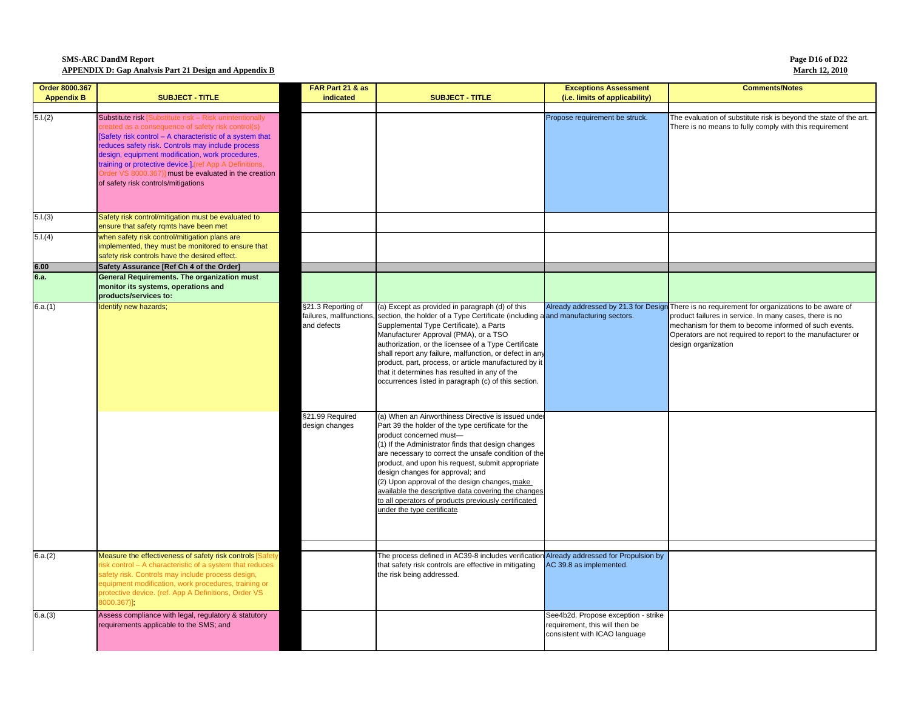| Order 8000.367 Appendix B | SUBJECT - TITLE | FAR Part 21 & as indicated | SUBJECT - TITLE | Exceptions Assessment (i.e. limits of applicability) | Comments/Notes |
|---|---|---|---|---|---|
| 5.l.(2) | Substitute risk [Substitute risk – Risk unintentionally created as a consequence of safety risk control(s) [Safety risk control – A characteristic of a system that reduces safety risk. Controls may include process design, equipment modification, work procedures, training or protective device.].(ref App A Definitions, Order VS 8000.367)] must be evaluated in the creation of safety risk controls/mitigations | | | Propose requirement be struck. | The evaluation of substitute risk is beyond the state of the art. There is no means to fully comply with this requirement |
| 5.l.(3) | Safety risk control/mitigation must be evaluated to ensure that safety rqmts have been met | | | | |
| 5.l.(4) | when safety risk control/mitigation plans are implemented, they must be monitored to ensure that safety risk controls have the desired effect. | | | | |
| **6.00** | **Safety Assurance [Ref Ch 4 of the Order]** | | | | |
| **6.a.** | **General Requirements. The organization must monitor its systems, operations and products/services to:** | | | | |
| 6.a.(1) | Identify new hazards; | §21.3 Reporting of failures, mallfunctions, and defects | (a) Except as provided in paragraph (d) of this section, the holder of a Type Certificate (including a Supplemental Type Certificate), a Parts Manufacturer Approval (PMA), or a TSO authorization, or the licensee of a Type Certificate shall report any failure, malfunction, or defect in any product, part, process, or article manufactured by it that it determines has resulted in any of the occurrences listed in paragraph (c) of this section. | Already addressed by 21.3 for Design and manufacturing sectors. | There is no requirement for organizations to be aware of product failures in service. In many cases, there is no mechanism for them to become informed of such events. Operators are not required to report to the manufacturer or design organization |
| | | §21.99 Required design changes | (a) When an Airworthiness Directive is issued under Part 39 the holder of the type certificate for the product concerned must—<br>(1) If the Administrator finds that design changes are necessary to correct the unsafe condition of the product, and upon his request, submit appropriate design changes for approval; and<br>(2) Upon approval of the design changes, make available the descriptive data covering the changes to all operators of products previously certificated under the type certificate. | | |
| 6.a.(2) | Measure the effectiveness of safety risk controls [Safety risk control – A characteristic of a system that reduces safety risk. Controls may include process design, equipment modification, work procedures, training or protective device. (ref. App A Definitions, Order VS 8000.367)]; | | The process defined in AC39-8 includes verification that safety risk controls are effective in mitigating the risk being addressed. | Already addressed for Propulsion by AC 39.8 as implemented. | |
| 6.a.(3) | Assess compliance with legal, regulatory & statutory requirements applicable to the SMS; and | | | See4b2d. Propose exception - strike requirement, this will then be consistent with ICAO language | |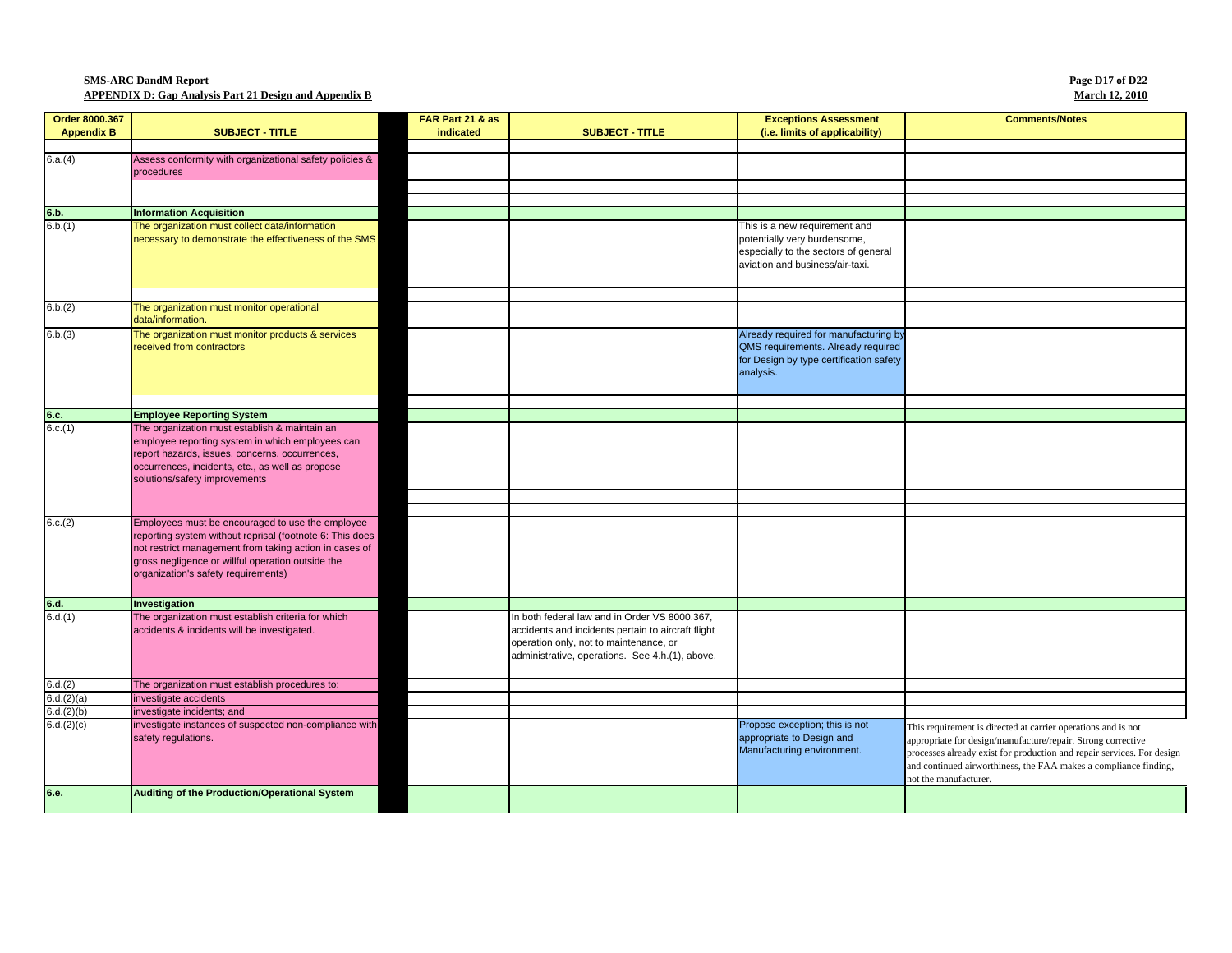**SMS-ARC DandM Report**
**APPENDIX D: Gap Analysis Part 21 Design and Appendix B**

| Order 8000.367 Appendix B | SUBJECT - TITLE | FAR Part 21 & as indicated | SUBJECT - TITLE | Exceptions Assessment (i.e. limits of applicability) | Comments/Notes |
|---|---|---|---|---|---|
| 6.a.(4) | Assess conformity with organizational safety policies & procedures | | | | |
| **6.b.** | **Information Acquisition** | | | | |
| 6.b.(1) | The organization must collect data/information necessary to demonstrate the effectiveness of the SMS | | | This is a new requirement and potentially very burdensome, especially to the sectors of general aviation and business/air-taxi. | |
| 6.b.(2) | The organization must monitor operational data/information. | | | | |
| 6.b.(3) | The organization must monitor products & services received from contractors | | | Already required for manufacturing by QMS requirements. Already required for Design by type certification safety analysis. | |
| **6.c.** | **Employee Reporting System** | | | | |
| 6.c.(1) | The organization must establish & maintain an employee reporting system in which employees can report hazards, issues, concerns, occurrences, occurrences, incidents, etc., as well as propose solutions/safety improvements | | | | |
| 6.c.(2) | Employees must be encouraged to use the employee reporting system without reprisal (footnote 6: This does not restrict management from taking action in cases of gross negligence or willful operation outside the organization's safety requirements) | | | | |
| **6.d.** | **Investigation** | | | | |
| 6.d.(1) | The organization must establish criteria for which accidents & incidents will be investigated. | | In both federal law and in Order VS 8000.367, accidents and incidents pertain to aircraft flight operation only, not to maintenance, or administrative, operations. See 4.h.(1), above. | | |
| 6.d.(2) | The organization must establish procedures to: | | | | |
| 6.d.(2)(a) | investigate accidents | | | | |
| 6.d.(2)(b) | investigate incidents; and | | | | |
| 6.d.(2)(c) | investigate instances of suspected non-compliance with safety regulations. | | | Propose exception; this is not appropriate to Design and Manufacturing environment. | This requirement is directed at carrier operations and is not appropriate for design/manufacture/repair. Strong corrective processes already exist for production and repair services. For design and continued airworthiness, the FAA makes a compliance finding, not the manufacturer. |
| **6.e.** | **Auditing of the Production/Operational System** | | | | |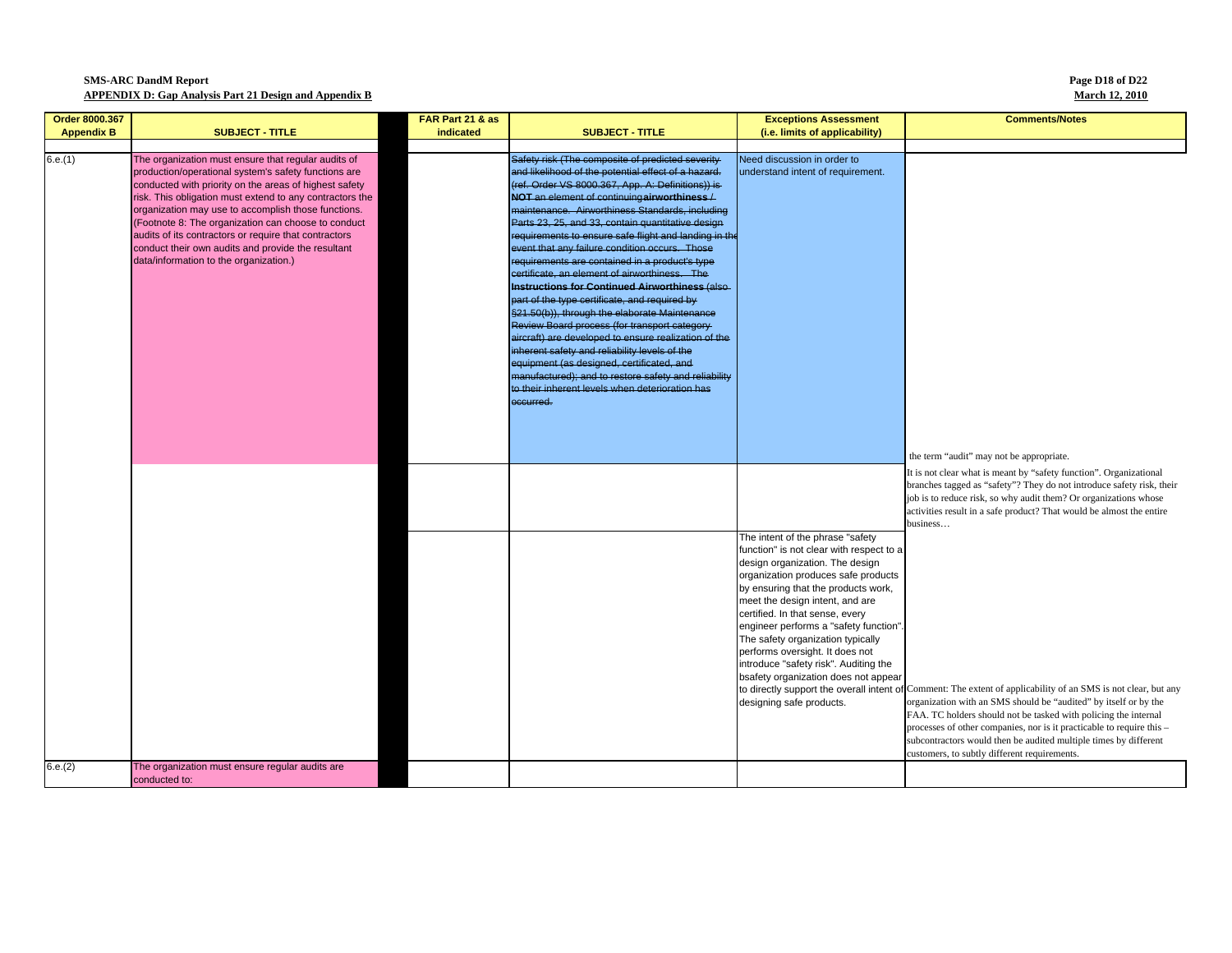| Order 8000.367 Appendix B | SUBJECT - TITLE | | FAR Part 21 & as indicated | SUBJECT - TITLE | Exceptions Assessment (i.e. limits of applicability) | Comments/Notes |
|---|---|---|---|---|---|---|
| 6.e.(1) | The organization must ensure that regular audits of production/operational system's safety functions are conducted with priority on the areas of highest safety risk. This obligation must extend to any contractors the organization may use to accomplish those functions. (Footnote 8: The organization can choose to conduct audits of its contractors or require that contractors conduct their own audits and provide the resultant data/information to the organization.) | | | ~~Safety risk (The composite of predicted severity and likelihood of the potential effect of a hazard. (ref. Order VS 8000.367, App. A: Definitions)) is **NOT** an element of continuing **airworthiness** / maintenance. Airworthiness Standards, including Parts 23, 25, and 33, contain quantitative design requirements to ensure safe flight and landing in the event that any failure condition occurs. Those requirements are contained in a product's type certificate, an element of airworthiness. The **Instructions for Continued Airworthiness** (also part of the type certificate, and required by §21.50(b)), through the elaborate Maintenance Review Board process (for transport category aircraft) are developed to ensure realization of the inherent safety and reliability levels of the equipment (as designed, certificated, and manufactured); and to restore safety and reliability to their inherent levels when deterioration has occurred.~~ | Need discussion in order to understand intent of requirement. | the term "audit" may not be appropriate. |
| | | | | | | It is not clear what is meant by "safety function". Organizational branches tagged as "safety"? They do not introduce safety risk, their job is to reduce risk, so why audit them? Or organizations whose activities result in a safe product? That would be almost the entire business… |
| | | | | | The intent of the phrase "safety function" is not clear with respect to a design organization. The design organization produces safe products by ensuring that the products work, meet the design intent, and are certified. In that sense, every engineer performs a "safety function". The safety organization typically performs oversight. It does not introduce "safety risk". Auditing the bsafety organization does not appear to directly support the overall intent of designing safe products. | Comment: The extent of applicability of an SMS is not clear, but any organization with an SMS should be "audited" by itself or by the FAA. TC holders should not be tasked with policing the internal processes of other companies, nor is it practicable to require this – subcontractors would then be audited multiple times by different customers, to subtly different requirements. |
| 6.e.(2) | The organization must ensure regular audits are conducted to: | | | | | |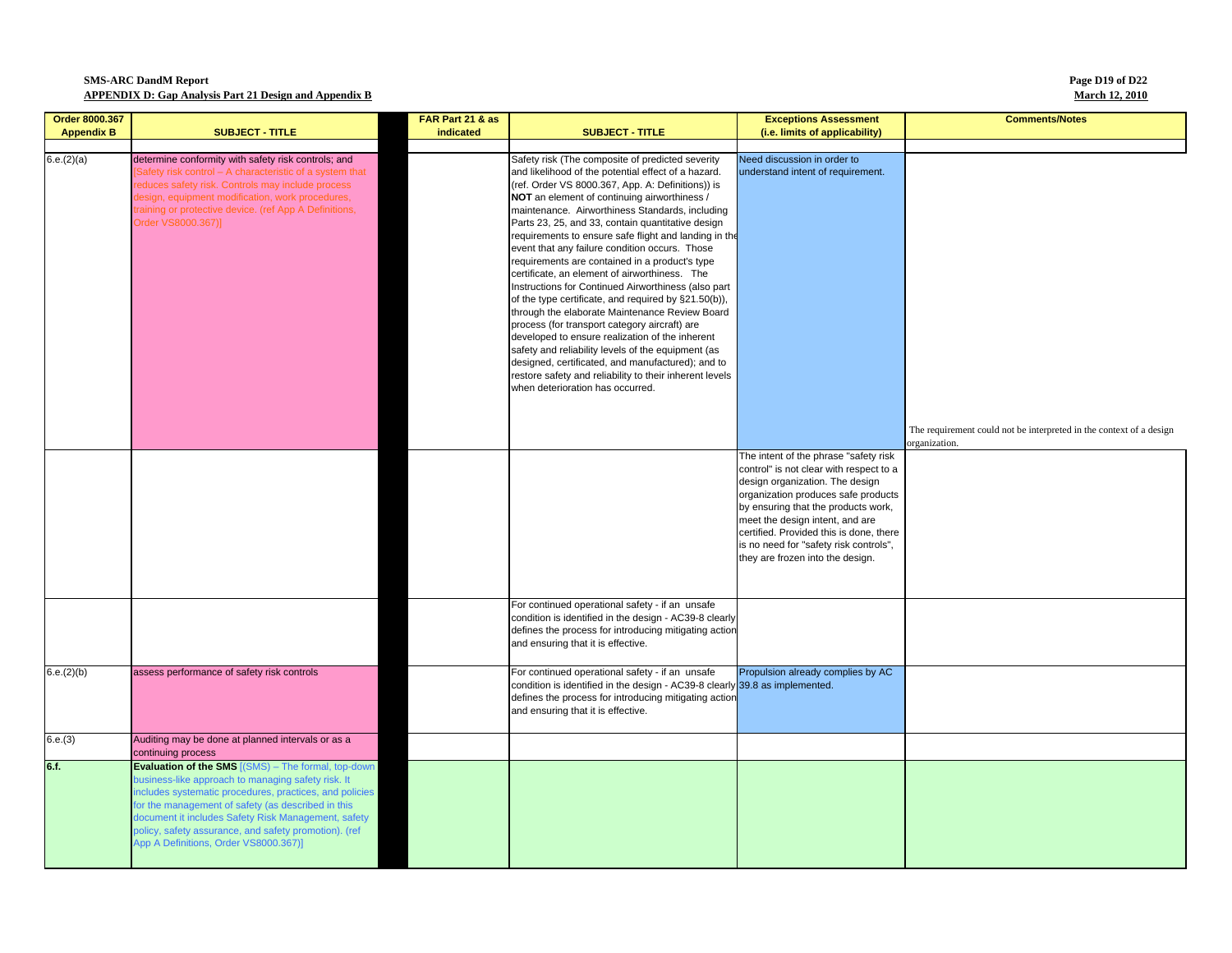| Order 8000.367 Appendix B | SUBJECT - TITLE | | FAR Part 21 & as indicated | SUBJECT - TITLE | Exceptions Assessment (i.e. limits of applicability) | Comments/Notes |
|---|---|---|---|---|---|---|
| | | | | | | |
| 6.e.(2)(a) | determine conformity with safety risk controls; and [Safety risk control – A characteristic of a system that reduces safety risk. Controls may include process design, equipment modification, work procedures, training or protective device. (ref App A Definitions, Order VS8000.367)] | | | Safety risk (The composite of predicted severity and likelihood of the potential effect of a hazard. (ref. Order VS 8000.367, App. A: Definitions)) is **NOT** an element of continuing airworthiness / maintenance. Airworthiness Standards, including Parts 23, 25, and 33, contain quantitative design requirements to ensure safe flight and landing in the event that any failure condition occurs. Those requirements are contained in a product's type certificate, an element of airworthiness. The Instructions for Continued Airworthiness (also part of the type certificate, and required by §21.50(b)), through the elaborate Maintenance Review Board process (for transport category aircraft) are developed to ensure realization of the inherent safety and reliability levels of the equipment (as designed, certificated, and manufactured); and to restore safety and reliability to their inherent levels when deterioration has occurred. | Need discussion in order to understand intent of requirement. | The requirement could not be interpreted in the context of a design organization. |
| | | | | | The intent of the phrase "safety risk control" is not clear with respect to a design organization. The design organization produces safe products by ensuring that the products work, meet the design intent, and are certified. Provided this is done, there is no need for "safety risk controls", they are frozen into the design. | |
| | | | | For continued operational safety - if an unsafe condition is identified in the design - AC39-8 clearly defines the process for introducing mitigating action and ensuring that it is effective. | | |
| 6.e.(2)(b) | assess performance of safety risk controls | | | For continued operational safety - if an unsafe condition is identified in the design - AC39-8 clearly defines the process for introducing mitigating action and ensuring that it is effective. | Propulsion already complies by AC 39.8 as implemented. | |
| 6.e.(3) | Auditing may be done at planned intervals or as a continuing process | | | | | |
| **6.f.** | **Evaluation of the SMS** [(SMS) – The formal, top-down business-like approach to managing safety risk. It includes systematic procedures, practices, and policies for the management of safety (as described in this document it includes Safety Risk Management, safety policy, safety assurance, and safety promotion). (ref App A Definitions, Order VS8000.367)] | | | | | |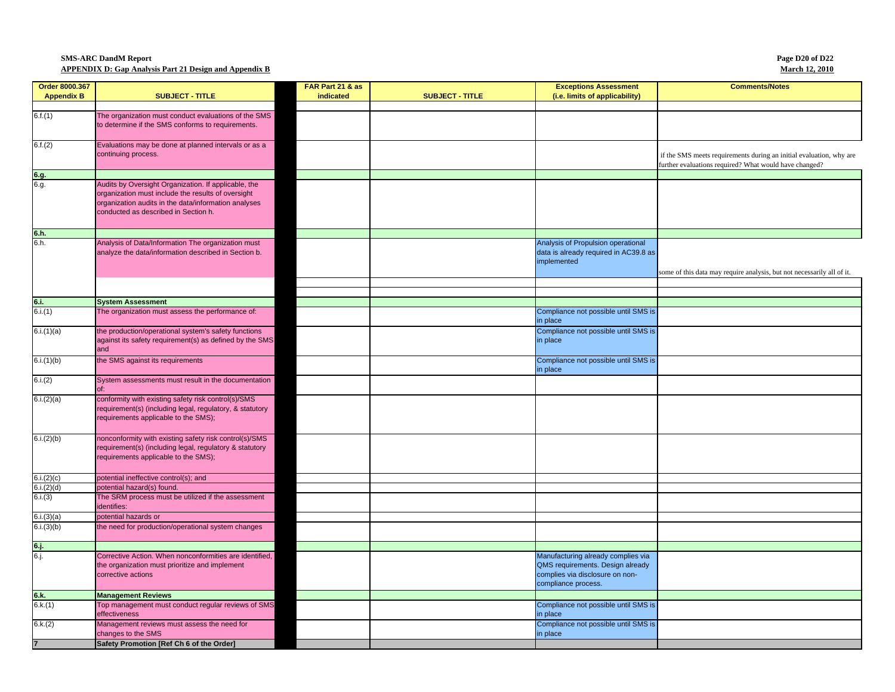| Order 8000.367 Appendix B | SUBJECT - TITLE | | FAR Part 21 & as indicated | SUBJECT - TITLE | Exceptions Assessment (i.e. limits of applicability) | Comments/Notes |
|---|---|---|---|---|---|---|
| | | | | | | |
| 6.f.(1) | The organization must conduct evaluations of the SMS to determine if the SMS conforms to requirements. | | | | | |
| 6.f.(2) | Evaluations may be done at planned intervals or as a continuing process. | | | | | if the SMS meets requirements during an initial evaluation, why are further evaluations required? What would have changed? |
| **6.g.** | | | | | | |
| 6.g. | Audits by Oversight Organization. If applicable, the organization must include the results of oversight organization audits in the data/information analyses conducted as described in Section h. | | | | | |
| **6.h.** | | | | | | |
| 6.h. | Analysis of Data/Information The organization must analyze the data/information described in Section b. | | | | Analysis of Propulsion operational data is already required in AC39.8 as implemented | some of this data may require analysis, but not necessarily all of it. |
| | | | | | | |
| | | | | | | |
| **6.i.** | **System Assessment** | | | | | |
| 6.i.(1) | The organization must assess the performance of: | | | | Compliance not possible until SMS is in place | |
| 6.i.(1)(a) | the production/operational system's safety functions against its safety requirement(s) as defined by the SMS and | | | | Compliance not possible until SMS is in place | |
| 6.i.(1)(b) | the SMS against its requirements | | | | Compliance not possible until SMS is in place | |
| 6.i.(2) | System assessments must result in the documentation of: | | | | | |
| 6.i.(2)(a) | conformity with existing safety risk control(s)/SMS requirement(s) (including legal, regulatory, & statutory requirements applicable to the SMS); | | | | | |
| 6.i.(2)(b) | nonconformity with existing safety risk control(s)/SMS requirement(s) (including legal, regulatory & statutory requirements applicable to the SMS); | | | | | |
| 6.i.(2)(c) | potential ineffective control(s); and | | | | | |
| 6.i.(2)(d) | potential hazard(s) found. | | | | | |
| 6.i.(3) | The SRM process must be utilized if the assessment identifies: | | | | | |
| 6.i.(3)(a) | potential hazards or | | | | | |
| 6.i.(3)(b) | the need for production/operational system changes | | | | | |
| **6.j.** | | | | | | |
| 6.j. | Corrective Action. When nonconformities are identified, the organization must prioritize and implement corrective actions | | | | Manufacturing already complies via QMS requirements. Design already complies via disclosure on non-compliance process. | |
| **6.k.** | **Management Reviews** | | | | | |
| 6.k.(1) | Top management must conduct regular reviews of SMS effectiveness | | | | Compliance not possible until SMS is in place | |
| 6.k.(2) | Management reviews must assess the need for changes to the SMS | | | | Compliance not possible until SMS is in place | |
| **7** | **Safety Promotion [Ref Ch 6 of the Order]** | | | | | |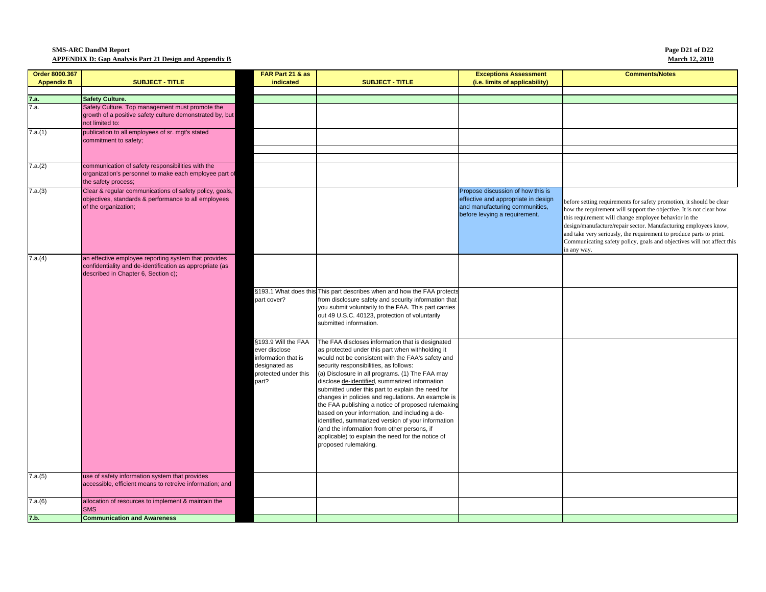**SMS-ARC DandM Report**
**APPENDIX D: Gap Analysis Part 21 Design and Appendix B**

| Order 8000.367 Appendix B | SUBJECT - TITLE | FAR Part 21 & as indicated | SUBJECT - TITLE | Exceptions Assessment (i.e. limits of applicability) | Comments/Notes |
|---|---|---|---|---|---|
| | | | | | |
| **7.a.** | **Safety Culture.** | | | | |
| 7.a. | Safety Culture. Top management must promote the growth of a positive safety culture demonstrated by, but not limited to: | | | | |
| 7.a.(1) | publication to all employees of sr. mgt's stated commitment to safety; | | | | |
| | | | | | |
| | | | | | |
| 7.a.(2) | communication of safety responsibilities with the organization's personnel to make each employee part of the safety process; | | | | |
| 7.a.(3) | Clear & regular communications of safety policy, goals, objectives, standards & performance to all employees of the organization; | | | Propose discussion of how this is effective and appropriate in design and manufacturing communities, before levying a requirement. | before setting requirements for safety promotion, it should be clear how the requirement will support the objective. It is not clear how this requirement will change employee behavior in the design/manufacture/repair sector. Manufacturing employees know, and take very seriously, the requirement to produce parts to print. Communicating safety policy, goals and objectives will not affect this in any way. |
| 7.a.(4) | an effective employee reporting system that provides confidentiality and de-identification as appropriate (as described in Chapter 6, Section c); | | | | |
| | | §193.1 What does this part cover? | This part describes when and how the FAA protects from disclosure safety and security information that you submit voluntarily to the FAA. This part carries out 49 U.S.C. 40123, protection of voluntarily submitted information. | | |
| | | §193.9 Will the FAA ever disclose information that is designated as protected under this part? | The FAA discloses information that is designated as protected under this part when withholding it would not be consistent with the FAA's safety and security responsibilities, as follows: (a) Disclosure in all programs. (1) The FAA may disclose de-identified, summarized information submitted under this part to explain the need for changes in policies and regulations. An example is the FAA publishing a notice of proposed rulemaking based on your information, and including a de-identified, summarized version of your information (and the information from other persons, if applicable) to explain the need for the notice of proposed rulemaking. | | |
| 7.a.(5) | use of safety information system that provides accessible, efficient means to retreive information; and | | | | |
| 7.a.(6) | allocation of resources to implement & maintain the SMS | | | | |
| **7.b.** | **Communication and Awareness** | | | | |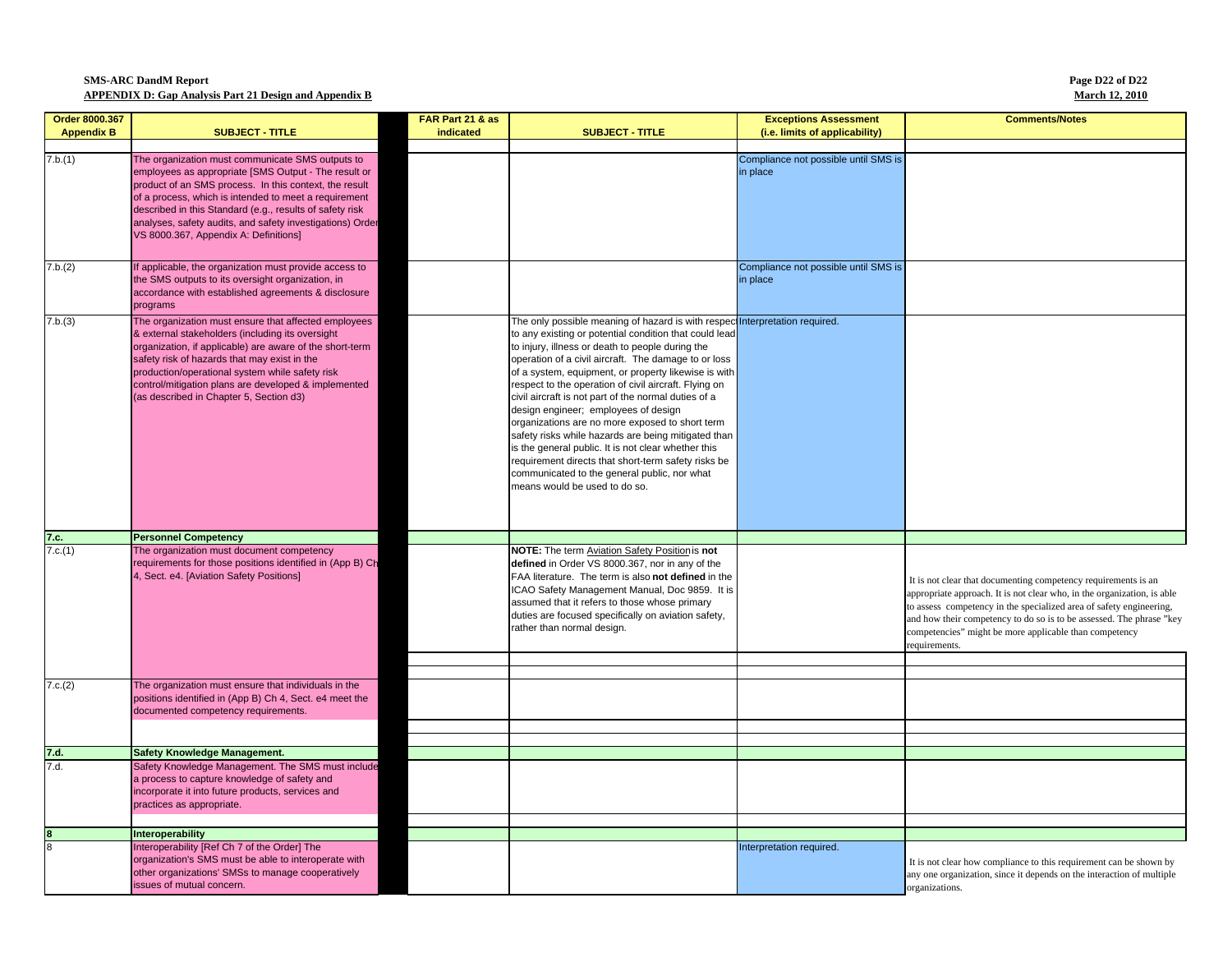**SMS-ARC DandM Report**

**APPENDIX D: Gap Analysis Part 21 Design and Appendix B**

| Order 8000.367 Appendix B | SUBJECT - TITLE | FAR Part 21 & as indicated | SUBJECT - TITLE | Exceptions Assessment (i.e. limits of applicability) | Comments/Notes |
|---|---|---|---|---|---|
| 7.b.(1) | The organization must communicate SMS outputs to employees as appropriate [SMS Output - The result or product of an SMS process. In this context, the result of a process, which is intended to meet a requirement described in this Standard (e.g., results of safety risk analyses, safety audits, and safety investigations) Order VS 8000.367, Appendix A: Definitions] | | | Compliance not possible until SMS is in place | |
| 7.b.(2) | If applicable, the organization must provide access to the SMS outputs to its oversight organization, in accordance with established agreements & disclosure programs | | | Compliance not possible until SMS is in place | |
| 7.b.(3) | The organization must ensure that affected employees & external stakeholders (including its oversight organization, if applicable) are aware of the short-term safety risk of hazards that may exist in the production/operational system while safety risk control/mitigation plans are developed & implemented (as described in Chapter 5, Section d3) | | The only possible meaning of hazard is with respect to any existing or potential condition that could lead to injury, illness or death to people during the operation of a civil aircraft. The damage to or loss of a system, equipment, or property likewise is with respect to the operation of civil aircraft. Flying on civil aircraft is not part of the normal duties of a design engineer; employees of design organizations are no more exposed to short term safety risks while hazards are being mitigated than is the general public. It is not clear whether this requirement directs that short-term safety risks be communicated to the general public, nor what means would be used to do so. | Interpretation required. | |
| **7.c.** | **Personnel Competency** | | | | |
| 7.c.(1) | The organization must document competency requirements for those positions identified in (App B) Ch 4, Sect. e4. [Aviation Safety Positions] | | **NOTE:** The term Aviation Safety Position is **not defined** in Order VS 8000.367, nor in any of the FAA literature. The term is also **not defined** in the ICAO Safety Management Manual, Doc 9859. It is assumed that it refers to those whose primary duties are focused specifically on aviation safety, rather than normal design. | | It is not clear that documenting competency requirements is an appropriate approach. It is not clear who, in the organization, is able to assess competency in the specialized area of safety engineering, and how their competency to do so is to be assessed. The phrase "key competencies" might be more applicable than competency requirements. |
| 7.c.(2) | The organization must ensure that individuals in the positions identified in (App B) Ch 4, Sect. e4 meet the documented competency requirements. | | | | |
| **7.d.** | **Safety Knowledge Management.** | | | | |
| 7.d. | Safety Knowledge Management. The SMS must include a process to capture knowledge of safety and incorporate it into future products, services and practices as appropriate. | | | | |
| **8** | **Interoperability** | | | | |
| 8 | Interoperability [Ref Ch 7 of the Order] The organization's SMS must be able to interoperate with other organizations' SMSs to manage cooperatively issues of mutual concern. | | | Interpretation required. | It is not clear how compliance to this requirement can be shown by any one organization, since it depends on the interaction of multiple organizations. |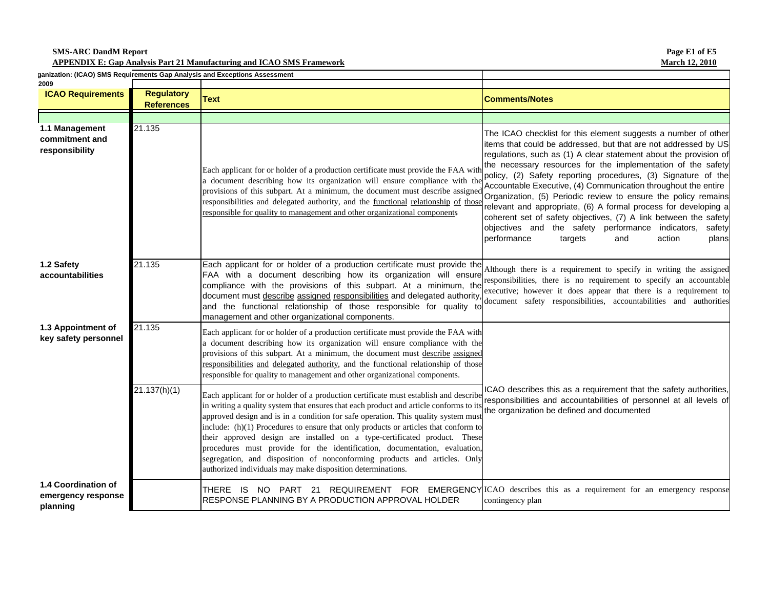ganization: (ICAO) SMS Requirements Gap Analysis and Exceptions Assessment
2009

| ICAO Requirements | Regulatory References | Text | Comments/Notes |
|---|---|---|---|
| | | | |
| **1.1 Management commitment and responsibility** | 21.135 | Each applicant for or holder of a production certificate must provide the FAA with a document describing how its organization will ensure compliance with the provisions of this subpart. At a minimum, the document must describe assigned responsibilities and delegated authority, and the <u>functional relationship of those responsible for quality to management and other organizational components</u> | The ICAO checklist for this element suggests a number of other items that could be addressed, but that are not addressed by US regulations, such as (1) A clear statement about the provision of the necessary resources for the implementation of the safety policy, (2) Safety reporting procedures, (3) Signature of the Accountable Executive, (4) Communication throughout the entire Organization, (5) Periodic review to ensure the policy remains relevant and appropriate, (6) A formal process for developing a coherent set of safety objectives, (7) A link between the safety objectives and the safety performance indicators, safety performance targets and action plans |
| **1.2 Safety accountabilities** | 21.135 | Each applicant for or holder of a production certificate must provide the FAA with a document describing how its organization will ensure compliance with the provisions of this subpart. At a minimum, the document must <u>describe assigned responsibilities</u> and delegated authority, and the functional relationship of those responsible for quality to management and other organizational components. | Although there is a requirement to specify in writing the assigned responsibilities, there is no requirement to specify an accountable executive; however it does appear that there is a requirement to document safety responsibilities, accountabilities and authorities |
| **1.3 Appointment of key safety personnel** | 21.135 | Each applicant for or holder of a production certificate must provide the FAA with a document describing how its organization will ensure compliance with the provisions of this subpart. At a minimum, the document must <u>describe assigned responsibilities and delegated authority</u>, and the functional relationship of those responsible for quality to management and other organizational components. | ICAO describes this as a requirement that the safety authorities, responsibilities and accountabilities of personnel at all levels of the organization be defined and documented |
| | 21.137(h)(1) | Each applicant for or holder of a production certificate must establish and describe in writing a quality system that ensures that each product and article conforms to its approved design and is in a condition for safe operation. This quality system must include: (h)(1) Procedures to ensure that only products or articles that conform to their approved design are installed on a type-certificated product. These procedures must provide for the identification, documentation, evaluation, segregation, and disposition of nonconforming products and articles. Only authorized individuals may make disposition determinations. | |
| **1.4 Coordination of emergency response planning** | | THERE IS NO PART 21 REQUIREMENT FOR EMERGENCY RESPONSE PLANNING BY A PRODUCTION APPROVAL HOLDER | ICAO describes this as a requirement for an emergency response contingency plan |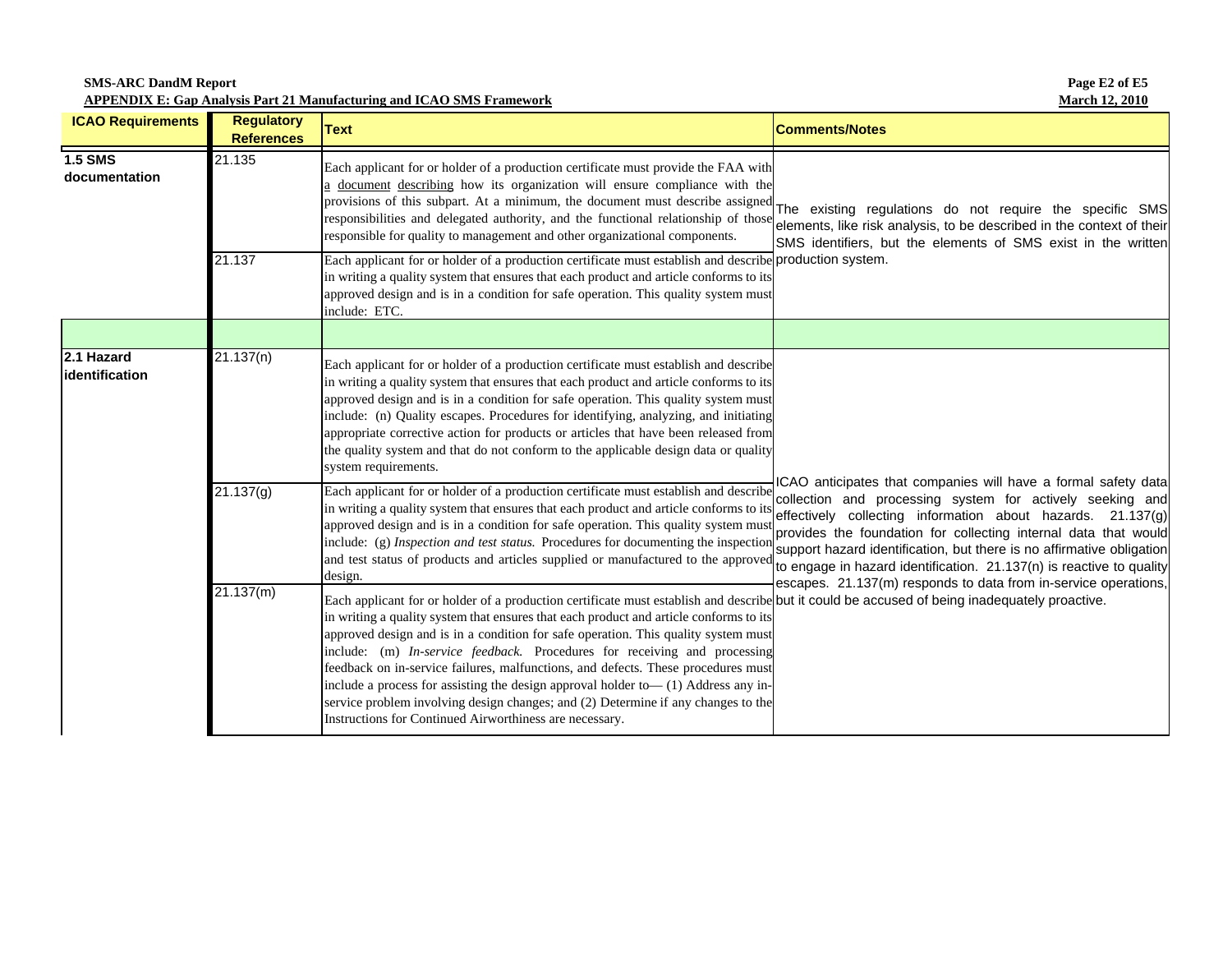| ICAO Requirements | Regulatory References | Text | Comments/Notes |
|---|---|---|---|
| **1.5 SMS documentation** | 21.135 | Each applicant for or holder of a production certificate must provide the FAA with a document describing how its organization will ensure compliance with the provisions of this subpart. At a minimum, the document must describe assigned responsibilities and delegated authority, and the functional relationship of those responsible for quality to management and other organizational components. | The existing regulations do not require the specific SMS elements, like risk analysis, to be described in the context of their SMS identifiers, but the elements of SMS exist in the written production system. |
| | 21.137 | Each applicant for or holder of a production certificate must establish and describe in writing a quality system that ensures that each product and article conforms to its approved design and is in a condition for safe operation. This quality system must include: ETC. | |
| | | | |
| **2.1 Hazard identification** | 21.137(n) | Each applicant for or holder of a production certificate must establish and describe in writing a quality system that ensures that each product and article conforms to its approved design and is in a condition for safe operation. This quality system must include: (n) Quality escapes. Procedures for identifying, analyzing, and initiating appropriate corrective action for products or articles that have been released from the quality system and that do not conform to the applicable design data or quality system requirements. | ICAO anticipates that companies will have a formal safety data collection and processing system for actively seeking and effectively collecting information about hazards. 21.137(g) provides the foundation for collecting internal data that would support hazard identification, but there is no affirmative obligation to engage in hazard identification. 21.137(n) is reactive to quality escapes. 21.137(m) responds to data from in-service operations, but it could be accused of being inadequately proactive. |
| | 21.137(g) | Each applicant for or holder of a production certificate must establish and describe in writing a quality system that ensures that each product and article conforms to its approved design and is in a condition for safe operation. This quality system must include: (g) *Inspection and test status.* Procedures for documenting the inspection and test status of products and articles supplied or manufactured to the approved design. | |
| | 21.137(m) | Each applicant for or holder of a production certificate must establish and describe in writing a quality system that ensures that each product and article conforms to its approved design and is in a condition for safe operation. This quality system must include: (m) *In-service feedback.* Procedures for receiving and processing feedback on in-service failures, malfunctions, and defects. These procedures must include a process for assisting the design approval holder to— (1) Address any in-service problem involving design changes; and (2) Determine if any changes to the Instructions for Continued Airworthiness are necessary. | |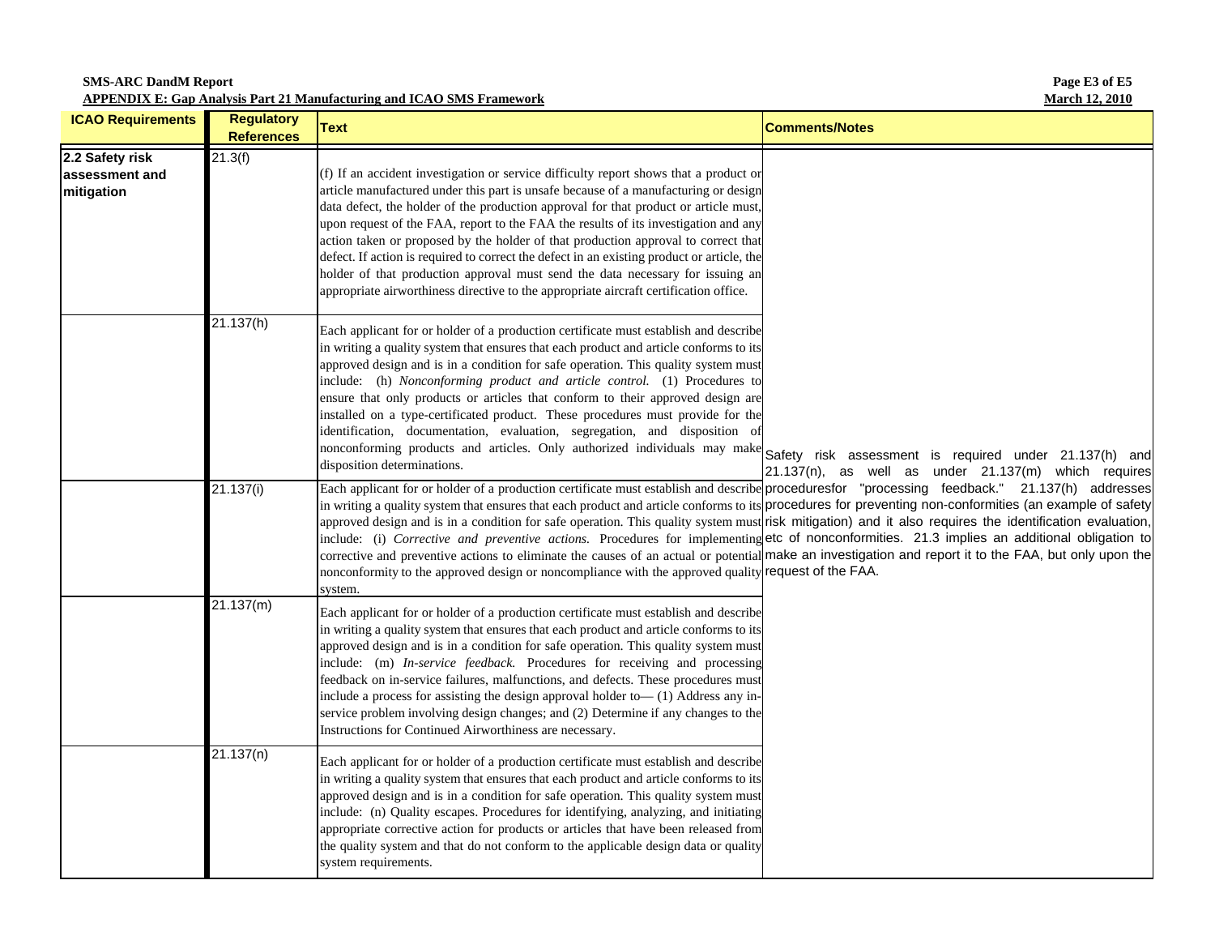| ICAO Requirements | Regulatory References | Text | Comments/Notes |
|---|---|---|---|
| **2.2 Safety risk assessment and mitigation** | 21.3(f) | (f) If an accident investigation or service difficulty report shows that a product or article manufactured under this part is unsafe because of a manufacturing or design data defect, the holder of the production approval for that product or article must, upon request of the FAA, report to the FAA the results of its investigation and any action taken or proposed by the holder of that production approval to correct that defect. If action is required to correct the defect in an existing product or article, the holder of that production approval must send the data necessary for issuing an appropriate airworthiness directive to the appropriate aircraft certification office. | Safety risk assessment is required under 21.137(h) and 21.137(n), as well as under 21.137(m) which requires proceduresfor "processing feedback." 21.137(h) addresses procedures for preventing non-conformities (an example of safety risk mitigation) and it also requires the identification evaluation, etc of nonconformities. 21.3 implies an additional obligation to make an investigation and report it to the FAA, but only upon the request of the FAA. |
| | 21.137(h) | Each applicant for or holder of a production certificate must establish and describe in writing a quality system that ensures that each product and article conforms to its approved design and is in a condition for safe operation. This quality system must include: (h) *Nonconforming product and article control.* (1) Procedures to ensure that only products or articles that conform to their approved design are installed on a type-certificated product. These procedures must provide for the identification, documentation, evaluation, segregation, and disposition of nonconforming products and articles. Only authorized individuals may make disposition determinations. | |
| | 21.137(i) | Each applicant for or holder of a production certificate must establish and describe in writing a quality system that ensures that each product and article conforms to its approved design and is in a condition for safe operation. This quality system must include: (i) *Corrective and preventive actions.* Procedures for implementing corrective and preventive actions to eliminate the causes of an actual or potential nonconformity to the approved design or noncompliance with the approved quality system. | |
| | 21.137(m) | Each applicant for or holder of a production certificate must establish and describe in writing a quality system that ensures that each product and article conforms to its approved design and is in a condition for safe operation. This quality system must include: (m) *In-service feedback.* Procedures for receiving and processing feedback on in-service failures, malfunctions, and defects. These procedures must include a process for assisting the design approval holder to— (1) Address any in-service problem involving design changes; and (2) Determine if any changes to the Instructions for Continued Airworthiness are necessary. | |
| | 21.137(n) | Each applicant for or holder of a production certificate must establish and describe in writing a quality system that ensures that each product and article conforms to its approved design and is in a condition for safe operation. This quality system must include: (n) Quality escapes. Procedures for identifying, analyzing, and initiating appropriate corrective action for products or articles that have been released from the quality system and that do not conform to the applicable design data or quality system requirements. | |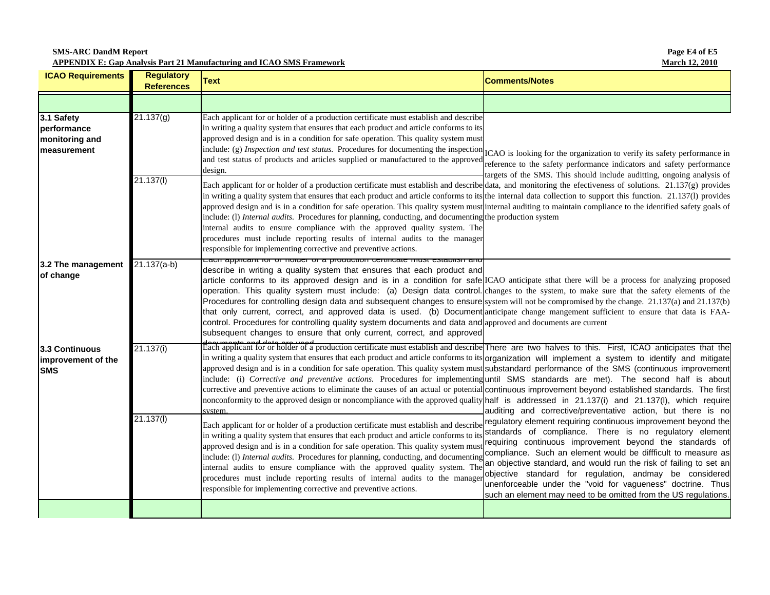| ICAO Requirements | Regulatory References | Text | Comments/Notes |
|---|---|---|---|
| | | | |
| **3.1 Safety performance monitoring and measurement** | 21.137(g) | Each applicant for or holder of a production certificate must establish and describe in writing a quality system that ensures that each product and article conforms to its approved design and is in a condition for safe operation. This quality system must include: (g) *Inspection and test status.* Procedures for documenting the inspection and test status of products and articles supplied or manufactured to the approved design. | ICAO is looking for the organization to verify its safety performance in reference to the safety performance indicators and safety performance targets of the SMS. This should include auditting, ongoing analysis of data, and monitoring the efectiveness of solutions. 21.137(g) provides the internal data collection to support this function. 21.137(l) provides internal auditing to maintain compliance to the identified safety goals of the production system |
| | 21.137(l) | Each applicant for or holder of a production certificate must establish and describe in writing a quality system that ensures that each product and article conforms to its approved design and is in a condition for safe operation. This quality system must include: (l) *Internal audits.* Procedures for planning, conducting, and documenting internal audits to ensure compliance with the approved quality system. The procedures must include reporting results of internal audits to the manager responsible for implementing corrective and preventive actions. | |
| **3.2 The management of change** | 21.137(a-b) | Each applicant for or holder of a production certificate must establish and describe in writing a quality system that ensures that each product and article conforms to its approved design and is in a condition for safe operation. This quality system must include: (a) Design data control. Procedures for controlling design data and subsequent changes to ensure that only current, correct, and approved data is used. (b) Document control. Procedures for controlling quality system documents and data and subsequent changes to ensure that only current, correct, and approved documents and data are used. | ICAO anticipate sthat there will be a process for analyzing proposed changes to the system, to make sure that the safety elements of the system will not be compromised by the change. 21.137(a) and 21.137(b) anticipate change mangement sufficient to ensure that data is FAA-approved and documents are current |
| **3.3 Continuous improvement of the SMS** | 21.137(i) | Each applicant for or holder of a production certificate must establish and describe in writing a quality system that ensures that each product and article conforms to its approved design and is in a condition for safe operation. This quality system must include: (i) *Corrective and preventive actions.* Procedures for implementing corrective and preventive actions to eliminate the causes of an actual or potential nonconformity to the approved design or noncompliance with the approved quality system. | There are two halves to this. First, ICAO anticipates that the organization will implement a system to identify and mitigate substandard performance of the SMS (continuous improvement until SMS standards are met). The second half is about continuous improvement beyond established standards. The first half is addressed in 21.137(i) and 21.137(l), which require auditing and corrective/preventative action, but there is no regulatory element requiring continuous improvement beyond the standards of compliance. There is no regulatory element requiring continuous improvement beyond the standards of compliance. Such an element would be diffficult to measure as an objective standard, and would run the risk of failing to set an objective standard for regulation, andmay be considered unenforceable under the "void for vagueness" doctrine. Thus such an element may need to be omitted from the US regulations. |
| | 21.137(l) | Each applicant for or holder of a production certificate must establish and describe in writing a quality system that ensures that each product and article conforms to its approved design and is in a condition for safe operation. This quality system must include: (l) *Internal audits.* Procedures for planning, conducting, and documenting internal audits to ensure compliance with the approved quality system. The procedures must include reporting results of internal audits to the manager responsible for implementing corrective and preventive actions. | |
| | | | |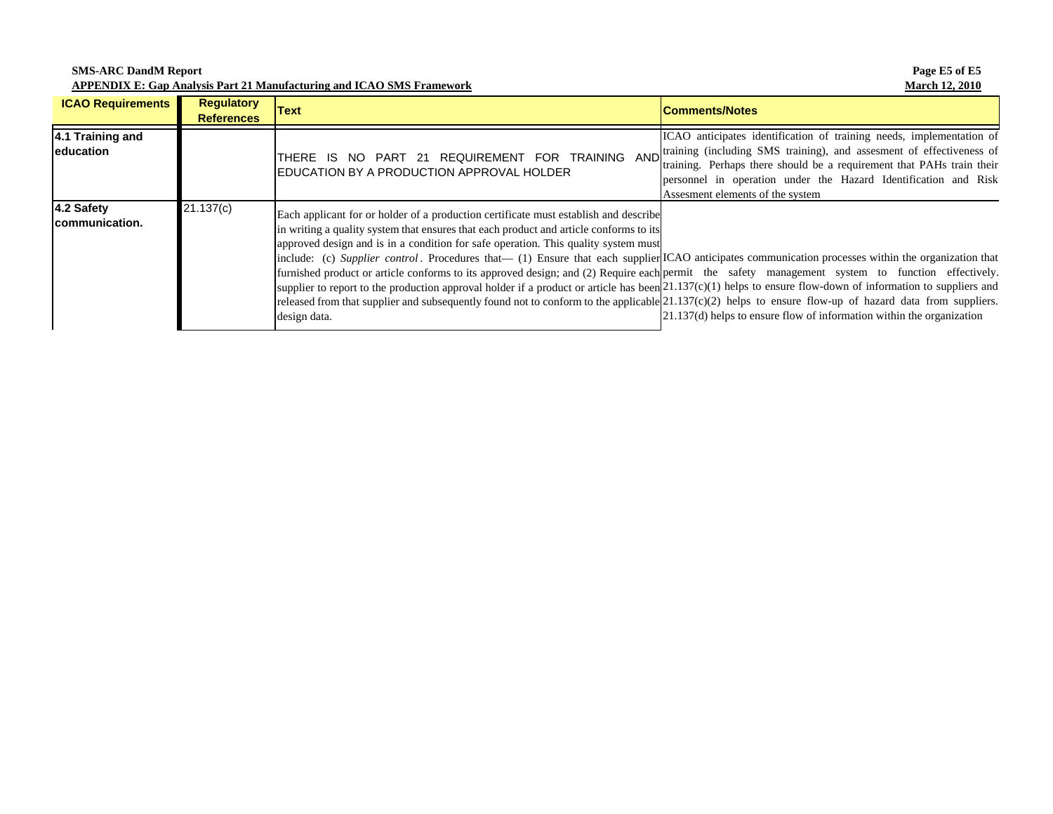| ICAO Requirements | Regulatory References | Text | Comments/Notes |
|---|---|---|---|
| **4.1 Training and education** | | THERE IS NO PART 21 REQUIREMENT FOR TRAINING AND EDUCATION BY A PRODUCTION APPROVAL HOLDER | ICAO anticipates identification of training needs, implementation of training (including SMS training), and assesment of effectiveness of training. Perhaps there should be a requirement that PAHs train their personnel in operation under the Hazard Identification and Risk Assesment elements of the system |
| **4.2 Safety communication.** | 21.137(c) | Each applicant for or holder of a production certificate must establish and describe in writing a quality system that ensures that each product and article conforms to its approved design and is in a condition for safe operation. This quality system must include: (c) *Supplier control*. Procedures that— (1) Ensure that each supplier furnished product or article conforms to its approved design; and (2) Require each supplier to report to the production approval holder if a product or article has been released from that supplier and subsequently found not to conform to the applicable design data. | ICAO anticipates communication processes within the organization that permit the safety management system to function effectively. 21.137(c)(1) helps to ensure flow-down of information to suppliers and 21.137(c)(2) helps to ensure flow-up of hazard data from suppliers. 21.137(d) helps to ensure flow of information within the organization |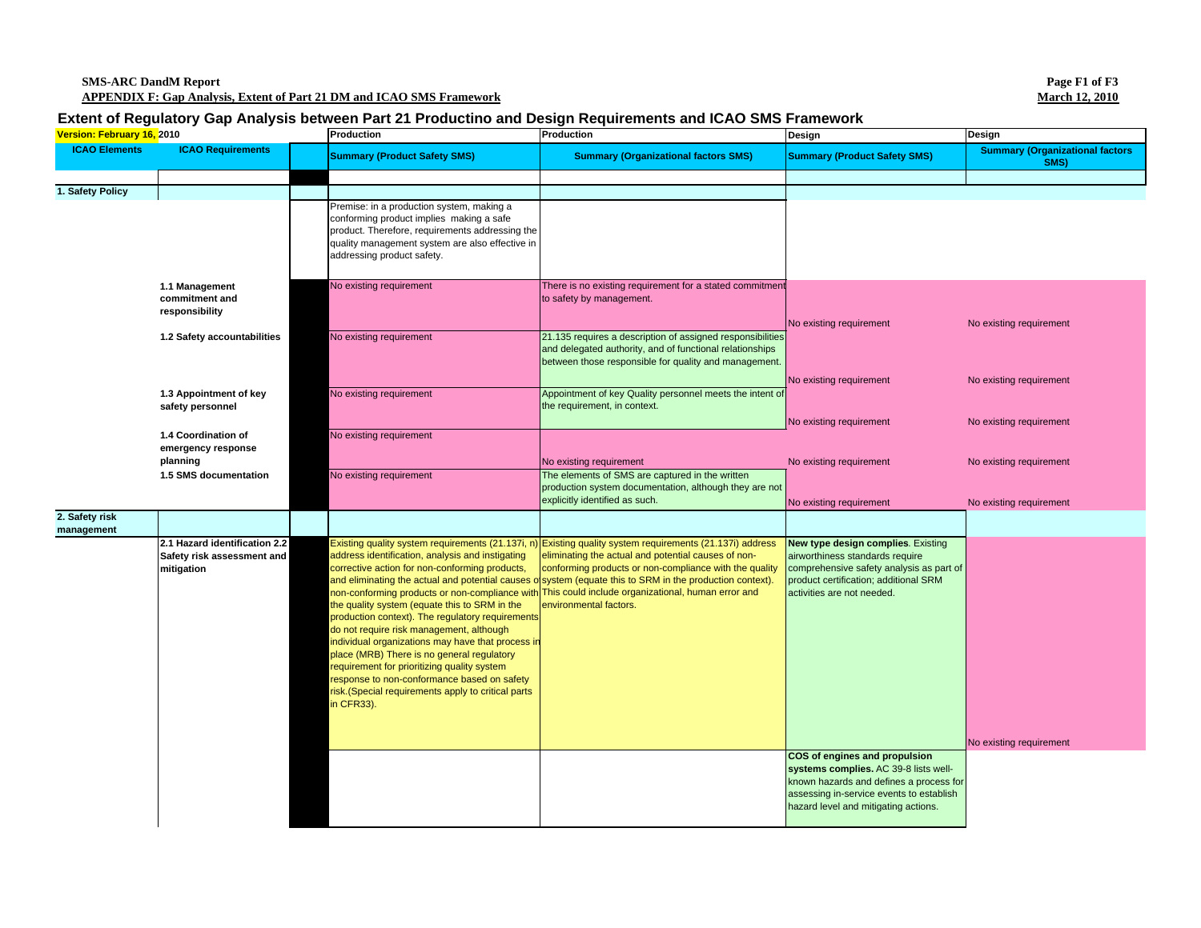SMS-ARC DandM Report
APPENDIX F: Gap Analysis, Extent of Part 21 DM and ICAO SMS Framework

# Extent of Regulatory Gap Analysis between Part 21 Productino and Design Requirements and ICAO SMS Framework

Version: February 16, 2010

| ICAO Elements | ICAO Requirements | | Production — Summary (Product Safety SMS) | Production — Summary (Organizational factors SMS) | Design — Summary (Product Safety SMS) | Design — Summary (Organizational factors SMS) |
|---|---|---|---|---|---|---|
| **1. Safety Policy** | | | | | | |
| | | | Premise: in a production system, making a conforming product implies making a safe product. Therefore, requirements addressing the quality management system are also effective in addressing product safety. | | | |
| | **1.1 Management commitment and responsibility** | | No existing requirement | There is no existing requirement for a stated commitment to safety by management. | No existing requirement | No existing requirement |
| | **1.2 Safety accountabilities** | | No existing requirement | 21.135 requires a description of assigned responsibilities and delegated authority, and of functional relationships between those responsible for quality and management. | No existing requirement | No existing requirement |
| | **1.3 Appointment of key safety personnel** | | No existing requirement | Appointment of key Quality personnel meets the intent of the requirement, in context. | No existing requirement | No existing requirement |
| | **1.4 Coordination of emergency response planning** | | No existing requirement | No existing requirement | No existing requirement | No existing requirement |
| | **1.5 SMS documentation** | | No existing requirement | The elements of SMS are captured in the written production system documentation, although they are not explicitly identified as such. | No existing requirement | No existing requirement |
| **2. Safety risk management** | | | | | | |
| | **2.1 Hazard identification 2.2 Safety risk assessment and mitigation** | | Existing quality system requirements (21.137i, n) address identification, analysis and instigating corrective action for non-conforming products, and eliminating the actual and potential causes of non-conforming products or non-compliance with the quality system (equate this to SRM in the production context). The regulatory requirements do not require risk management, although individual organizations may have that process in place (MRB) There is no general regulatory requirement for prioritizing quality system response to non-conformance based on safety risk.(Special requirements apply to critical parts in CFR33). | Existing quality system requirements (21.137i) address eliminating the actual and potential causes of non-conforming products or non-compliance with the quality system (equate this to SRM in the production context). This could include organizational, human error and environmental factors. | **New type design complies**. Existing airworthiness standards require comprehensive safety analysis as part of product certification; additional SRM activities are not needed. | No existing requirement |
| | | | | | **COS of engines and propulsion systems complies.** AC 39-8 lists well-known hazards and defines a process for assessing in-service events to establish hazard level and mitigating actions. | |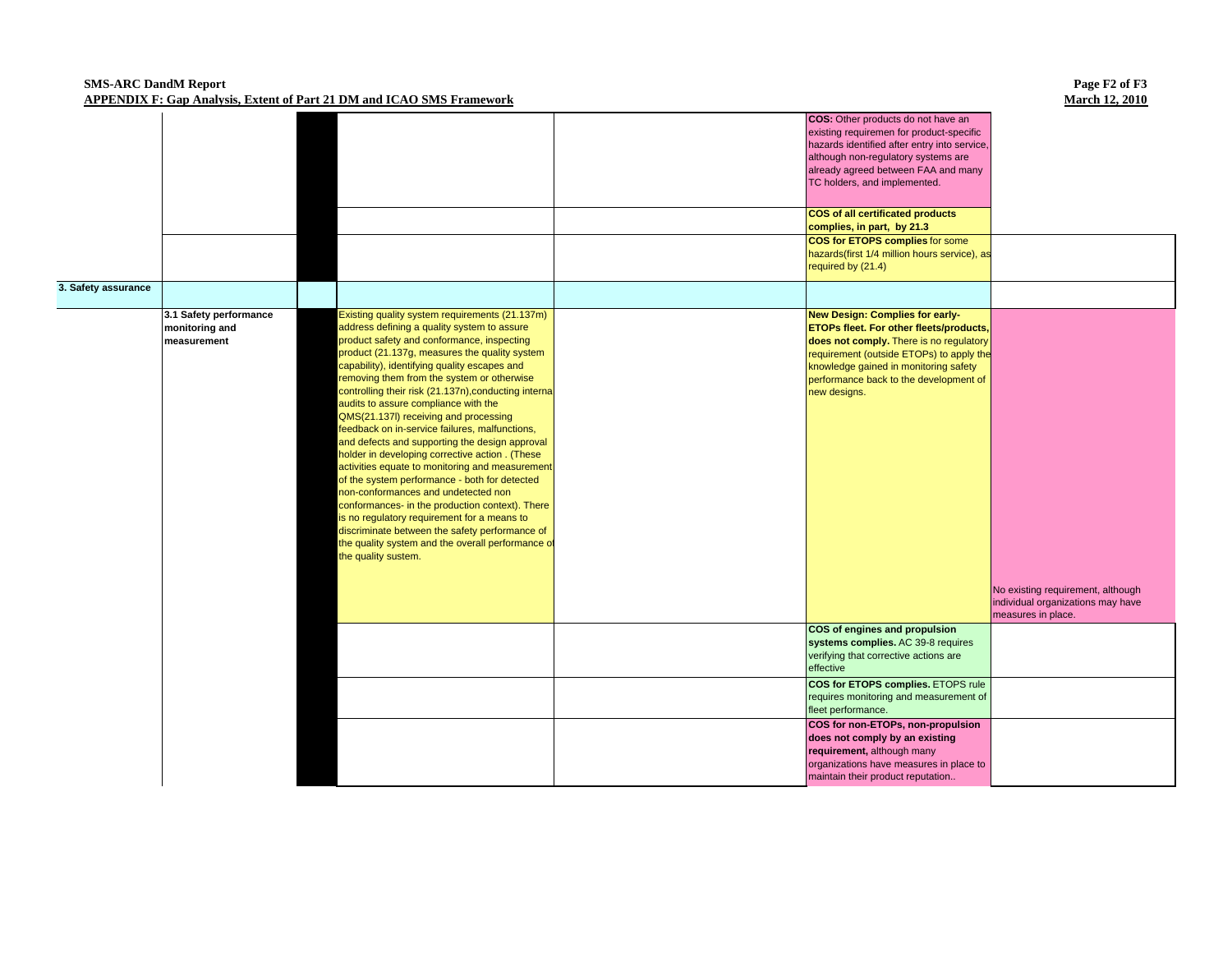SMS-ARC DandM Report
**APPENDIX F: Gap Analysis, Extent of Part 21 DM and ICAO SMS Framework**

| | | | | | | |
|---|---|---|---|---|---|---|
| | | | | | **COS:** Other products do not have an existing requiremen for product-specific hazards identified after entry into service, although non-regulatory systems are already agreed between FAA and many TC holders, and implemented. | |
| | | | | | **COS of all certificated products complies, in part, by 21.3** | |
| | | | | | **COS for ETOPS complies** for some hazards(first 1/4 million hours service), as required by (21.4) | |
| **3. Safety assurance** | | | | | | |
| | **3.1 Safety performance monitoring and measurement** | | Existing quality system requirements (21.137m) address defining a quality system to assure product safety and conformance, inspecting product (21.137g, measures the quality system capability), identifying quality escapes and removing them from the system or otherwise controlling their risk (21.137n),conducting internal audits to assure compliance with the QMS(21.137l) receiving and processing feedback on in-service failures, malfunctions, and defects and supporting the design approval holder in developing corrective action . (These activities equate to monitoring and measurement of the system performance - both for detected non-conformances and undetected non conformances- in the production context). There is no regulatory requirement for a means to discriminate between the safety performance of the quality system and the overall performance of the quality sustem. | | **New Design: Complies for early-ETOPs fleet. For other fleets/products, does not comply.** There is no regulatory requirement (outside ETOPs) to apply the knowledge gained in monitoring safety performance back to the development of new designs. | No existing requirement, although individual organizations may have measures in place. |
| | | | | | **COS of engines and propulsion systems complies.** AC 39-8 requires verifying that corrective actions are effective | |
| | | | | | **COS for ETOPS complies.** ETOPS rule requires monitoring and measurement of fleet performance. | |
| | | | | | **COS for non-ETOPs, non-propulsion does not comply by an existing requirement,** although many organizations have measures in place to maintain their product reputation.. | |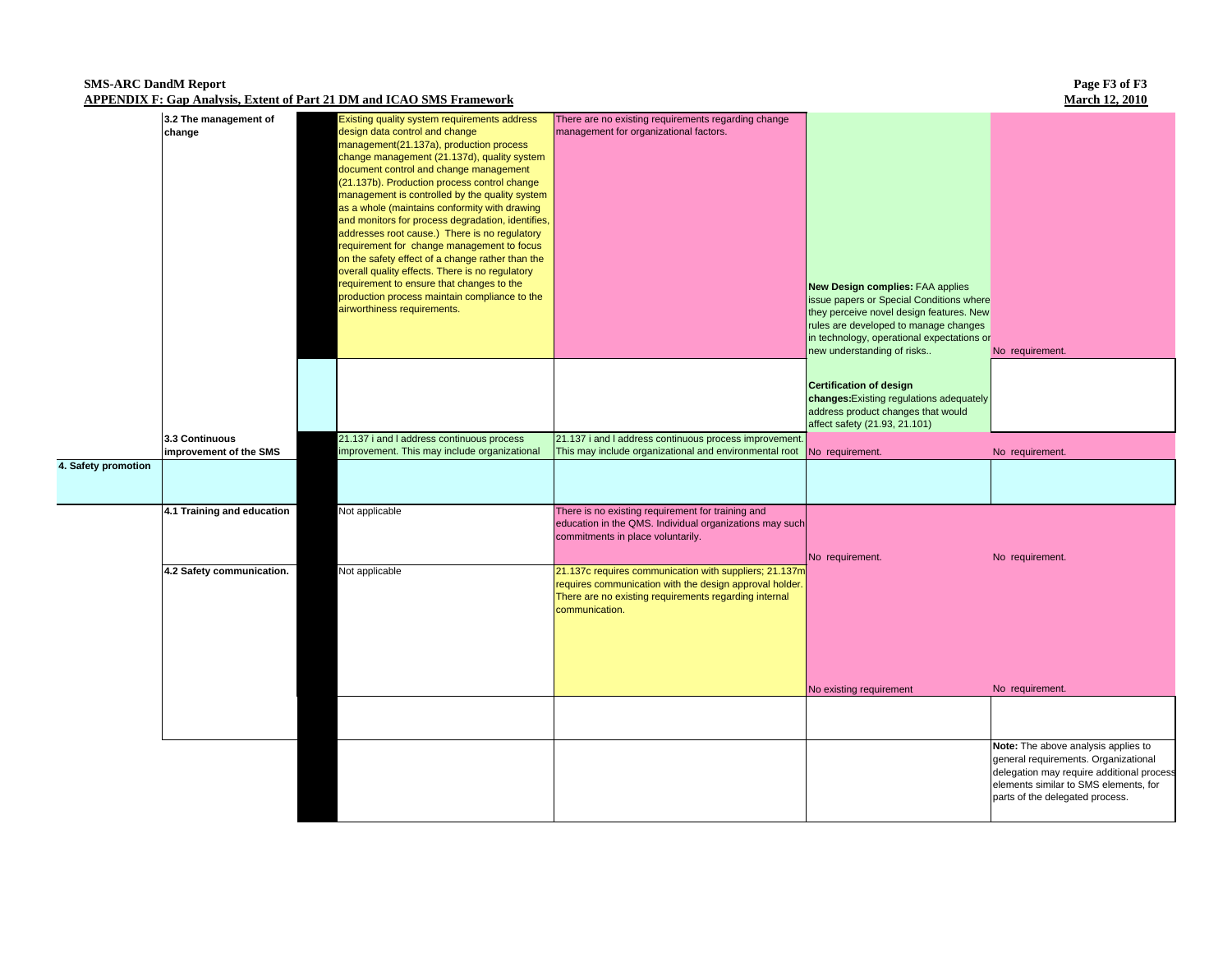| | | | | | | |
|---|---|---|---|---|---|---|
| | 3.2 The management of change | | Existing quality system requirements address design data control and change management(21.137a), production process change management (21.137d), quality system document control and change management (21.137b). Production process control change management is controlled by the quality system as a whole (maintains conformity with drawing and monitors for process degradation, identifies, addresses root cause.) There is no regulatory requirement for change management to focus on the safety effect of a change rather than the overall quality effects. There is no regulatory requirement to ensure that changes to the production process maintain compliance to the airworthiness requirements. | There are no existing requirements regarding change management for organizational factors. | **New Design complies:** FAA applies issue papers or Special Conditions where they perceive novel design features. New rules are developed to manage changes in technology, operational expectations or new understanding of risks.. | No requirement. |
| | | | | | **Certification of design changes:** Existing regulations adequately address product changes that would affect safety (21.93, 21.101) | |
| | 3.3 Continuous improvement of the SMS | | 21.137 i and l address continuous process improvement. This may include organizational | 21.137 i and l address continuous process improvement. This may include organizational and environmental root | No requirement. | No requirement. |
| 4. Safety promotion | | | | | | |
| | 4.1 Training and education | | Not applicable | There is no existing requirement for training and education in the QMS. Individual organizations may such commitments in place voluntarily. | No requirement. | No requirement. |
| | 4.2 Safety communication. | | Not applicable | 21.137c requires communication with suppliers; 21.137m requires communication with the design approval holder. There are no existing requirements regarding internal communication. | No existing requirement | No requirement. |
| | | | | | | |
| | | | | | | **Note:** The above analysis applies to general requirements. Organizational delegation may require additional process elements similar to SMS elements, for parts of the delegated process. |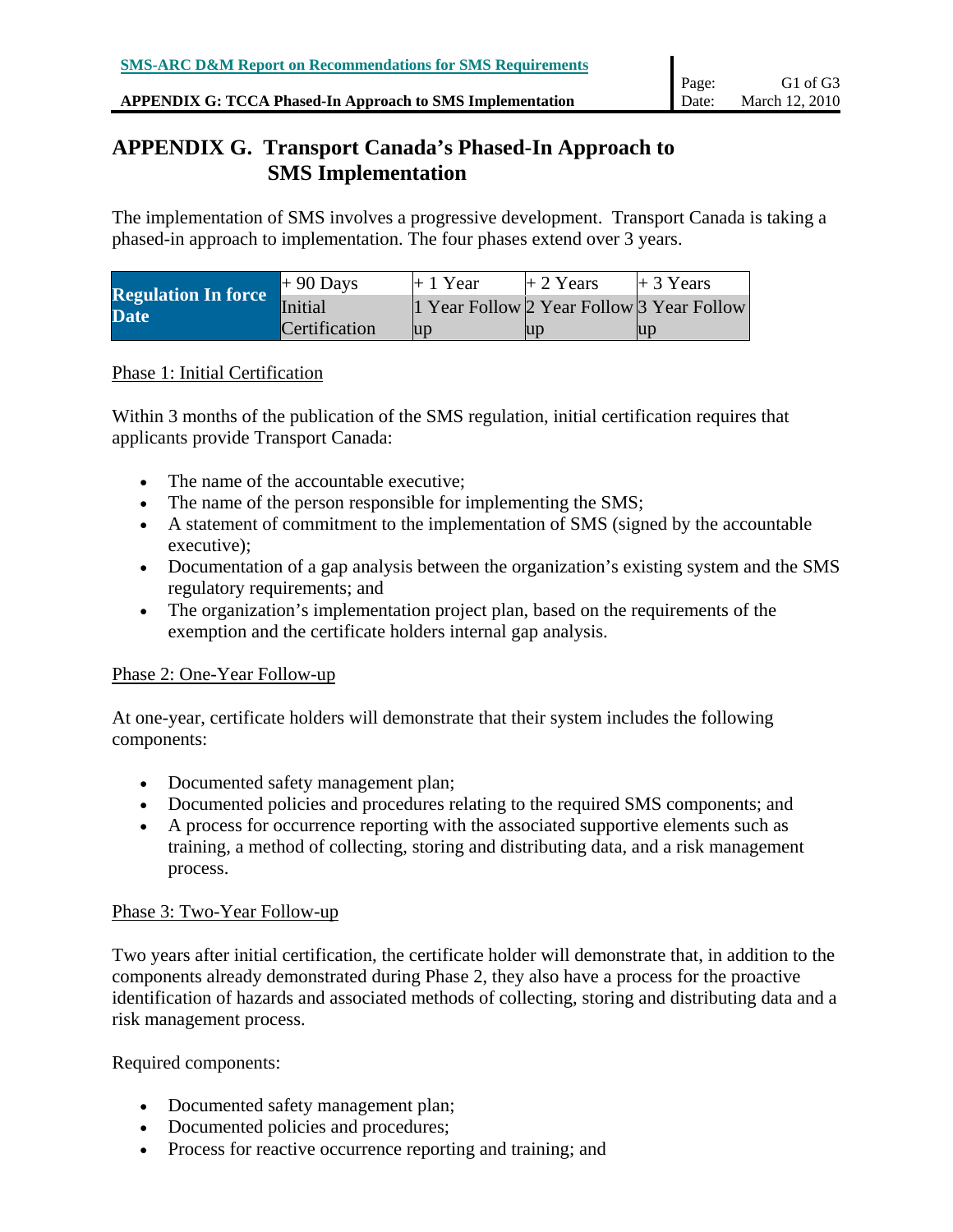# APPENDIX G. Transport Canada's Phased-In Approach to SMS Implementation

The implementation of SMS involves a progressive development. Transport Canada is taking a phased-in approach to implementation. The four phases extend over 3 years.

| Regulation In force Date | + 90 Days | + 1 Year | + 2 Years | + 3 Years |
|---|---|---|---|---|
| | Initial Certification | 1 Year Follow up | 2 Year Follow up | 3 Year Follow up |

Phase 1: Initial Certification

Within 3 months of the publication of the SMS regulation, initial certification requires that applicants provide Transport Canada:

- The name of the accountable executive;
- The name of the person responsible for implementing the SMS;
- A statement of commitment to the implementation of SMS (signed by the accountable executive);
- Documentation of a gap analysis between the organization's existing system and the SMS regulatory requirements; and
- The organization's implementation project plan, based on the requirements of the exemption and the certificate holders internal gap analysis.

Phase 2: One-Year Follow-up

At one-year, certificate holders will demonstrate that their system includes the following components:

- Documented safety management plan;
- Documented policies and procedures relating to the required SMS components; and
- A process for occurrence reporting with the associated supportive elements such as training, a method of collecting, storing and distributing data, and a risk management process.

Phase 3: Two-Year Follow-up

Two years after initial certification, the certificate holder will demonstrate that, in addition to the components already demonstrated during Phase 2, they also have a process for the proactive identification of hazards and associated methods of collecting, storing and distributing data and a risk management process.

Required components:

- Documented safety management plan;
- Documented policies and procedures;
- Process for reactive occurrence reporting and training; and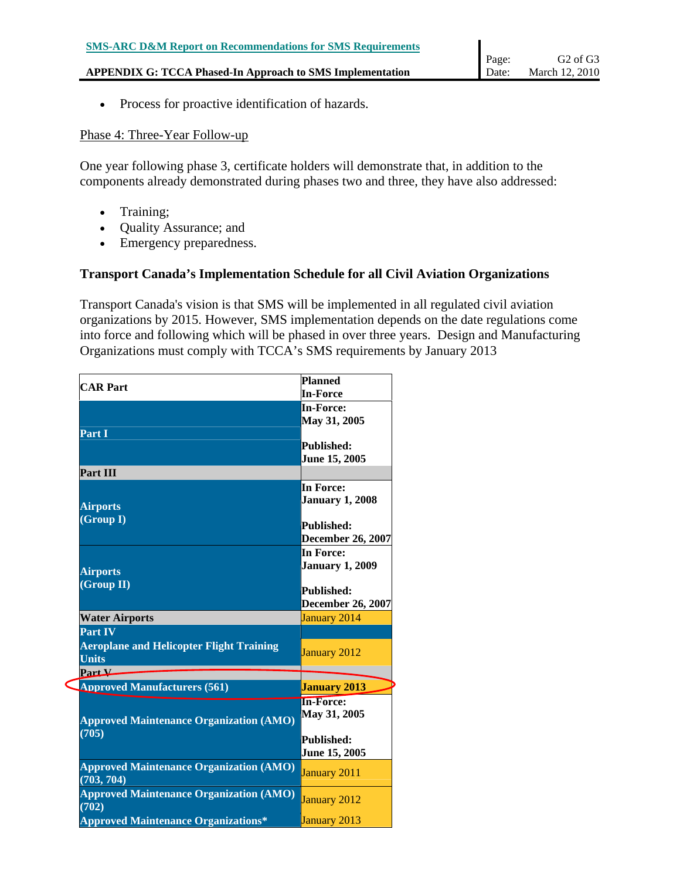- Process for proactive identification of hazards.

Phase 4: Three-Year Follow-up

One year following phase 3, certificate holders will demonstrate that, in addition to the components already demonstrated during phases two and three, they have also addressed:

- Training;
- Quality Assurance; and
- Emergency preparedness.

## Transport Canada's Implementation Schedule for all Civil Aviation Organizations

Transport Canada's vision is that SMS will be implemented in all regulated civil aviation organizations by 2015. However, SMS implementation depends on the date regulations come into force and following which will be phased in over three years. Design and Manufacturing Organizations must comply with TCCA's SMS requirements by January 2013

| **CAR Part** | **Planned In-Force** |
|---|---|
| **Part I** | **In-Force: May 31, 2005** **Published: June 15, 2005** |
| **Part III** | |
| **Airports (Group I)** | **In Force: January 1, 2008** **Published: December 26, 2007** |
| **Airports (Group II)** | **In Force: January 1, 2009** **Published: December 26, 2007** |
| **Water Airports** | January 2014 |
| **Part IV** | |
| **Aeroplane and Helicopter Flight Training Units** | January 2012 |
| **Part V** | |
| **Approved Manufacturers (561)** | **January 2013** |
| **Approved Maintenance Organization (AMO) (705)** | **In-Force: May 31, 2005** **Published: June 15, 2005** |
| **Approved Maintenance Organization (AMO) (703, 704)** | January 2011 |
| **Approved Maintenance Organization (AMO) (702)** | January 2012 |
| **Approved Maintenance Organizations*** | January 2013 |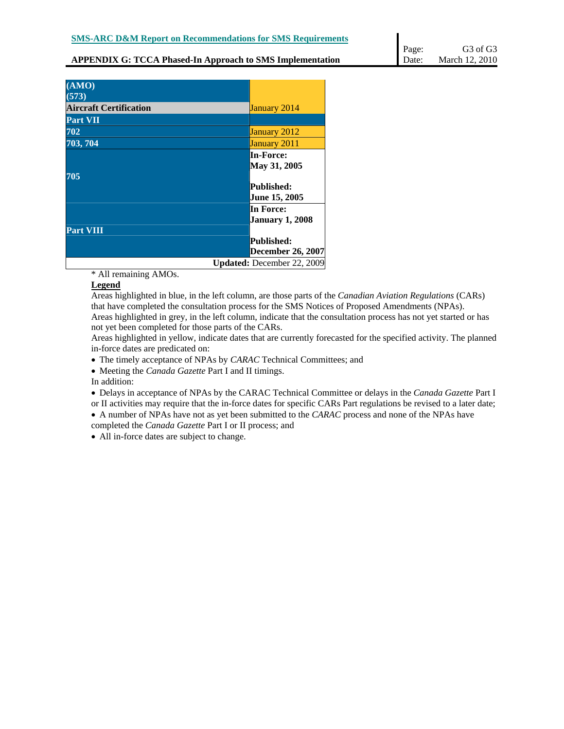| | |
|---|---|
| **(AMO) (573)** | |
| **Aircraft Certification** | January 2014 |
| **Part VII** | |
| **702** | January 2012 |
| **703, 704** | January 2011 |
| **705** | **In-Force: May 31, 2005** **Published: June 15, 2005** |
| **Part VIII** | **In Force: January 1, 2008** **Published: December 26, 2007** |
| | **Updated:** December 22, 2009 |

\* All remaining AMOs.

**Legend**

Areas highlighted in blue, in the left column, are those parts of the *Canadian Aviation Regulations* (CARs) that have completed the consultation process for the SMS Notices of Proposed Amendments (NPAs).

Areas highlighted in grey, in the left column, indicate that the consultation process has not yet started or has not yet been completed for those parts of the CARs.

Areas highlighted in yellow, indicate dates that are currently forecasted for the specified activity. The planned in-force dates are predicated on:

- The timely acceptance of NPAs by *CARAC* Technical Committees; and
- Meeting the *Canada Gazette* Part I and II timings.

In addition:

- Delays in acceptance of NPAs by the CARAC Technical Committee or delays in the *Canada Gazette* Part I or II activities may require that the in-force dates for specific CARs Part regulations be revised to a later date;
- A number of NPAs have not as yet been submitted to the *CARAC* process and none of the NPAs have completed the *Canada Gazette* Part I or II process; and
- All in-force dates are subject to change.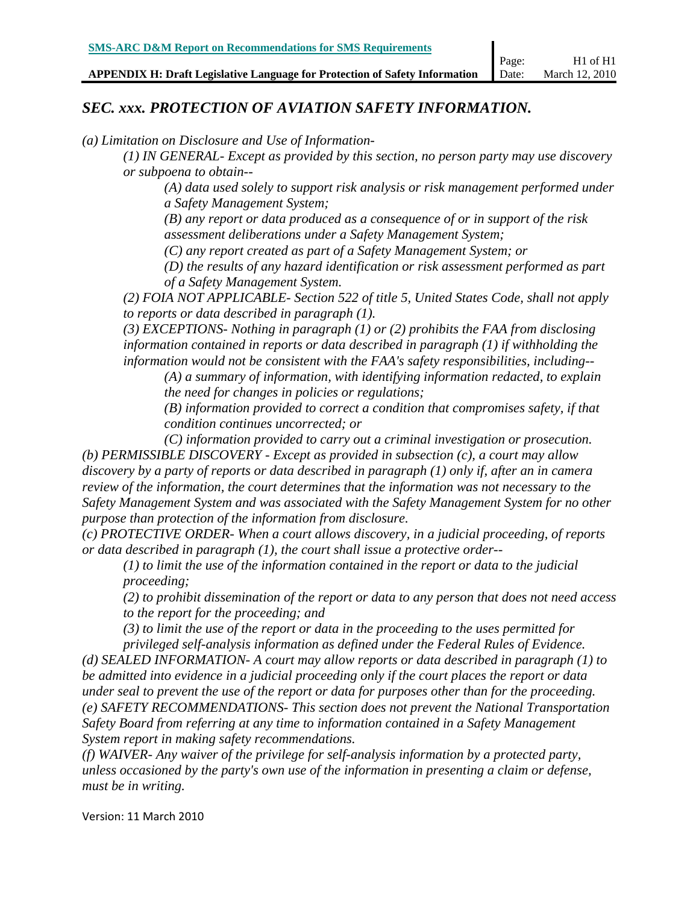## *SEC. xxx. PROTECTION OF AVIATION SAFETY INFORMATION.*

*(a) Limitation on Disclosure and Use of Information-*

*(1) IN GENERAL- Except as provided by this section, no person party may use discovery or subpoena to obtain--*

*(A) data used solely to support risk analysis or risk management performed under a Safety Management System;*

*(B) any report or data produced as a consequence of or in support of the risk assessment deliberations under a Safety Management System;*

*(C) any report created as part of a Safety Management System; or*

*(D) the results of any hazard identification or risk assessment performed as part of a Safety Management System.*

*(2) FOIA NOT APPLICABLE- Section 522 of title 5, United States Code, shall not apply to reports or data described in paragraph (1).*

*(3) EXCEPTIONS- Nothing in paragraph (1) or (2) prohibits the FAA from disclosing information contained in reports or data described in paragraph (1) if withholding the information would not be consistent with the FAA's safety responsibilities, including--*

*(A) a summary of information, with identifying information redacted, to explain the need for changes in policies or regulations;*

*(B) information provided to correct a condition that compromises safety, if that condition continues uncorrected; or*

*(C) information provided to carry out a criminal investigation or prosecution.*

*(b) PERMISSIBLE DISCOVERY - Except as provided in subsection (c), a court may allow discovery by a party of reports or data described in paragraph (1) only if, after an in camera review of the information, the court determines that the information was not necessary to the Safety Management System and was associated with the Safety Management System for no other purpose than protection of the information from disclosure.*

*(c) PROTECTIVE ORDER- When a court allows discovery, in a judicial proceeding, of reports or data described in paragraph (1), the court shall issue a protective order--*

*(1) to limit the use of the information contained in the report or data to the judicial proceeding;*

*(2) to prohibit dissemination of the report or data to any person that does not need access to the report for the proceeding; and*

*(3) to limit the use of the report or data in the proceeding to the uses permitted for privileged self-analysis information as defined under the Federal Rules of Evidence.*

*(d) SEALED INFORMATION- A court may allow reports or data described in paragraph (1) to be admitted into evidence in a judicial proceeding only if the court places the report or data under seal to prevent the use of the report or data for purposes other than for the proceeding.*

*(e) SAFETY RECOMMENDATIONS- This section does not prevent the National Transportation Safety Board from referring at any time to information contained in a Safety Management System report in making safety recommendations.*

*(f) WAIVER- Any waiver of the privilege for self-analysis information by a protected party, unless occasioned by the party's own use of the information in presenting a claim or defense, must be in writing.*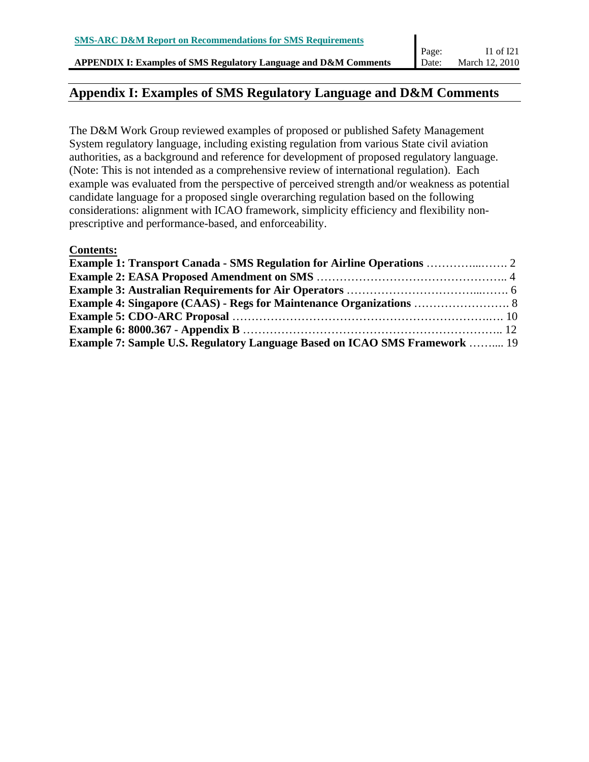# Appendix I: Examples of SMS Regulatory Language and D&M Comments

The D&M Work Group reviewed examples of proposed or published Safety Management System regulatory language, including existing regulation from various State civil aviation authorities, as a background and reference for development of proposed regulatory language. (Note: This is not intended as a comprehensive review of international regulation). Each example was evaluated from the perspective of perceived strength and/or weakness as potential candidate language for a proposed single overarching regulation based on the following considerations: alignment with ICAO framework, simplicity efficiency and flexibility non-prescriptive and performance-based, and enforceability.

**Contents:**

**Example 1: Transport Canada - SMS Regulation for Airline Operations** …………...……. 2
**Example 2: EASA Proposed Amendment on SMS** ………………………………………….. 4
**Example 3: Australian Requirements for Air Operators** ……………………………...……. 6
**Example 4: Singapore (CAAS) - Regs for Maintenance Organizations** ……………………. 8
**Example 5: CDO-ARC Proposal** ………………………………………………………….…. 10
**Example 6: 8000.367 - Appendix B** …………………………………………………………... 12
**Example 7: Sample U.S. Regulatory Language Based on ICAO SMS Framework** ……..... 19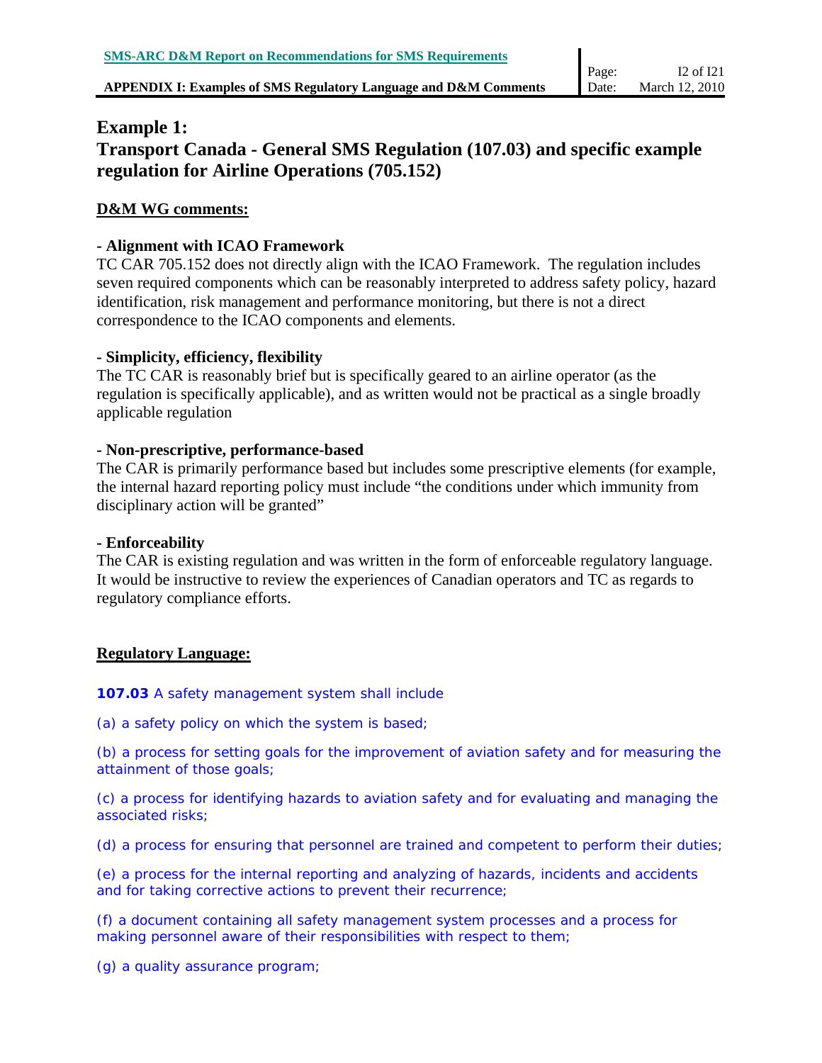# Example 1:
# Transport Canada - General SMS Regulation (107.03) and specific example regulation for Airline Operations (705.152)

**D&M WG comments:**

**- Alignment with ICAO Framework**

TC CAR 705.152 does not directly align with the ICAO Framework. The regulation includes seven required components which can be reasonably interpreted to address safety policy, hazard identification, risk management and performance monitoring, but there is not a direct correspondence to the ICAO components and elements.

**- Simplicity, efficiency, flexibility**

The TC CAR is reasonably brief but is specifically geared to an airline operator (as the regulation is specifically applicable), and as written would not be practical as a single broadly applicable regulation

**- Non-prescriptive, performance-based**

The CAR is primarily performance based but includes some prescriptive elements (for example, the internal hazard reporting policy must include "the conditions under which immunity from disciplinary action will be granted"

**- Enforceability**

The CAR is existing regulation and was written in the form of enforceable regulatory language. It would be instructive to review the experiences of Canadian operators and TC as regards to regulatory compliance efforts.

**Regulatory Language:**

**107.03** A safety management system shall include

(a) a safety policy on which the system is based;

(b) a process for setting goals for the improvement of aviation safety and for measuring the attainment of those goals;

(c) a process for identifying hazards to aviation safety and for evaluating and managing the associated risks;

(d) a process for ensuring that personnel are trained and competent to perform their duties;

(e) a process for the internal reporting and analyzing of hazards, incidents and accidents and for taking corrective actions to prevent their recurrence;

(f) a document containing all safety management system processes and a process for making personnel aware of their responsibilities with respect to them;

(g) a quality assurance program;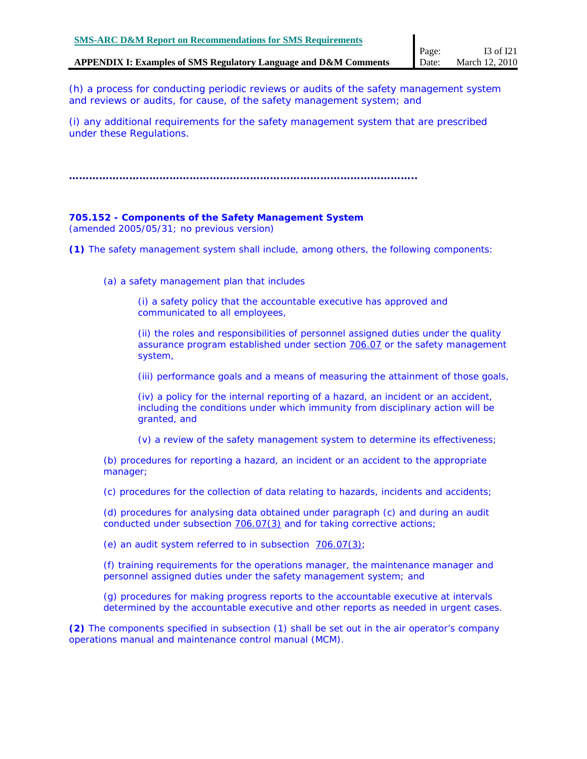(h) a process for conducting periodic reviews or audits of the safety management system and reviews or audits, for cause, of the safety management system; and

(i) any additional requirements for the safety management system that are prescribed under these Regulations.

………………………………………………………………………………………………

**705.152 - Components of the Safety Management System**
(amended 2005/05/31; no previous version)

**(1)** The safety management system shall include, among others, the following components:

(a) a safety management plan that includes

(i) a safety policy that the accountable executive has approved and communicated to all employees,

(ii) the roles and responsibilities of personnel assigned duties under the quality assurance program established under section 706.07 or the safety management system,

(iii) performance goals and a means of measuring the attainment of those goals,

(iv) a policy for the internal reporting of a hazard, an incident or an accident, including the conditions under which immunity from disciplinary action will be granted, and

(v) a review of the safety management system to determine its effectiveness;

(b) procedures for reporting a hazard, an incident or an accident to the appropriate manager;

(c) procedures for the collection of data relating to hazards, incidents and accidents;

(d) procedures for analysing data obtained under paragraph (c) and during an audit conducted under subsection 706.07(3) and for taking corrective actions;

(e) an audit system referred to in subsection 706.07(3);

(f) training requirements for the operations manager, the maintenance manager and personnel assigned duties under the safety management system; and

(g) procedures for making progress reports to the accountable executive at intervals determined by the accountable executive and other reports as needed in urgent cases.

**(2)** The components specified in subsection (1) shall be set out in the air operator's company operations manual and maintenance control manual (MCM).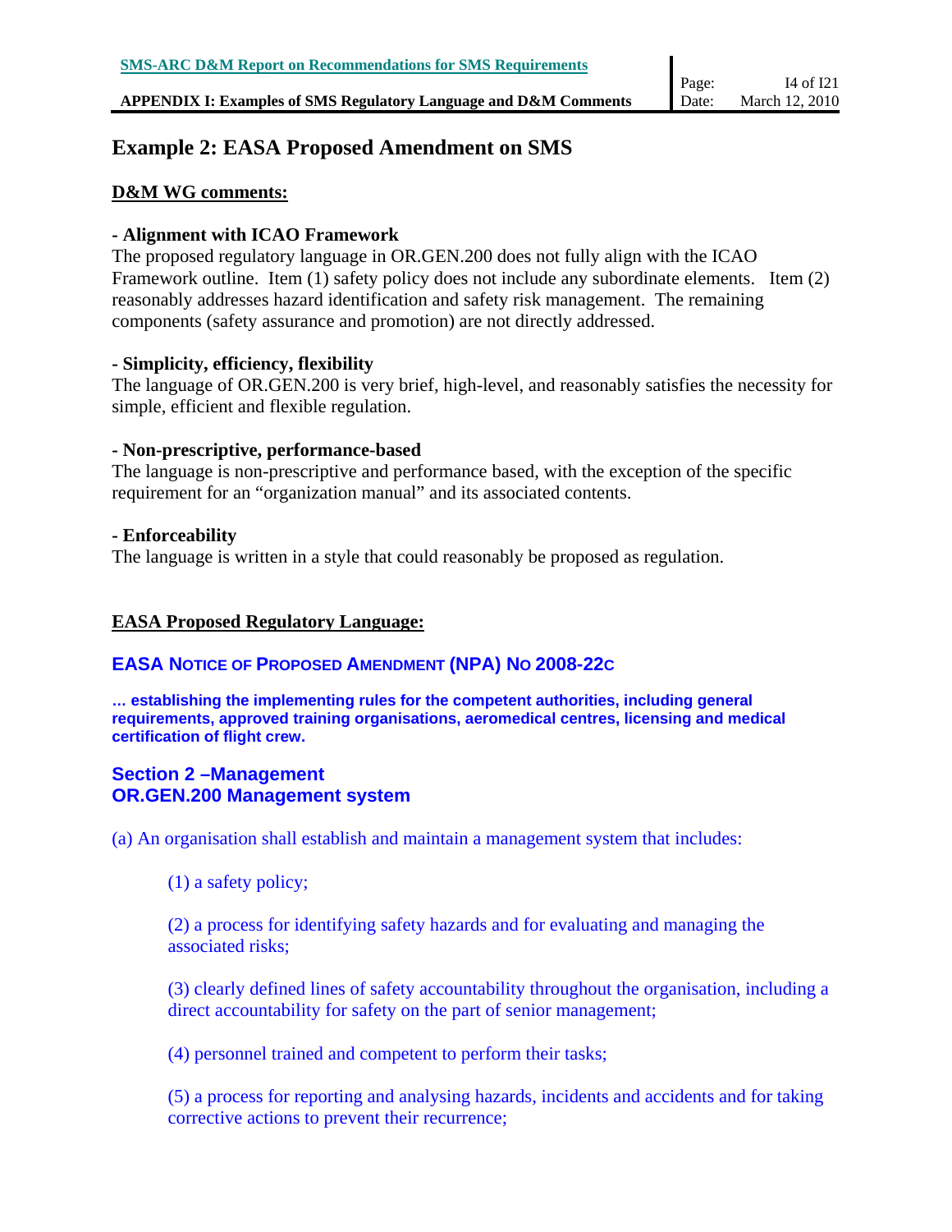## Example 2: EASA Proposed Amendment on SMS

**D&M WG comments:**

**- Alignment with ICAO Framework**

The proposed regulatory language in OR.GEN.200 does not fully align with the ICAO Framework outline. Item (1) safety policy does not include any subordinate elements. Item (2) reasonably addresses hazard identification and safety risk management. The remaining components (safety assurance and promotion) are not directly addressed.

**- Simplicity, efficiency, flexibility**

The language of OR.GEN.200 is very brief, high-level, and reasonably satisfies the necessity for simple, efficient and flexible regulation.

**- Non-prescriptive, performance-based**

The language is non-prescriptive and performance based, with the exception of the specific requirement for an "organization manual" and its associated contents.

**- Enforceability**

The language is written in a style that could reasonably be proposed as regulation.

**EASA Proposed Regulatory Language:**

### EASA NOTICE OF PROPOSED AMENDMENT (NPA) NO 2008-22C

**… establishing the implementing rules for the competent authorities, including general requirements, approved training organisations, aeromedical centres, licensing and medical certification of flight crew.**

### Section 2 –Management
### OR.GEN.200 Management system

(a) An organisation shall establish and maintain a management system that includes:

(1) a safety policy;

(2) a process for identifying safety hazards and for evaluating and managing the associated risks;

(3) clearly defined lines of safety accountability throughout the organisation, including a direct accountability for safety on the part of senior management;

(4) personnel trained and competent to perform their tasks;

(5) a process for reporting and analysing hazards, incidents and accidents and for taking corrective actions to prevent their recurrence;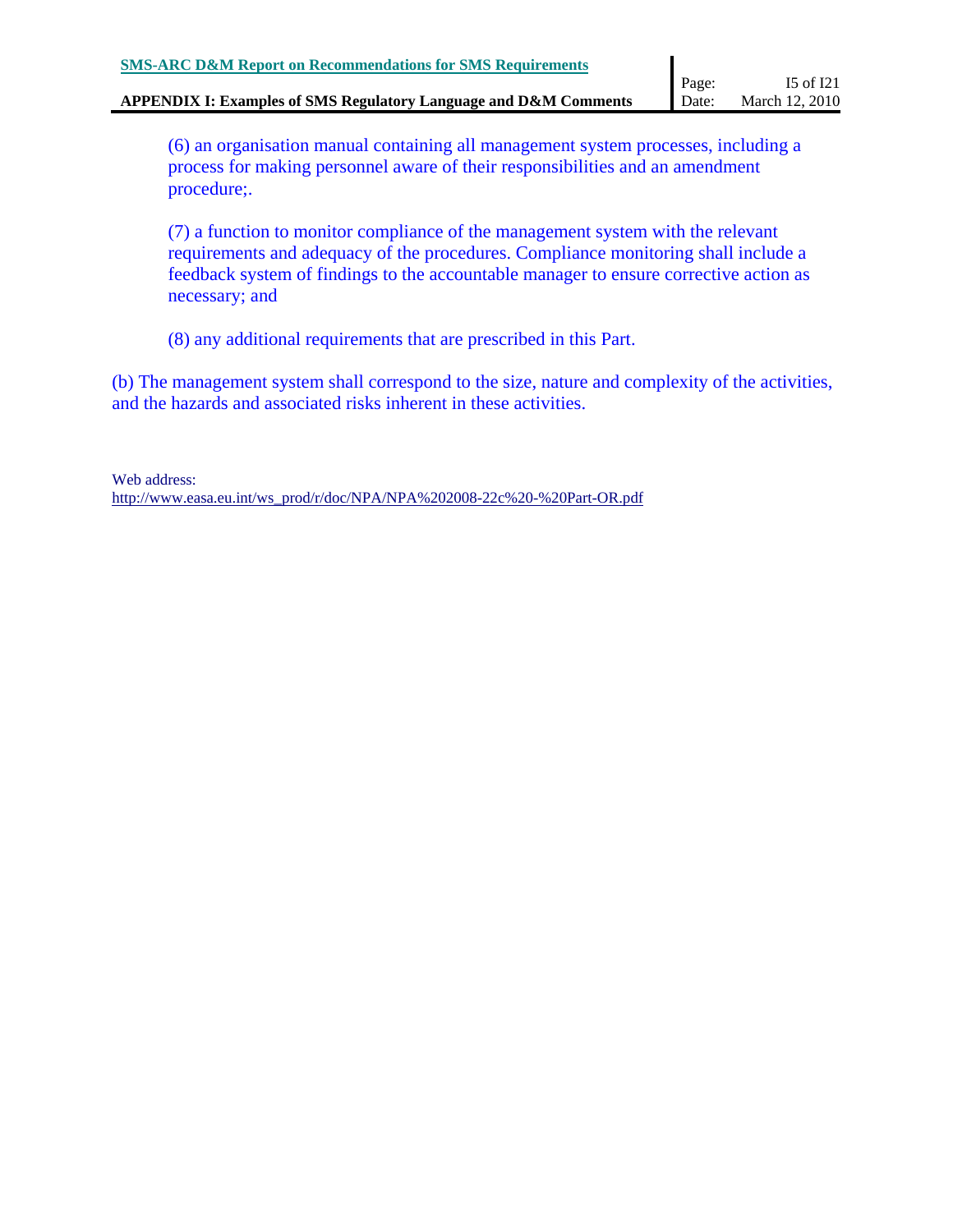(6) an organisation manual containing all management system processes, including a process for making personnel aware of their responsibilities and an amendment procedure;.

(7) a function to monitor compliance of the management system with the relevant requirements and adequacy of the procedures. Compliance monitoring shall include a feedback system of findings to the accountable manager to ensure corrective action as necessary; and

(8) any additional requirements that are prescribed in this Part.

(b) The management system shall correspond to the size, nature and complexity of the activities, and the hazards and associated risks inherent in these activities.

Web address:
http://www.easa.eu.int/ws_prod/r/doc/NPA/NPA%202008-22c%20-%20Part-OR.pdf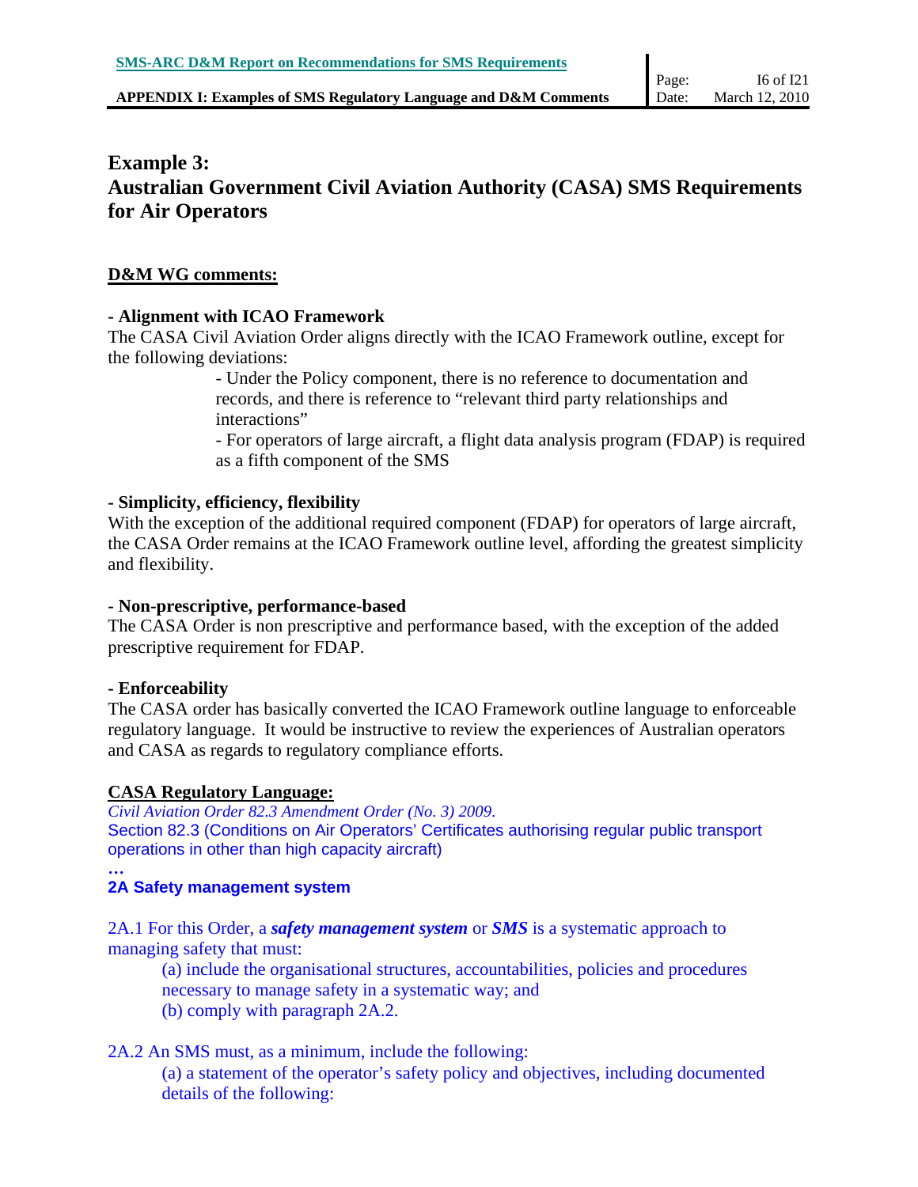## Example 3:
## Australian Government Civil Aviation Authority (CASA) SMS Requirements for Air Operators

**D&M WG comments:**

**- Alignment with ICAO Framework**

The CASA Civil Aviation Order aligns directly with the ICAO Framework outline, except for the following deviations:

- Under the Policy component, there is no reference to documentation and records, and there is reference to "relevant third party relationships and interactions"
- For operators of large aircraft, a flight data analysis program (FDAP) is required as a fifth component of the SMS

**- Simplicity, efficiency, flexibility**

With the exception of the additional required component (FDAP) for operators of large aircraft, the CASA Order remains at the ICAO Framework outline level, affording the greatest simplicity and flexibility.

**- Non-prescriptive, performance-based**

The CASA Order is non prescriptive and performance based, with the exception of the added prescriptive requirement for FDAP.

**- Enforceability**

The CASA order has basically converted the ICAO Framework outline language to enforceable regulatory language. It would be instructive to review the experiences of Australian operators and CASA as regards to regulatory compliance efforts.

**CASA Regulatory Language:**

*Civil Aviation Order 82.3 Amendment Order (No. 3) 2009.*

Section 82.3 (Conditions on Air Operators' Certificates authorising regular public transport operations in other than high capacity aircraft)

…

**2A Safety management system**

2A.1 For this Order, a ***safety management system*** or ***SMS*** is a systematic approach to managing safety that must:

(a) include the organisational structures, accountabilities, policies and procedures necessary to manage safety in a systematic way; and

(b) comply with paragraph 2A.2.

2A.2 An SMS must, as a minimum, include the following:

(a) a statement of the operator's safety policy and objectives, including documented details of the following: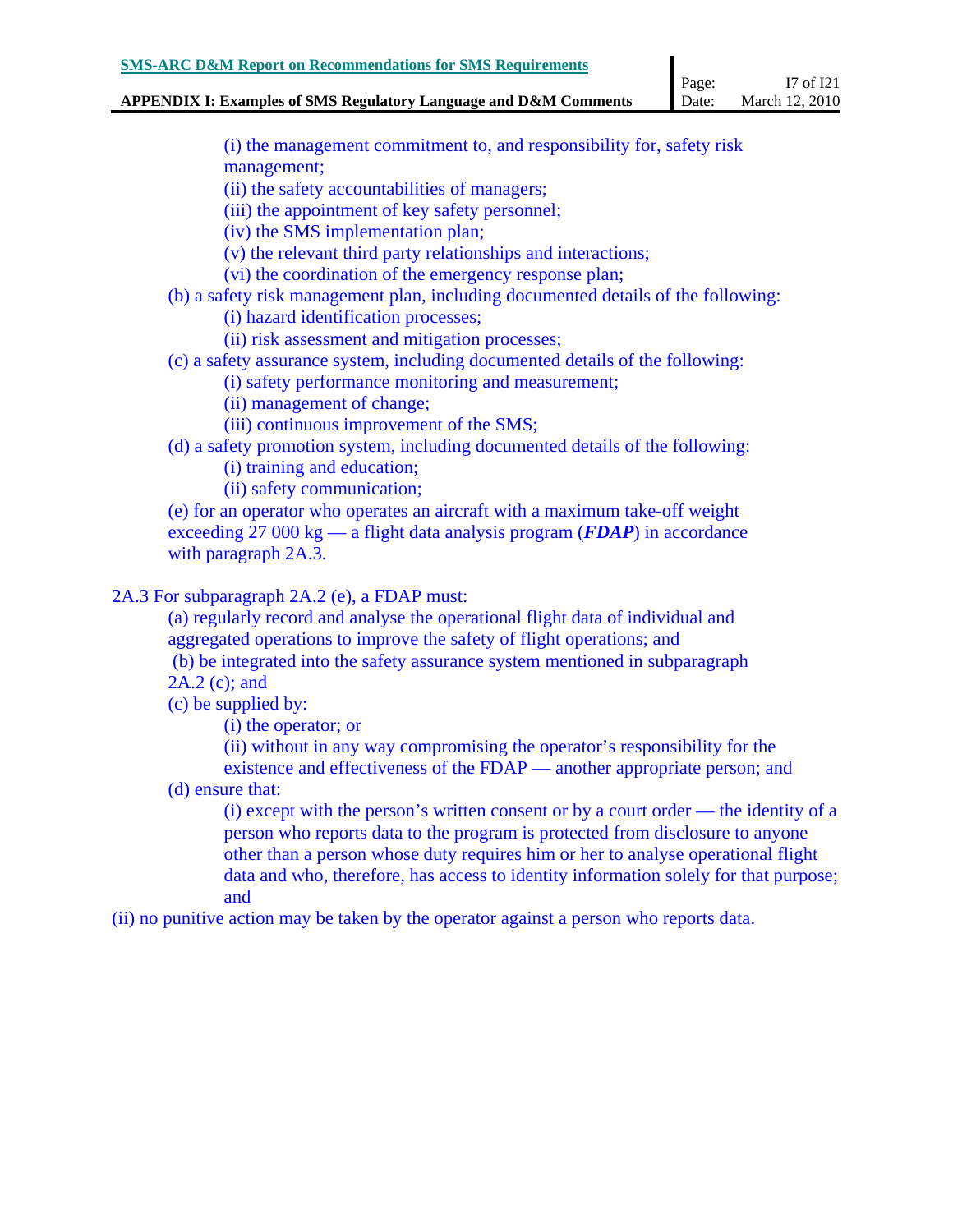(i) the management commitment to, and responsibility for, safety risk management;

(ii) the safety accountabilities of managers;

(iii) the appointment of key safety personnel;

(iv) the SMS implementation plan;

(v) the relevant third party relationships and interactions;

(vi) the coordination of the emergency response plan;

(b) a safety risk management plan, including documented details of the following:

(i) hazard identification processes;

(ii) risk assessment and mitigation processes;

(c) a safety assurance system, including documented details of the following:

(i) safety performance monitoring and measurement;

(ii) management of change;

(iii) continuous improvement of the SMS;

(d) a safety promotion system, including documented details of the following:

(i) training and education;

(ii) safety communication;

(e) for an operator who operates an aircraft with a maximum take-off weight exceeding 27 000 kg — a flight data analysis program (***FDAP***) in accordance with paragraph 2A.3.

2A.3 For subparagraph 2A.2 (e), a FDAP must:

(a) regularly record and analyse the operational flight data of individual and aggregated operations to improve the safety of flight operations; and

(b) be integrated into the safety assurance system mentioned in subparagraph 2A.2 (c); and

(c) be supplied by:

(i) the operator; or

(ii) without in any way compromising the operator's responsibility for the existence and effectiveness of the FDAP — another appropriate person; and

(d) ensure that:

(i) except with the person's written consent or by a court order — the identity of a person who reports data to the program is protected from disclosure to anyone other than a person whose duty requires him or her to analyse operational flight data and who, therefore, has access to identity information solely for that purpose; and

(ii) no punitive action may be taken by the operator against a person who reports data.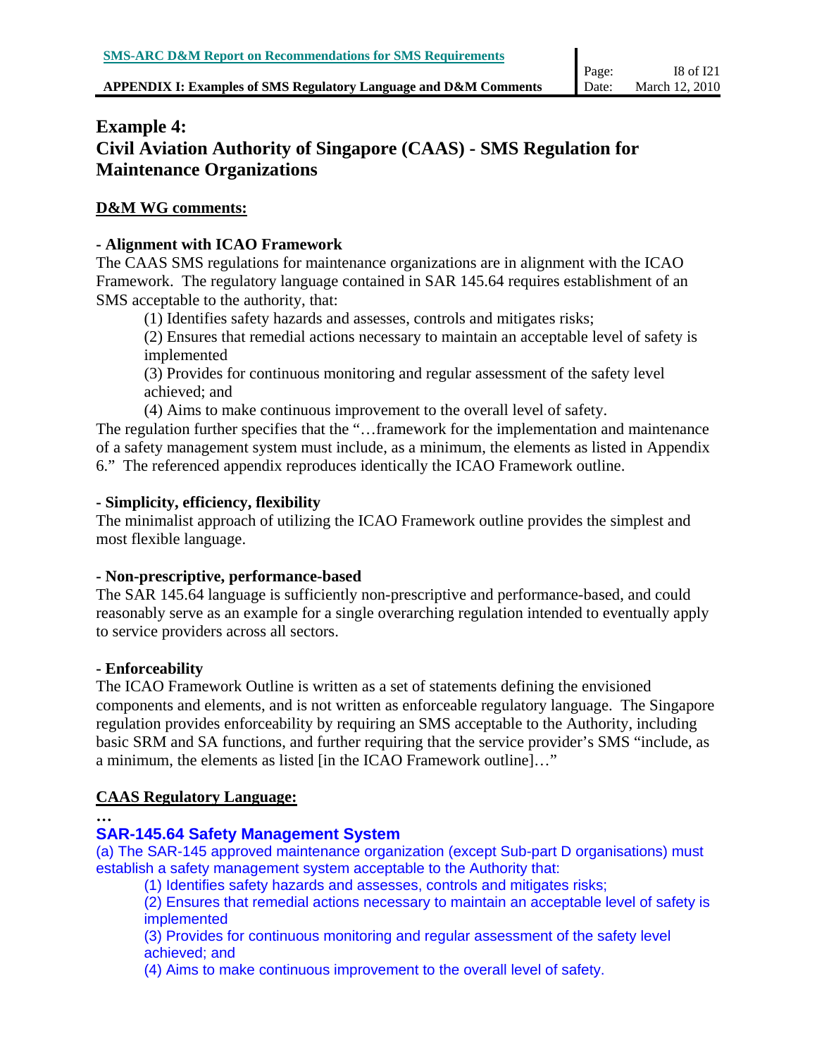## Example 4: Civil Aviation Authority of Singapore (CAAS) - SMS Regulation for Maintenance Organizations

**D&M WG comments:**

**- Alignment with ICAO Framework**

The CAAS SMS regulations for maintenance organizations are in alignment with the ICAO Framework. The regulatory language contained in SAR 145.64 requires establishment of an SMS acceptable to the authority, that:

(1) Identifies safety hazards and assesses, controls and mitigates risks;

(2) Ensures that remedial actions necessary to maintain an acceptable level of safety is implemented

(3) Provides for continuous monitoring and regular assessment of the safety level achieved; and

(4) Aims to make continuous improvement to the overall level of safety.

The regulation further specifies that the "…framework for the implementation and maintenance of a safety management system must include, as a minimum, the elements as listed in Appendix 6." The referenced appendix reproduces identically the ICAO Framework outline.

**- Simplicity, efficiency, flexibility**

The minimalist approach of utilizing the ICAO Framework outline provides the simplest and most flexible language.

**- Non-prescriptive, performance-based**

The SAR 145.64 language is sufficiently non-prescriptive and performance-based, and could reasonably serve as an example for a single overarching regulation intended to eventually apply to service providers across all sectors.

**- Enforceability**

The ICAO Framework Outline is written as a set of statements defining the envisioned components and elements, and is not written as enforceable regulatory language. The Singapore regulation provides enforceability by requiring an SMS acceptable to the Authority, including basic SRM and SA functions, and further requiring that the service provider's SMS "include, as a minimum, the elements as listed [in the ICAO Framework outline]…"

**CAAS Regulatory Language:**

**…**

### SAR-145.64 Safety Management System

(a) The SAR-145 approved maintenance organization (except Sub-part D organisations) must establish a safety management system acceptable to the Authority that:

(1) Identifies safety hazards and assesses, controls and mitigates risks;

(2) Ensures that remedial actions necessary to maintain an acceptable level of safety is implemented

(3) Provides for continuous monitoring and regular assessment of the safety level achieved; and

(4) Aims to make continuous improvement to the overall level of safety.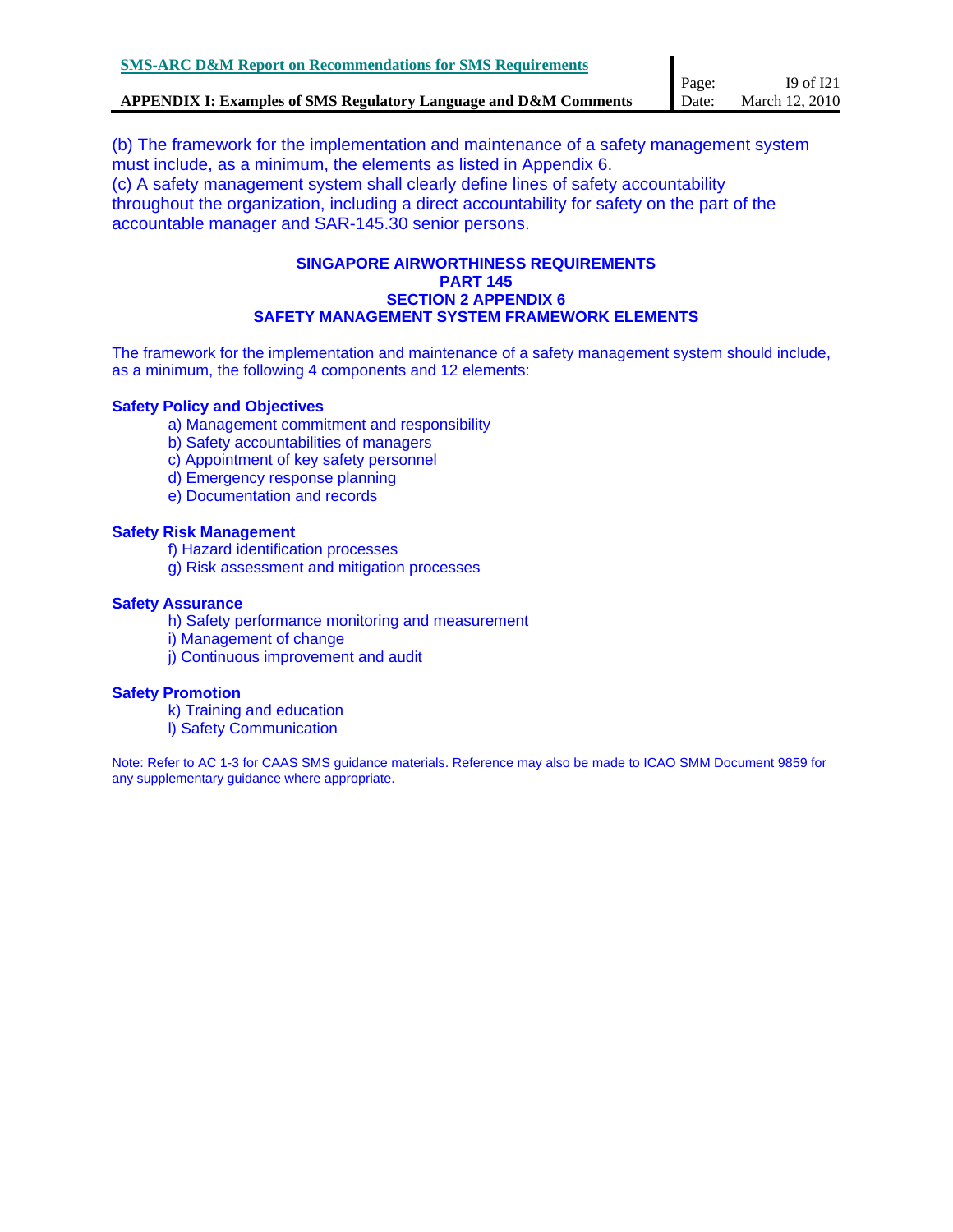(b) The framework for the implementation and maintenance of a safety management system must include, as a minimum, the elements as listed in Appendix 6.

(c) A safety management system shall clearly define lines of safety accountability throughout the organization, including a direct accountability for safety on the part of the accountable manager and SAR-145.30 senior persons.

**SINGAPORE AIRWORTHINESS REQUIREMENTS**
**PART 145**
**SECTION 2 APPENDIX 6**
**SAFETY MANAGEMENT SYSTEM FRAMEWORK ELEMENTS**

The framework for the implementation and maintenance of a safety management system should include, as a minimum, the following 4 components and 12 elements:

**Safety Policy and Objectives**

a) Management commitment and responsibility
b) Safety accountabilities of managers
c) Appointment of key safety personnel
d) Emergency response planning
e) Documentation and records

**Safety Risk Management**

f) Hazard identification processes
g) Risk assessment and mitigation processes

**Safety Assurance**

h) Safety performance monitoring and measurement
i) Management of change
j) Continuous improvement and audit

**Safety Promotion**

k) Training and education
l) Safety Communication

Note: Refer to AC 1-3 for CAAS SMS guidance materials. Reference may also be made to ICAO SMM Document 9859 for any supplementary guidance where appropriate.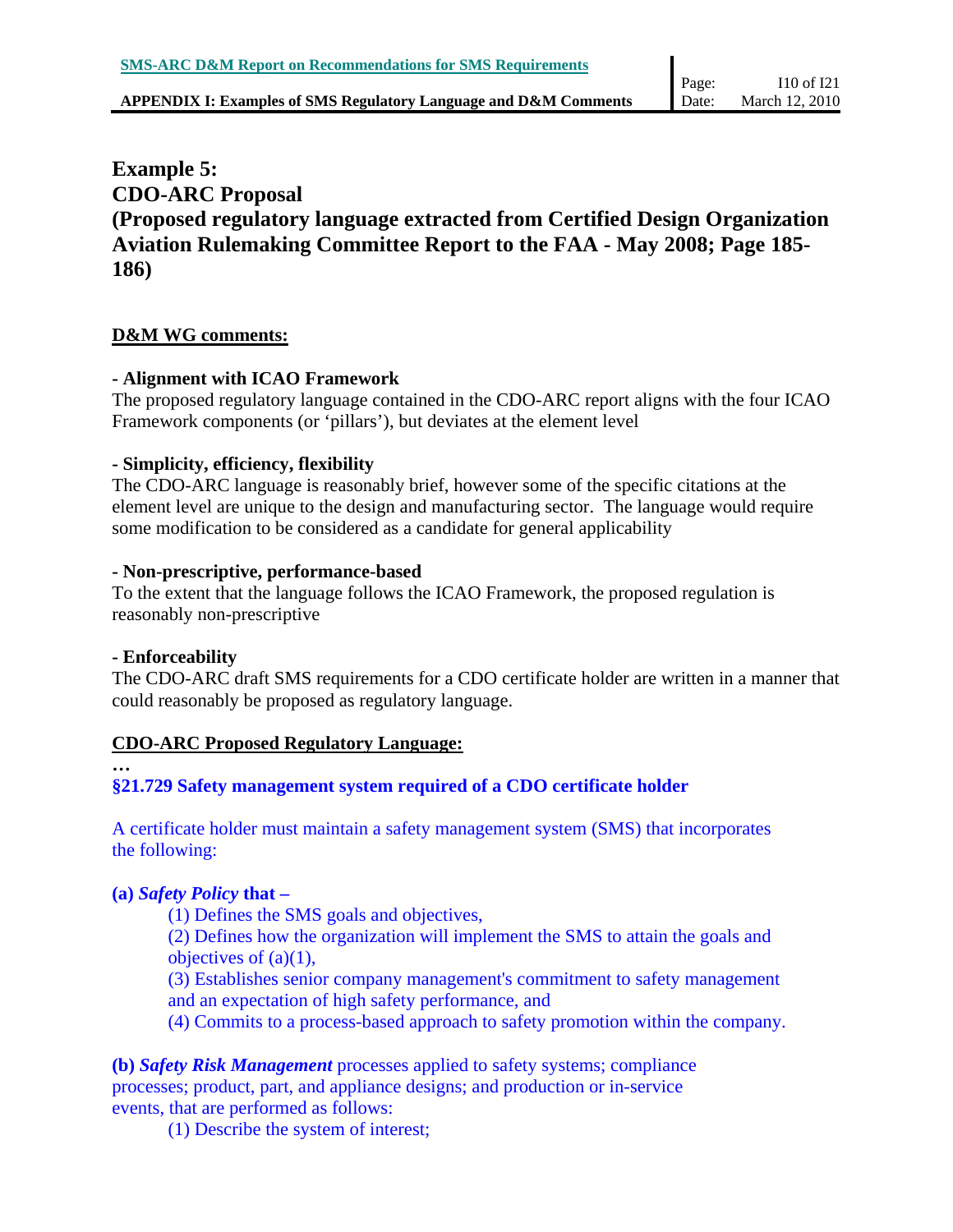## Example 5:
## CDO-ARC Proposal
## (Proposed regulatory language extracted from Certified Design Organization Aviation Rulemaking Committee Report to the FAA - May 2008; Page 185-186)

**D&M WG comments:**

**- Alignment with ICAO Framework**

The proposed regulatory language contained in the CDO-ARC report aligns with the four ICAO Framework components (or 'pillars'), but deviates at the element level

**- Simplicity, efficiency, flexibility**

The CDO-ARC language is reasonably brief, however some of the specific citations at the element level are unique to the design and manufacturing sector. The language would require some modification to be considered as a candidate for general applicability

**- Non-prescriptive, performance-based**

To the extent that the language follows the ICAO Framework, the proposed regulation is reasonably non-prescriptive

**- Enforceability**

The CDO-ARC draft SMS requirements for a CDO certificate holder are written in a manner that could reasonably be proposed as regulatory language.

**CDO-ARC Proposed Regulatory Language:**

**…**

**§21.729 Safety management system required of a CDO certificate holder**

A certificate holder must maintain a safety management system (SMS) that incorporates the following:

**(a)** ***Safety Policy*** **that –**

(1) Defines the SMS goals and objectives,

(2) Defines how the organization will implement the SMS to attain the goals and objectives of (a)(1),

(3) Establishes senior company management's commitment to safety management and an expectation of high safety performance, and

(4) Commits to a process-based approach to safety promotion within the company.

**(b)** ***Safety Risk Management*** processes applied to safety systems; compliance processes; product, part, and appliance designs; and production or in-service events, that are performed as follows:

(1) Describe the system of interest;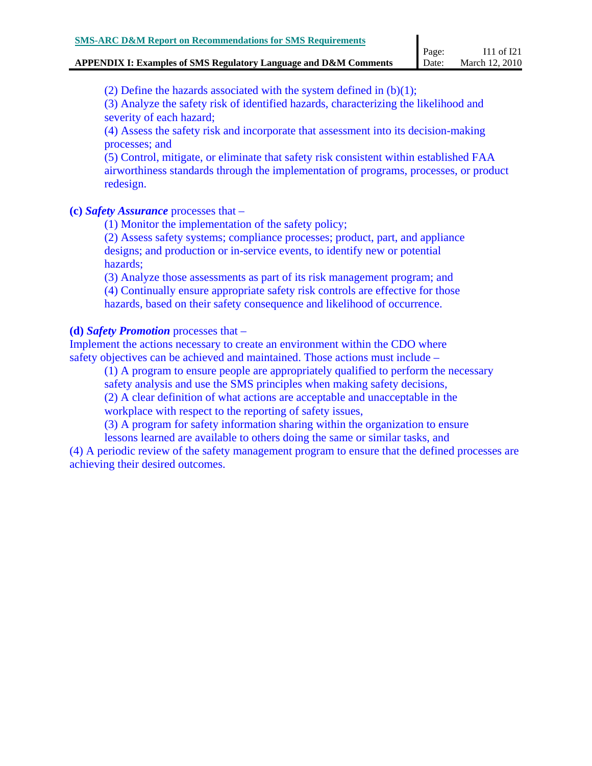(2) Define the hazards associated with the system defined in (b)(1);

(3) Analyze the safety risk of identified hazards, characterizing the likelihood and severity of each hazard;

(4) Assess the safety risk and incorporate that assessment into its decision-making processes; and

(5) Control, mitigate, or eliminate that safety risk consistent within established FAA airworthiness standards through the implementation of programs, processes, or product redesign.

**(c)** ***Safety Assurance*** processes that –

(1) Monitor the implementation of the safety policy;

(2) Assess safety systems; compliance processes; product, part, and appliance designs; and production or in-service events, to identify new or potential hazards;

(3) Analyze those assessments as part of its risk management program; and

(4) Continually ensure appropriate safety risk controls are effective for those hazards, based on their safety consequence and likelihood of occurrence.

**(d)** ***Safety Promotion*** processes that –

Implement the actions necessary to create an environment within the CDO where safety objectives can be achieved and maintained. Those actions must include –

(1) A program to ensure people are appropriately qualified to perform the necessary safety analysis and use the SMS principles when making safety decisions,

(2) A clear definition of what actions are acceptable and unacceptable in the workplace with respect to the reporting of safety issues,

(3) A program for safety information sharing within the organization to ensure lessons learned are available to others doing the same or similar tasks, and

(4) A periodic review of the safety management program to ensure that the defined processes are achieving their desired outcomes.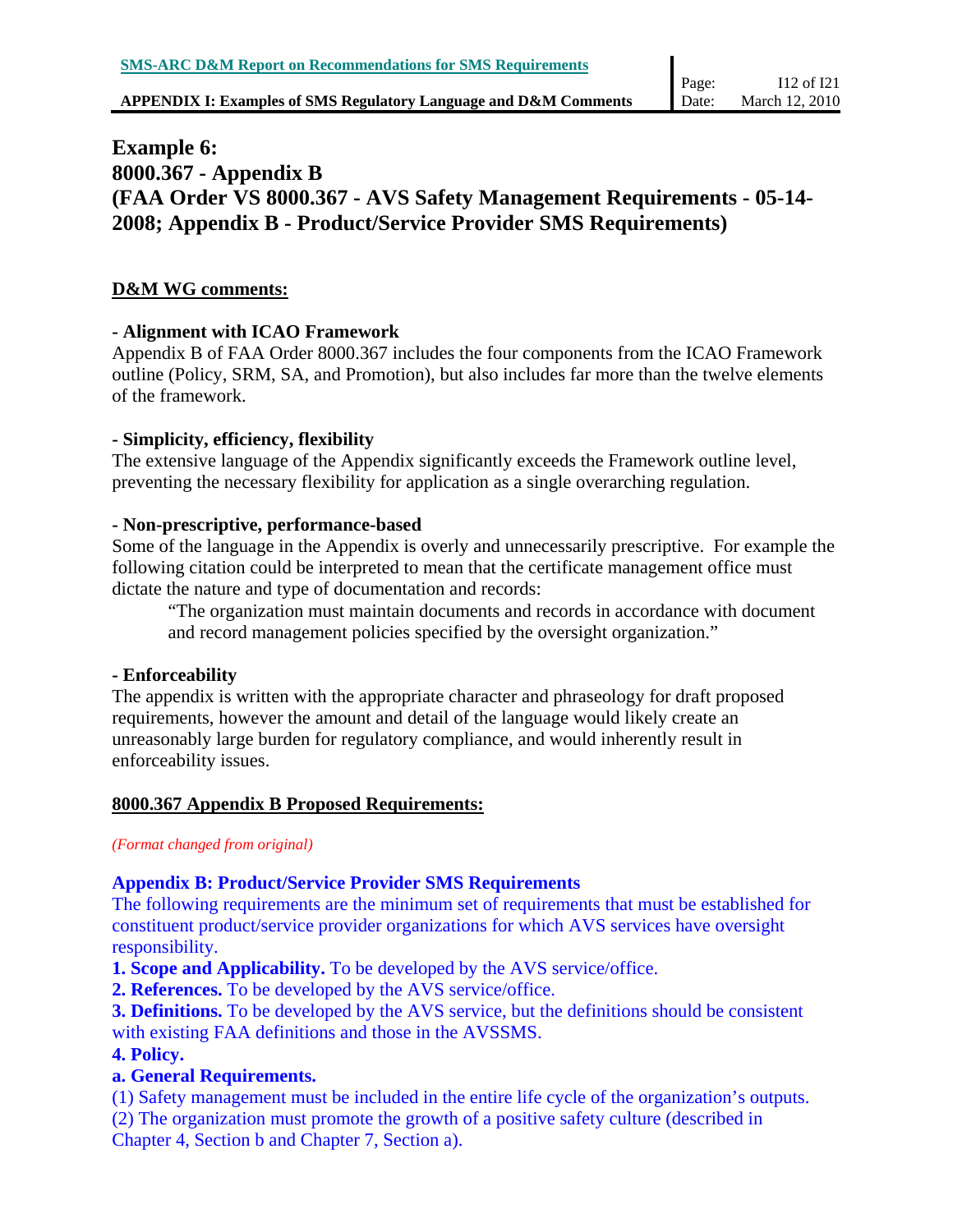# Example 6: 8000.367 - Appendix B (FAA Order VS 8000.367 - AVS Safety Management Requirements - 05-14-2008; Appendix B - Product/Service Provider SMS Requirements)

**D&M WG comments:**

**- Alignment with ICAO Framework**

Appendix B of FAA Order 8000.367 includes the four components from the ICAO Framework outline (Policy, SRM, SA, and Promotion), but also includes far more than the twelve elements of the framework.

**- Simplicity, efficiency, flexibility**

The extensive language of the Appendix significantly exceeds the Framework outline level, preventing the necessary flexibility for application as a single overarching regulation.

**- Non-prescriptive, performance-based**

Some of the language in the Appendix is overly and unnecessarily prescriptive. For example the following citation could be interpreted to mean that the certificate management office must dictate the nature and type of documentation and records:

> "The organization must maintain documents and records in accordance with document and record management policies specified by the oversight organization."

**- Enforceability**

The appendix is written with the appropriate character and phraseology for draft proposed requirements, however the amount and detail of the language would likely create an unreasonably large burden for regulatory compliance, and would inherently result in enforceability issues.

**8000.367 Appendix B Proposed Requirements:**

*(Format changed from original)*

**Appendix B: Product/Service Provider SMS Requirements**

The following requirements are the minimum set of requirements that must be established for constituent product/service provider organizations for which AVS services have oversight responsibility.

**1. Scope and Applicability.** To be developed by the AVS service/office.

**2. References.** To be developed by the AVS service/office.

**3. Definitions.** To be developed by the AVS service, but the definitions should be consistent with existing FAA definitions and those in the AVSSMS.

**4. Policy.**

**a. General Requirements.**

(1) Safety management must be included in the entire life cycle of the organization's outputs.

(2) The organization must promote the growth of a positive safety culture (described in Chapter 4, Section b and Chapter 7, Section a).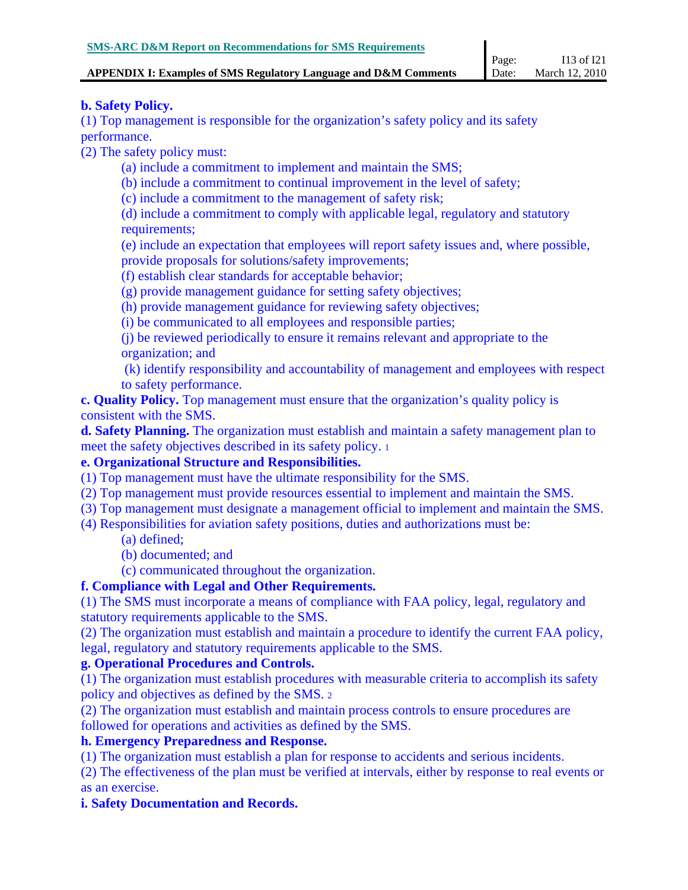**b. Safety Policy.**

(1) Top management is responsible for the organization's safety policy and its safety performance.

(2) The safety policy must:

- (a) include a commitment to implement and maintain the SMS;
- (b) include a commitment to continual improvement in the level of safety;
- (c) include a commitment to the management of safety risk;
- (d) include a commitment to comply with applicable legal, regulatory and statutory requirements;
- (e) include an expectation that employees will report safety issues and, where possible, provide proposals for solutions/safety improvements;
- (f) establish clear standards for acceptable behavior;
- (g) provide management guidance for setting safety objectives;
- (h) provide management guidance for reviewing safety objectives;
- (i) be communicated to all employees and responsible parties;
- (j) be reviewed periodically to ensure it remains relevant and appropriate to the organization; and
- (k) identify responsibility and accountability of management and employees with respect to safety performance.

**c. Quality Policy.** Top management must ensure that the organization's quality policy is consistent with the SMS.

**d. Safety Planning.** The organization must establish and maintain a safety management plan to meet the safety objectives described in its safety policy. [1]

**e. Organizational Structure and Responsibilities.**

(1) Top management must have the ultimate responsibility for the SMS.

(2) Top management must provide resources essential to implement and maintain the SMS.

(3) Top management must designate a management official to implement and maintain the SMS.

(4) Responsibilities for aviation safety positions, duties and authorizations must be:

- (a) defined;
- (b) documented; and
- (c) communicated throughout the organization.

**f. Compliance with Legal and Other Requirements.**

(1) The SMS must incorporate a means of compliance with FAA policy, legal, regulatory and statutory requirements applicable to the SMS.

(2) The organization must establish and maintain a procedure to identify the current FAA policy, legal, regulatory and statutory requirements applicable to the SMS.

**g. Operational Procedures and Controls.**

(1) The organization must establish procedures with measurable criteria to accomplish its safety policy and objectives as defined by the SMS. [2]

(2) The organization must establish and maintain process controls to ensure procedures are followed for operations and activities as defined by the SMS.

**h. Emergency Preparedness and Response.**

(1) The organization must establish a plan for response to accidents and serious incidents.

(2) The effectiveness of the plan must be verified at intervals, either by response to real events or as an exercise.

**i. Safety Documentation and Records.**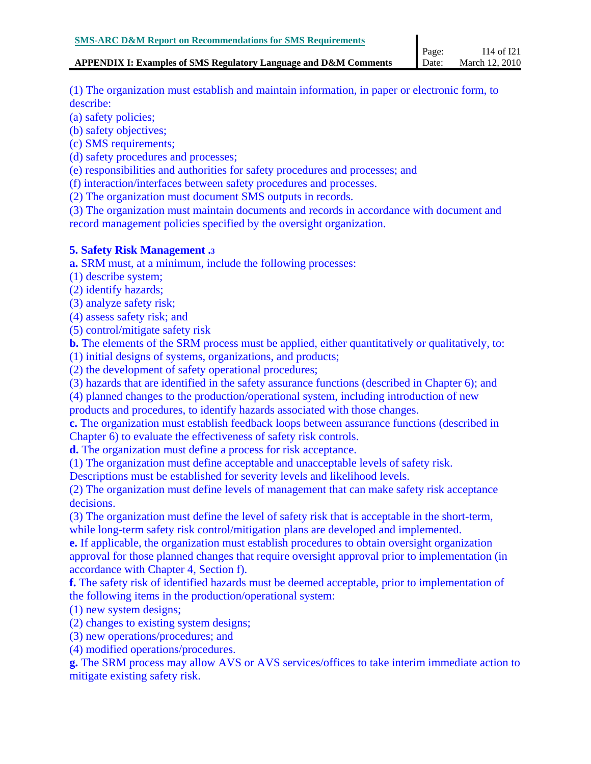(1) The organization must establish and maintain information, in paper or electronic form, to describe:
(a) safety policies;
(b) safety objectives;
(c) SMS requirements;
(d) safety procedures and processes;
(e) responsibilities and authorities for safety procedures and processes; and
(f) interaction/interfaces between safety procedures and processes.
(2) The organization must document SMS outputs in records.
(3) The organization must maintain documents and records in accordance with document and record management policies specified by the oversight organization.

**5. Safety Risk Management .3**

**a.** SRM must, at a minimum, include the following processes:
(1) describe system;
(2) identify hazards;
(3) analyze safety risk;
(4) assess safety risk; and
(5) control/mitigate safety risk

**b.** The elements of the SRM process must be applied, either quantitatively or qualitatively, to:
(1) initial designs of systems, organizations, and products;
(2) the development of safety operational procedures;
(3) hazards that are identified in the safety assurance functions (described in Chapter 6); and
(4) planned changes to the production/operational system, including introduction of new products and procedures, to identify hazards associated with those changes.

**c.** The organization must establish feedback loops between assurance functions (described in Chapter 6) to evaluate the effectiveness of safety risk controls.

**d.** The organization must define a process for risk acceptance.
(1) The organization must define acceptable and unacceptable levels of safety risk. Descriptions must be established for severity levels and likelihood levels.
(2) The organization must define levels of management that can make safety risk acceptance decisions.
(3) The organization must define the level of safety risk that is acceptable in the short-term, while long-term safety risk control/mitigation plans are developed and implemented.

**e.** If applicable, the organization must establish procedures to obtain oversight organization approval for those planned changes that require oversight approval prior to implementation (in accordance with Chapter 4, Section f).

**f.** The safety risk of identified hazards must be deemed acceptable, prior to implementation of the following items in the production/operational system:
(1) new system designs;
(2) changes to existing system designs;
(3) new operations/procedures; and
(4) modified operations/procedures.

**g.** The SRM process may allow AVS or AVS services/offices to take interim immediate action to mitigate existing safety risk.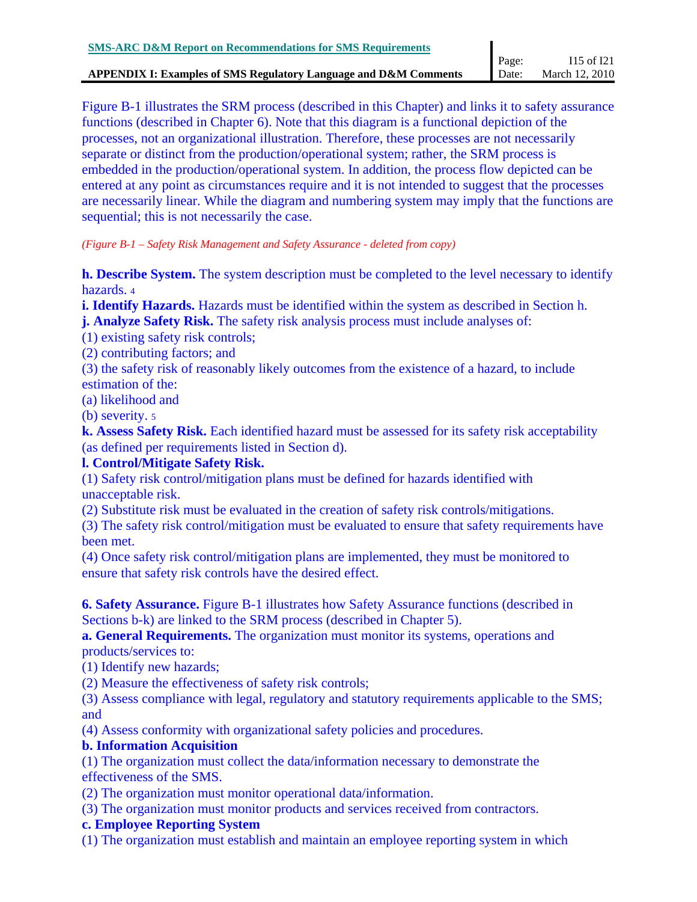Figure B-1 illustrates the SRM process (described in this Chapter) and links it to safety assurance functions (described in Chapter 6). Note that this diagram is a functional depiction of the processes, not an organizational illustration. Therefore, these processes are not necessarily separate or distinct from the production/operational system; rather, the SRM process is embedded in the production/operational system. In addition, the process flow depicted can be entered at any point as circumstances require and it is not intended to suggest that the processes are necessarily linear. While the diagram and numbering system may imply that the functions are sequential; this is not necessarily the case.

*(Figure B-1 – Safety Risk Management and Safety Assurance - deleted from copy)*

**h. Describe System.** The system description must be completed to the level necessary to identify hazards. [4]

**i. Identify Hazards.** Hazards must be identified within the system as described in Section h.

**j. Analyze Safety Risk.** The safety risk analysis process must include analyses of:

(1) existing safety risk controls;

(2) contributing factors; and

(3) the safety risk of reasonably likely outcomes from the existence of a hazard, to include estimation of the:

(a) likelihood and

(b) severity. [5]

**k. Assess Safety Risk.** Each identified hazard must be assessed for its safety risk acceptability (as defined per requirements listed in Section d).

**l. Control/Mitigate Safety Risk.**

(1) Safety risk control/mitigation plans must be defined for hazards identified with unacceptable risk.

(2) Substitute risk must be evaluated in the creation of safety risk controls/mitigations.

(3) The safety risk control/mitigation must be evaluated to ensure that safety requirements have been met.

(4) Once safety risk control/mitigation plans are implemented, they must be monitored to ensure that safety risk controls have the desired effect.

**6. Safety Assurance.** Figure B-1 illustrates how Safety Assurance functions (described in Sections b-k) are linked to the SRM process (described in Chapter 5).

**a. General Requirements.** The organization must monitor its systems, operations and products/services to:

(1) Identify new hazards;

(2) Measure the effectiveness of safety risk controls;

(3) Assess compliance with legal, regulatory and statutory requirements applicable to the SMS; and

(4) Assess conformity with organizational safety policies and procedures.

**b. Information Acquisition**

(1) The organization must collect the data/information necessary to demonstrate the effectiveness of the SMS.

(2) The organization must monitor operational data/information.

(3) The organization must monitor products and services received from contractors.

**c. Employee Reporting System**

(1) The organization must establish and maintain an employee reporting system in which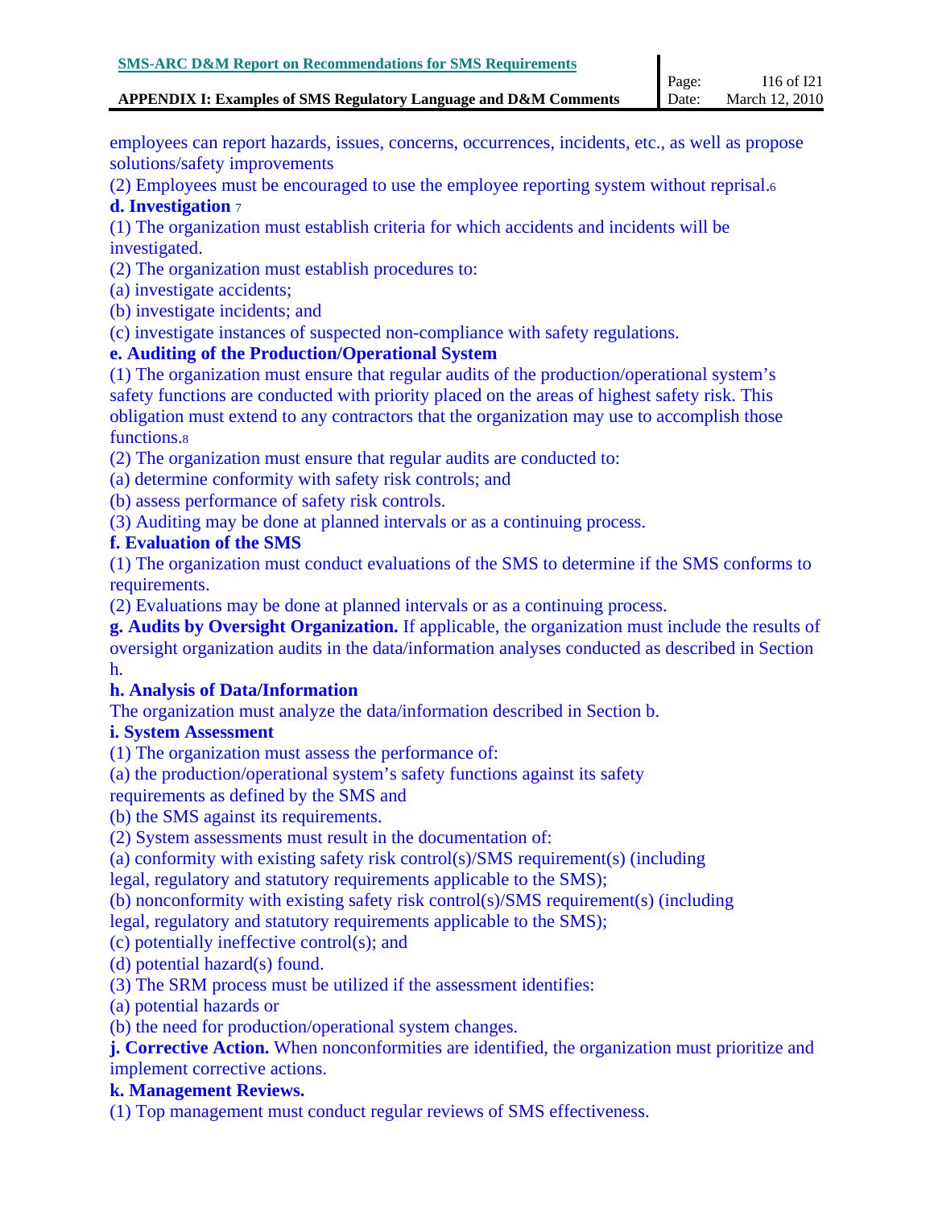employees can report hazards, issues, concerns, occurrences, incidents, etc., as well as propose solutions/safety improvements

(2) Employees must be encouraged to use the employee reporting system without reprisal.[6]

**d. Investigation** [7]

(1) The organization must establish criteria for which accidents and incidents will be investigated.

(2) The organization must establish procedures to:

(a) investigate accidents;

(b) investigate incidents; and

(c) investigate instances of suspected non-compliance with safety regulations.

**e. Auditing of the Production/Operational System**

(1) The organization must ensure that regular audits of the production/operational system's safety functions are conducted with priority placed on the areas of highest safety risk. This obligation must extend to any contractors that the organization may use to accomplish those functions.[8]

(2) The organization must ensure that regular audits are conducted to:

(a) determine conformity with safety risk controls; and

(b) assess performance of safety risk controls.

(3) Auditing may be done at planned intervals or as a continuing process.

**f. Evaluation of the SMS**

(1) The organization must conduct evaluations of the SMS to determine if the SMS conforms to requirements.

(2) Evaluations may be done at planned intervals or as a continuing process.

**g. Audits by Oversight Organization.** If applicable, the organization must include the results of oversight organization audits in the data/information analyses conducted as described in Section h.

**h. Analysis of Data/Information**

The organization must analyze the data/information described in Section b.

**i. System Assessment**

(1) The organization must assess the performance of:

(a) the production/operational system's safety functions against its safety requirements as defined by the SMS and

(b) the SMS against its requirements.

(2) System assessments must result in the documentation of:

(a) conformity with existing safety risk control(s)/SMS requirement(s) (including legal, regulatory and statutory requirements applicable to the SMS);

(b) nonconformity with existing safety risk control(s)/SMS requirement(s) (including legal, regulatory and statutory requirements applicable to the SMS);

(c) potentially ineffective control(s); and

(d) potential hazard(s) found.

(3) The SRM process must be utilized if the assessment identifies:

(a) potential hazards or

(b) the need for production/operational system changes.

**j. Corrective Action.** When nonconformities are identified, the organization must prioritize and implement corrective actions.

**k. Management Reviews.**

(1) Top management must conduct regular reviews of SMS effectiveness.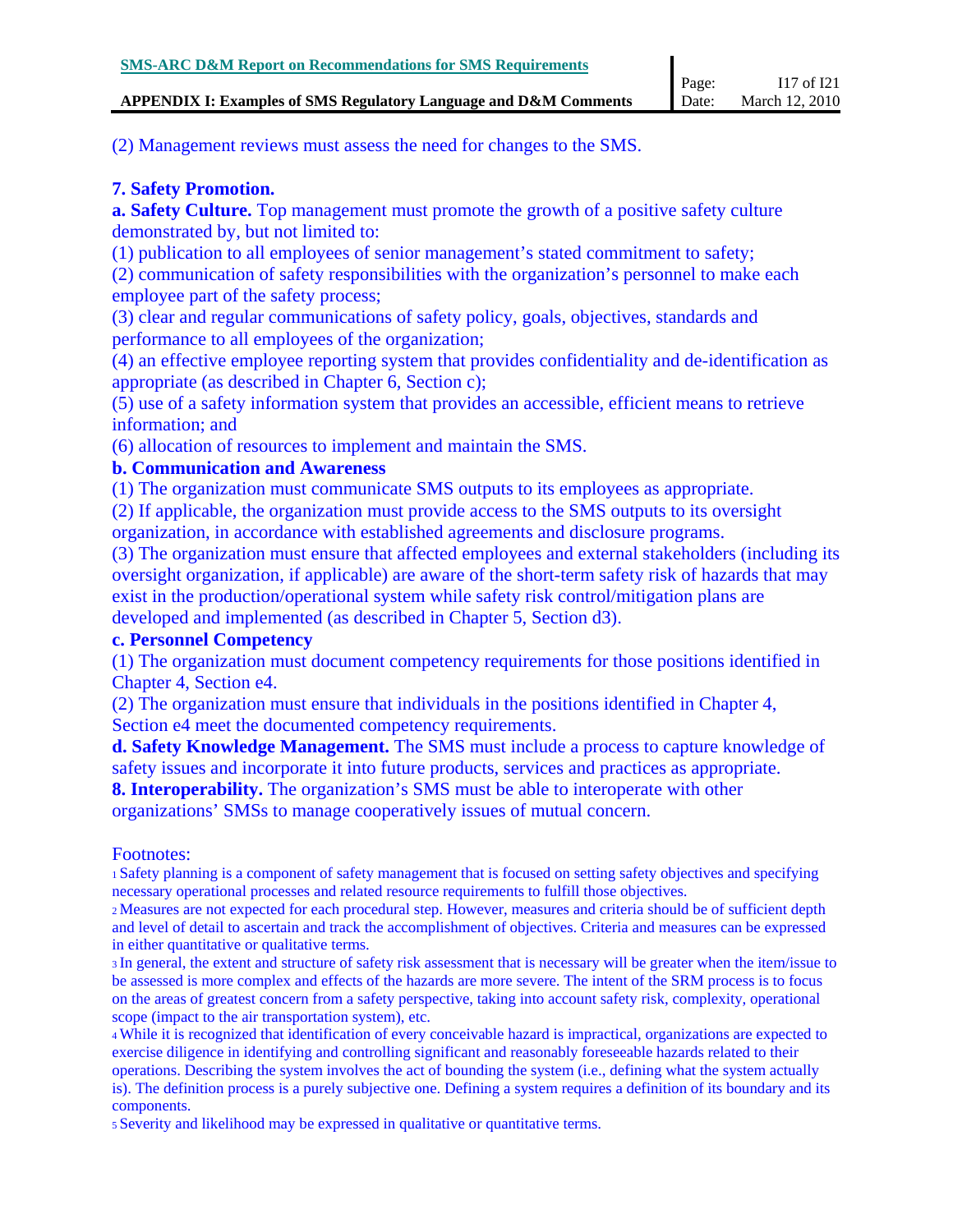(2) Management reviews must assess the need for changes to the SMS.

**7. Safety Promotion.**

**a. Safety Culture.** Top management must promote the growth of a positive safety culture demonstrated by, but not limited to:

(1) publication to all employees of senior management's stated commitment to safety;
(2) communication of safety responsibilities with the organization's personnel to make each employee part of the safety process;
(3) clear and regular communications of safety policy, goals, objectives, standards and performance to all employees of the organization;
(4) an effective employee reporting system that provides confidentiality and de-identification as appropriate (as described in Chapter 6, Section c);
(5) use of a safety information system that provides an accessible, efficient means to retrieve information; and
(6) allocation of resources to implement and maintain the SMS.

**b. Communication and Awareness**

(1) The organization must communicate SMS outputs to its employees as appropriate.
(2) If applicable, the organization must provide access to the SMS outputs to its oversight organization, in accordance with established agreements and disclosure programs.
(3) The organization must ensure that affected employees and external stakeholders (including its oversight organization, if applicable) are aware of the short-term safety risk of hazards that may exist in the production/operational system while safety risk control/mitigation plans are developed and implemented (as described in Chapter 5, Section d3).

**c. Personnel Competency**

(1) The organization must document competency requirements for those positions identified in Chapter 4, Section e4.
(2) The organization must ensure that individuals in the positions identified in Chapter 4, Section e4 meet the documented competency requirements.

**d. Safety Knowledge Management.** The SMS must include a process to capture knowledge of safety issues and incorporate it into future products, services and practices as appropriate.

**8. Interoperability.** The organization's SMS must be able to interoperate with other organizations' SMSs to manage cooperatively issues of mutual concern.

Footnotes:

[1] Safety planning is a component of safety management that is focused on setting safety objectives and specifying necessary operational processes and related resource requirements to fulfill those objectives.

[2] Measures are not expected for each procedural step. However, measures and criteria should be of sufficient depth and level of detail to ascertain and track the accomplishment of objectives. Criteria and measures can be expressed in either quantitative or qualitative terms.

[3] In general, the extent and structure of safety risk assessment that is necessary will be greater when the item/issue to be assessed is more complex and effects of the hazards are more severe. The intent of the SRM process is to focus on the areas of greatest concern from a safety perspective, taking into account safety risk, complexity, operational scope (impact to the air transportation system), etc.

[4] While it is recognized that identification of every conceivable hazard is impractical, organizations are expected to exercise diligence in identifying and controlling significant and reasonably foreseeable hazards related to their operations. Describing the system involves the act of bounding the system (i.e., defining what the system actually is). The definition process is a purely subjective one. Defining a system requires a definition of its boundary and its components.

[5] Severity and likelihood may be expressed in qualitative or quantitative terms.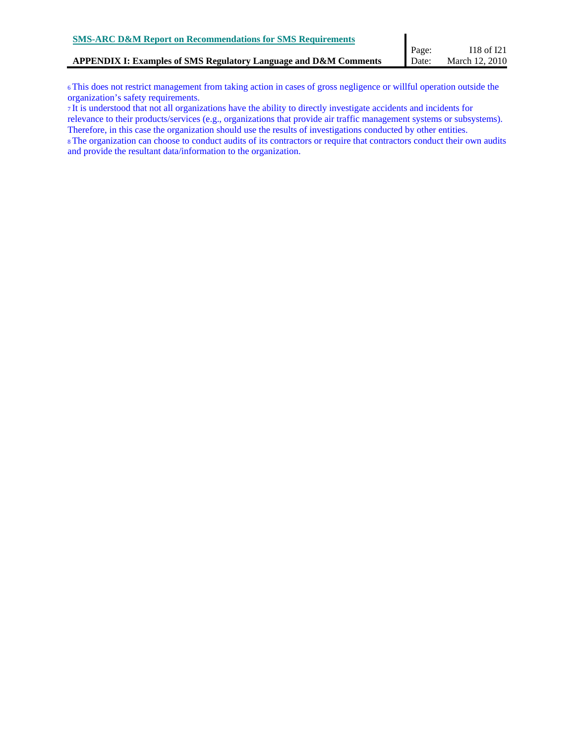[6] This does not restrict management from taking action in cases of gross negligence or willful operation outside the organization's safety requirements.

[7] It is understood that not all organizations have the ability to directly investigate accidents and incidents for relevance to their products/services (e.g., organizations that provide air traffic management systems or subsystems). Therefore, in this case the organization should use the results of investigations conducted by other entities.

[8] The organization can choose to conduct audits of its contractors or require that contractors conduct their own audits and provide the resultant data/information to the organization.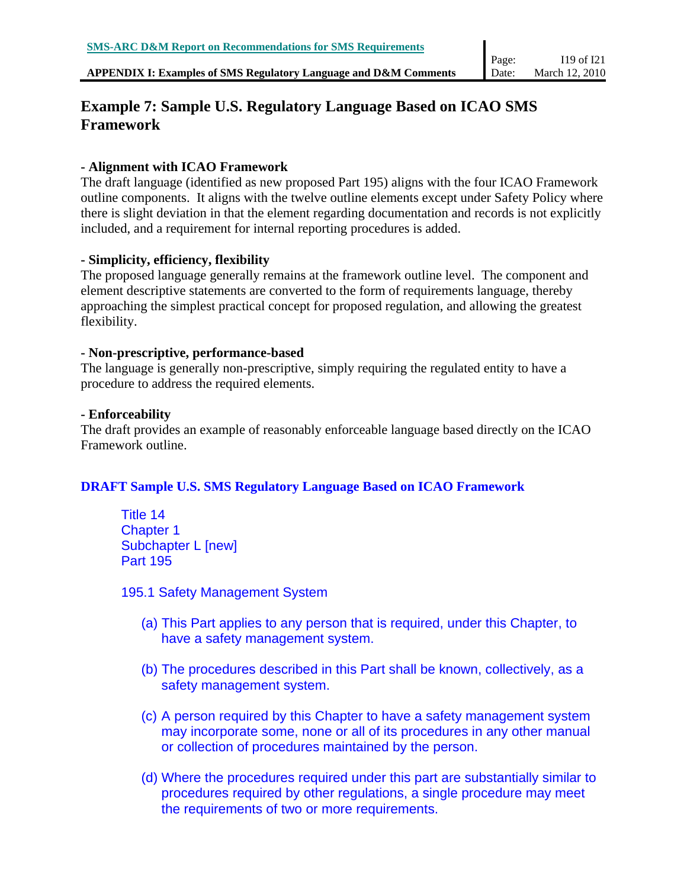## Example 7: Sample U.S. Regulatory Language Based on ICAO SMS Framework

**- Alignment with ICAO Framework**

The draft language (identified as new proposed Part 195) aligns with the four ICAO Framework outline components. It aligns with the twelve outline elements except under Safety Policy where there is slight deviation in that the element regarding documentation and records is not explicitly included, and a requirement for internal reporting procedures is added.

**- Simplicity, efficiency, flexibility**

The proposed language generally remains at the framework outline level. The component and element descriptive statements are converted to the form of requirements language, thereby approaching the simplest practical concept for proposed regulation, and allowing the greatest flexibility.

**- Non-prescriptive, performance-based**

The language is generally non-prescriptive, simply requiring the regulated entity to have a procedure to address the required elements.

**- Enforceability**

The draft provides an example of reasonably enforceable language based directly on the ICAO Framework outline.

### DRAFT Sample U.S. SMS Regulatory Language Based on ICAO Framework

Title 14
Chapter 1
Subchapter L [new]
Part 195

195.1 Safety Management System

(a) This Part applies to any person that is required, under this Chapter, to have a safety management system.

(b) The procedures described in this Part shall be known, collectively, as a safety management system.

(c) A person required by this Chapter to have a safety management system may incorporate some, none or all of its procedures in any other manual or collection of procedures maintained by the person.

(d) Where the procedures required under this part are substantially similar to procedures required by other regulations, a single procedure may meet the requirements of two or more requirements.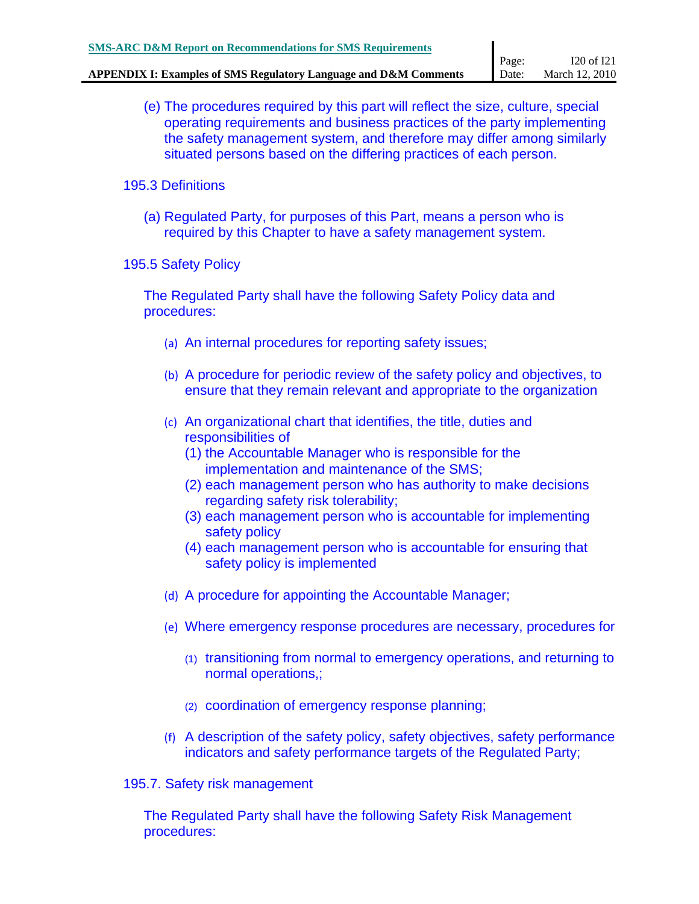(e) The procedures required by this part will reflect the size, culture, special operating requirements and business practices of the party implementing the safety management system, and therefore may differ among similarly situated persons based on the differing practices of each person.

195.3 Definitions

(a) Regulated Party, for purposes of this Part, means a person who is required by this Chapter to have a safety management system.

195.5 Safety Policy

The Regulated Party shall have the following Safety Policy data and procedures:

(a) An internal procedures for reporting safety issues;

(b) A procedure for periodic review of the safety policy and objectives, to ensure that they remain relevant and appropriate to the organization

(c) An organizational chart that identifies, the title, duties and responsibilities of
   (1) the Accountable Manager who is responsible for the implementation and maintenance of the SMS;
   (2) each management person who has authority to make decisions regarding safety risk tolerability;
   (3) each management person who is accountable for implementing safety policy
   (4) each management person who is accountable for ensuring that safety policy is implemented

(d) A procedure for appointing the Accountable Manager;

(e) Where emergency response procedures are necessary, procedures for

   (1) transitioning from normal to emergency operations, and returning to normal operations,;

   (2) coordination of emergency response planning;

(f) A description of the safety policy, safety objectives, safety performance indicators and safety performance targets of the Regulated Party;

195.7. Safety risk management

The Regulated Party shall have the following Safety Risk Management procedures: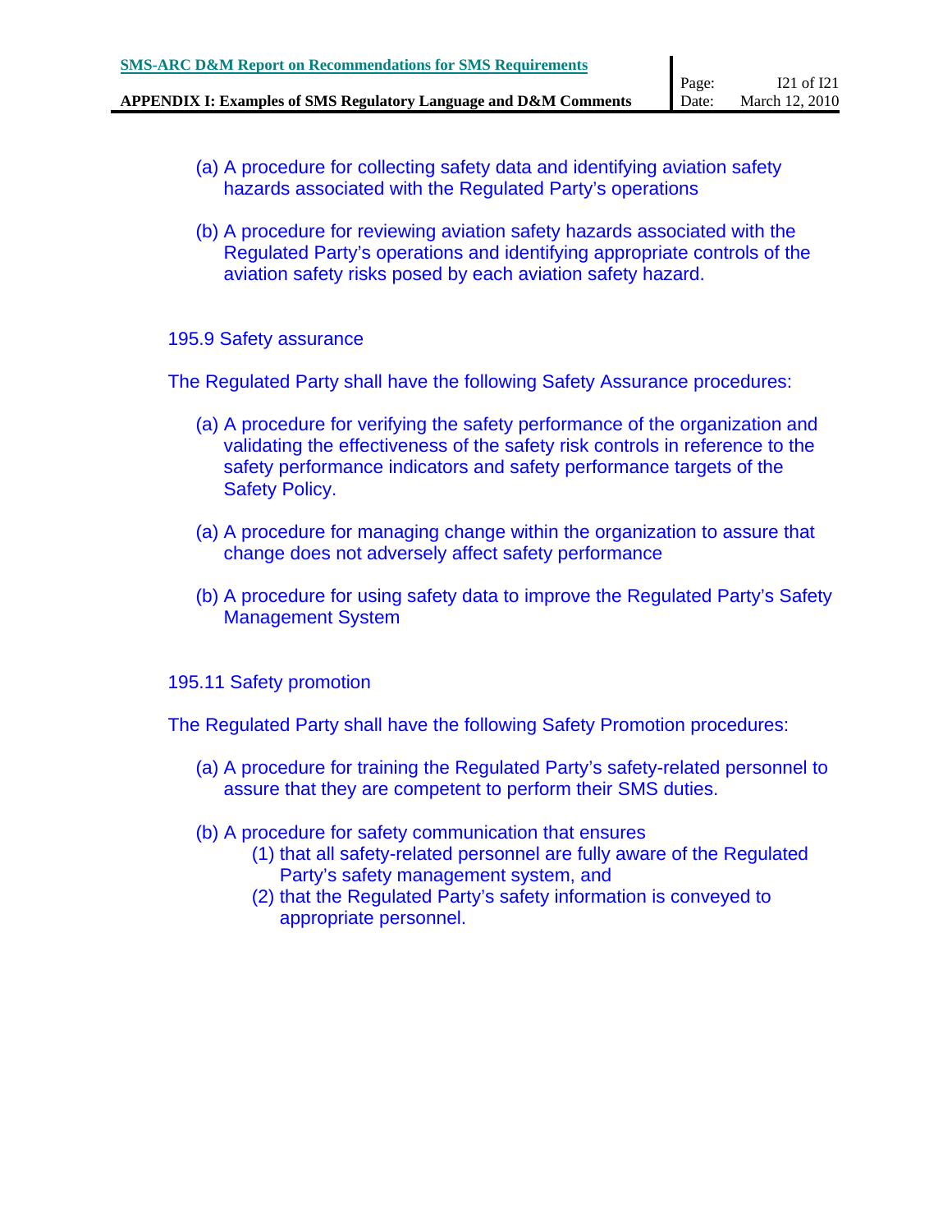(a) A procedure for collecting safety data and identifying aviation safety hazards associated with the Regulated Party's operations

(b) A procedure for reviewing aviation safety hazards associated with the Regulated Party's operations and identifying appropriate controls of the aviation safety risks posed by each aviation safety hazard.

195.9 Safety assurance

The Regulated Party shall have the following Safety Assurance procedures:

(a) A procedure for verifying the safety performance of the organization and validating the effectiveness of the safety risk controls in reference to the safety performance indicators and safety performance targets of the Safety Policy.

(a) A procedure for managing change within the organization to assure that change does not adversely affect safety performance

(b) A procedure for using safety data to improve the Regulated Party's Safety Management System

195.11 Safety promotion

The Regulated Party shall have the following Safety Promotion procedures:

(a) A procedure for training the Regulated Party's safety-related personnel to assure that they are competent to perform their SMS duties.

(b) A procedure for safety communication that ensures
    (1) that all safety-related personnel are fully aware of the Regulated Party's safety management system, and
    (2) that the Regulated Party's safety information is conveyed to appropriate personnel.